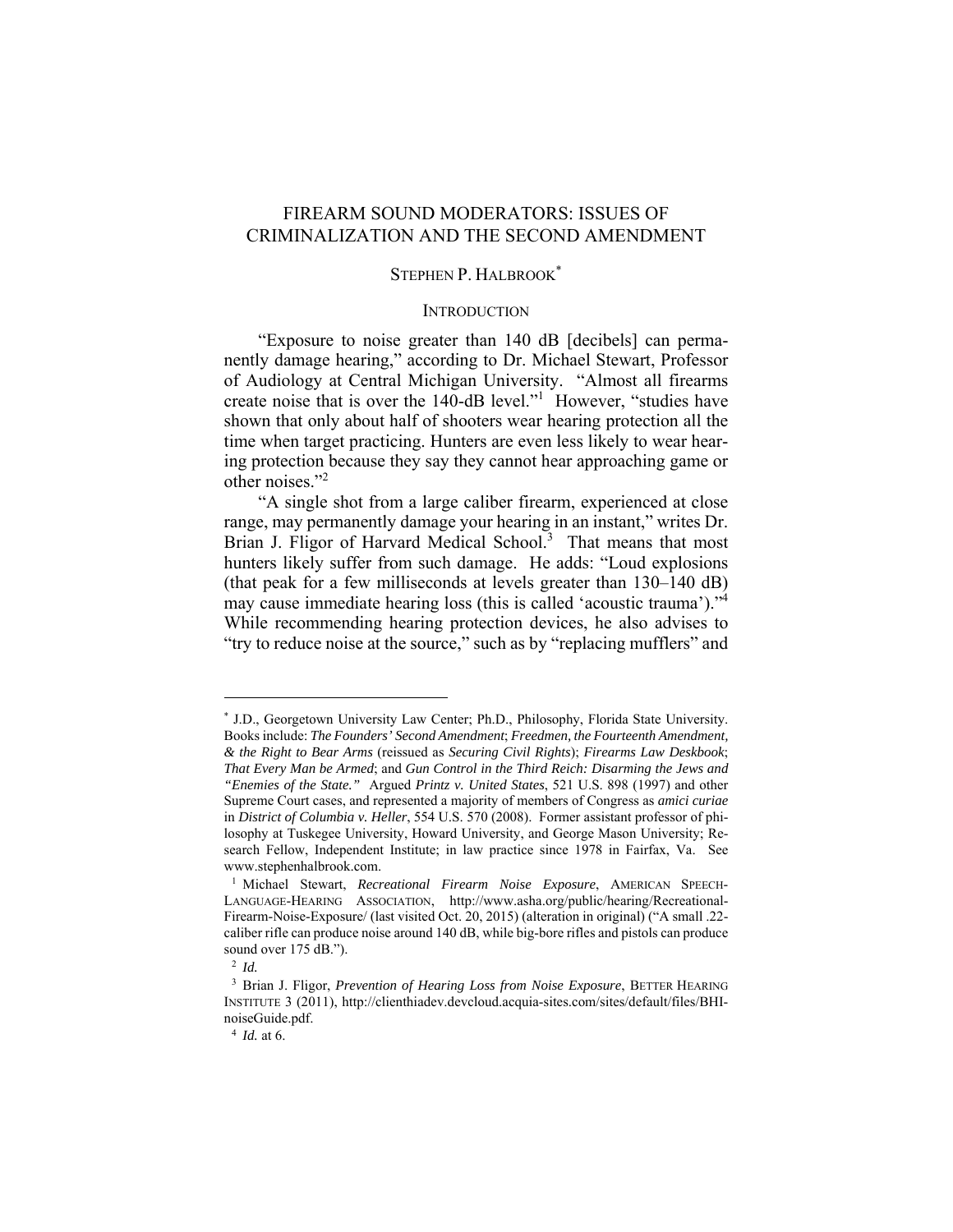# FIREARM SOUND MODERATORS: ISSUES OF CRIMINALIZATION AND THE SECOND AMENDMENT

STEPHEN P. HALBROOK[*]

## INTRODUCTION

"Exposure to noise greater than 140 dB [decibels] can permanently damage hearing," according to Dr. Michael Stewart, Professor of Audiology at Central Michigan University. "Almost all firearms create noise that is over the 140-dB level."[1] However, "studies have shown that only about half of shooters wear hearing protection all the time when target practicing. Hunters are even less likely to wear hearing protection because they say they cannot hear approaching game or other noises."[2]

"A single shot from a large caliber firearm, experienced at close range, may permanently damage your hearing in an instant," writes Dr. Brian J. Fligor of Harvard Medical School.[3] That means that most hunters likely suffer from such damage. He adds: "Loud explosions (that peak for a few milliseconds at levels greater than 130–140 dB) may cause immediate hearing loss (this is called 'acoustic trauma')."[4] While recommending hearing protection devices, he also advises to "try to reduce noise at the source," such as by "replacing mufflers" and

---

[*] J.D., Georgetown University Law Center; Ph.D., Philosophy, Florida State University. Books include: ***The Founders' Second Amendment***; ***Freedmen, the Fourteenth Amendment, & the Right to Bear Arms*** (reissued as *Securing Civil Rights*); ***Firearms Law Deskbook***; ***That Every Man be Armed***; and ***Gun Control in the Third Reich: Disarming the Jews and "Enemies of the State."*** Argued *Printz v. United States*, 521 U.S. 898 (1997) and other Supreme Court cases, and represented a majority of members of Congress as *amici curiae* in *District of Columbia v. Heller*, 554 U.S. 570 (2008). Former assistant professor of philosophy at Tuskegee University, Howard University, and George Mason University; Research Fellow, Independent Institute; in law practice since 1978 in Fairfax, Va. See www.stephenhalbrook.com.

[1] Michael Stewart, *Recreational Firearm Noise Exposure*, AMERICAN SPEECH-LANGUAGE-HEARING ASSOCIATION, http://www.asha.org/public/hearing/Recreational-Firearm-Noise-Exposure/ (last visited Oct. 20, 2015) (alteration in original) ("A small .22-caliber rifle can produce noise around 140 dB, while big-bore rifles and pistols can produce sound over 175 dB.").

[2] *Id.*

[3] Brian J. Fligor, *Prevention of Hearing Loss from Noise Exposure*, BETTER HEARING INSTITUTE 3 (2011), http://clienthiadev.devcloud.acquia-sites.com/sites/default/files/BHI-noiseGuide.pdf.

[4] *Id.* at 6.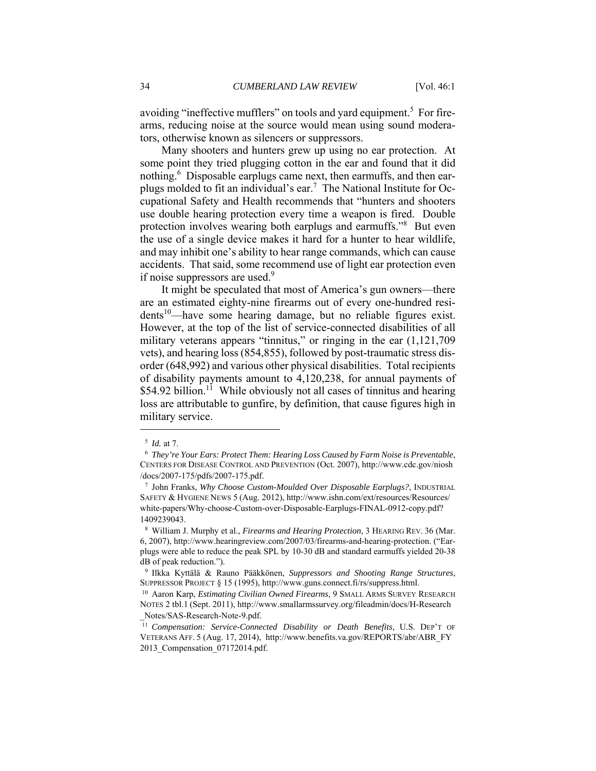avoiding "ineffective mufflers" on tools and yard equipment.[5] For firearms, reducing noise at the source would mean using sound moderators, otherwise known as silencers or suppressors.

Many shooters and hunters grew up using no ear protection. At some point they tried plugging cotton in the ear and found that it did nothing.[6] Disposable earplugs came next, then earmuffs, and then earplugs molded to fit an individual's ear.[7] The National Institute for Occupational Safety and Health recommends that "hunters and shooters use double hearing protection every time a weapon is fired. Double protection involves wearing both earplugs and earmuffs."[8] But even the use of a single device makes it hard for a hunter to hear wildlife, and may inhibit one's ability to hear range commands, which can cause accidents. That said, some recommend use of light ear protection even if noise suppressors are used.[9]

It might be speculated that most of America's gun owners—there are an estimated eighty-nine firearms out of every one-hundred residents[10]—have some hearing damage, but no reliable figures exist. However, at the top of the list of service-connected disabilities of all military veterans appears "tinnitus," or ringing in the ear (1,121,709 vets), and hearing loss (854,855), followed by post-traumatic stress disorder (648,992) and various other physical disabilities. Total recipients of disability payments amount to 4,120,238, for annual payments of $54.92 billion.[11] While obviously not all cases of tinnitus and hearing loss are attributable to gunfire, by definition, that cause figures high in military service.

---

[5] *Id.* at 7.

[6] *They're Your Ears: Protect Them: Hearing Loss Caused by Farm Noise is Preventable*, CENTERS FOR DISEASE CONTROL AND PREVENTION (Oct. 2007), http://www.cdc.gov/niosh/docs/2007-175/pdfs/2007-175.pdf.

[7] John Franks, *Why Choose Custom-Moulded Over Disposable Earplugs?*, INDUSTRIAL SAFETY & HYGIENE NEWS 5 (Aug. 2012), http://www.ishn.com/ext/resources/Resources/white-papers/Why-choose-Custom-over-Disposable-Earplugs-FINAL-0912-copy.pdf?1409239043.

[8] William J. Murphy et al., *Firearms and Hearing Protection*, 3 HEARING REV. 36 (Mar. 6, 2007), http://www.hearingreview.com/2007/03/firearms-and-hearing-protection. ("Earplugs were able to reduce the peak SPL by 10-30 dB and standard earmuffs yielded 20-38 dB of peak reduction.").

[9] Ilkka Kyttälä & Rauno Pääkkönen, *Suppressors and Shooting Range Structures*, SUPPRESSOR PROJECT § 15 (1995), http://www.guns.connect.fi/rs/suppress.html.

[10] Aaron Karp, *Estimating Civilian Owned Firearms*, 9 SMALL ARMS SURVEY RESEARCH NOTES 2 tbl.1 (Sept. 2011), http://www.smallarmssurvey.org/fileadmin/docs/H-Research_Notes/SAS-Research-Note-9.pdf.

[11] *Compensation: Service-Connected Disability or Death Benefits*, U.S. DEP'T OF VETERANS AFF. 5 (Aug. 17, 2014), http://www.benefits.va.gov/REPORTS/abr/ABR_FY2013_Compensation_07172014.pdf.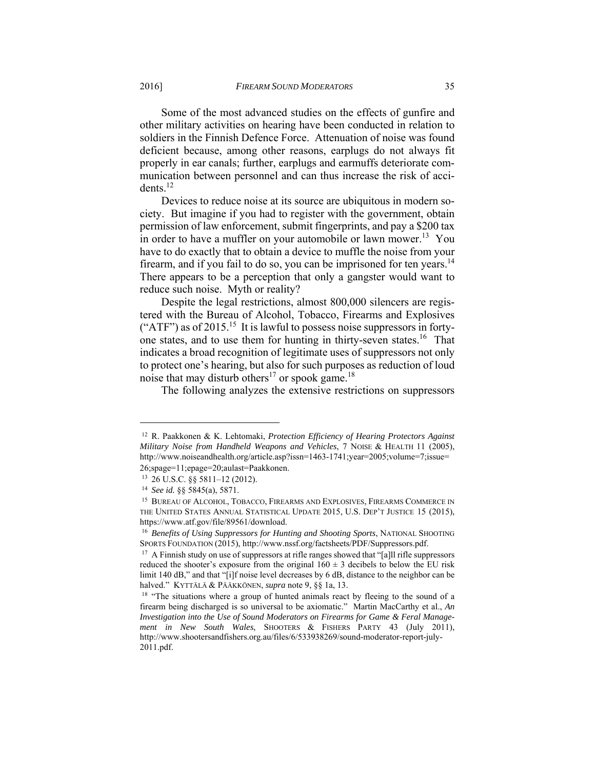Some of the most advanced studies on the effects of gunfire and other military activities on hearing have been conducted in relation to soldiers in the Finnish Defence Force. Attenuation of noise was found deficient because, among other reasons, earplugs do not always fit properly in ear canals; further, earplugs and earmuffs deteriorate communication between personnel and can thus increase the risk of accidents.[12]

Devices to reduce noise at its source are ubiquitous in modern society. But imagine if you had to register with the government, obtain permission of law enforcement, submit fingerprints, and pay a $200 tax in order to have a muffler on your automobile or lawn mower.[13] You have to do exactly that to obtain a device to muffle the noise from your firearm, and if you fail to do so, you can be imprisoned for ten years.[14] There appears to be a perception that only a gangster would want to reduce such noise. Myth or reality?

Despite the legal restrictions, almost 800,000 silencers are registered with the Bureau of Alcohol, Tobacco, Firearms and Explosives ("ATF") as of 2015.[15] It is lawful to possess noise suppressors in forty-one states, and to use them for hunting in thirty-seven states.[16] That indicates a broad recognition of legitimate uses of suppressors not only to protect one's hearing, but also for such purposes as reduction of loud noise that may disturb others[17] or spook game.[18]

The following analyzes the extensive restrictions on suppressors

---

[12] R. Paakkonen & K. Lehtomaki, *Protection Efficiency of Hearing Protectors Against Military Noise from Handheld Weapons and Vehicles*, 7 NOISE & HEALTH 11 (2005), http://www.noiseandhealth.org/article.asp?issn=1463-1741;year=2005;volume=7;issue=26;spage=11;epage=20;aulast=Paakkonen.

[13] 26 U.S.C. §§ 5811–12 (2012).

[14] *See id.* §§ 5845(a), 5871.

[15] BUREAU OF ALCOHOL, TOBACCO, FIREARMS AND EXPLOSIVES, FIREARMS COMMERCE IN THE UNITED STATES ANNUAL STATISTICAL UPDATE 2015, U.S. DEP'T JUSTICE 15 (2015), https://www.atf.gov/file/89561/download.

[16] *Benefits of Using Suppressors for Hunting and Shooting Sports*, NATIONAL SHOOTING SPORTS FOUNDATION (2015), http://www.nssf.org/factsheets/PDF/Suppressors.pdf.

[17] A Finnish study on use of suppressors at rifle ranges showed that "[a]ll rifle suppressors reduced the shooter's exposure from the original 160 ± 3 decibels to below the EU risk limit 140 dB," and that "[i]f noise level decreases by 6 dB, distance to the neighbor can be halved." KYTTÄLÄ & PÄÄKKÖNEN, *supra* note 9, §§ 1a, 13.

[18] "The situations where a group of hunted animals react by fleeing to the sound of a firearm being discharged is so universal to be axiomatic." Martin MacCarthy et al., *An Investigation into the Use of Sound Moderators on Firearms for Game & Feral Management in New South Wales*, SHOOTERS & FISHERS PARTY 43 (July 2011), http://www.shootersandfishers.org.au/files/6/533938269/sound-moderator-report-july-2011.pdf.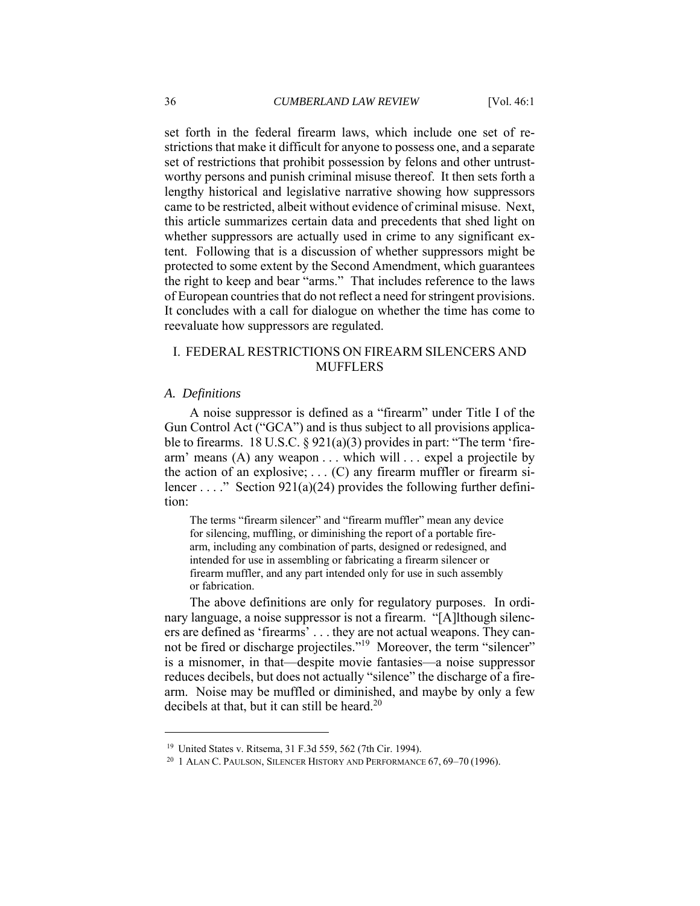set forth in the federal firearm laws, which include one set of restrictions that make it difficult for anyone to possess one, and a separate set of restrictions that prohibit possession by felons and other untrustworthy persons and punish criminal misuse thereof. It then sets forth a lengthy historical and legislative narrative showing how suppressors came to be restricted, albeit without evidence of criminal misuse. Next, this article summarizes certain data and precedents that shed light on whether suppressors are actually used in crime to any significant extent. Following that is a discussion of whether suppressors might be protected to some extent by the Second Amendment, which guarantees the right to keep and bear "arms." That includes reference to the laws of European countries that do not reflect a need for stringent provisions. It concludes with a call for dialogue on whether the time has come to reevaluate how suppressors are regulated.

## I. FEDERAL RESTRICTIONS ON FIREARM SILENCERS AND MUFFLERS

### *A. Definitions*

A noise suppressor is defined as a "firearm" under Title I of the Gun Control Act ("GCA") and is thus subject to all provisions applicable to firearms. 18 U.S.C. § 921(a)(3) provides in part: "The term 'firearm' means (A) any weapon . . . which will . . . expel a projectile by the action of an explosive; . . . (C) any firearm muffler or firearm silencer . . . ." Section 921(a)(24) provides the following further definition:

> The terms "firearm silencer" and "firearm muffler" mean any device for silencing, muffling, or diminishing the report of a portable firearm, including any combination of parts, designed or redesigned, and intended for use in assembling or fabricating a firearm silencer or firearm muffler, and any part intended only for use in such assembly or fabrication.

The above definitions are only for regulatory purposes. In ordinary language, a noise suppressor is not a firearm. "[A]lthough silencers are defined as 'firearms' . . . they are not actual weapons. They cannot be fired or discharge projectiles."[19] Moreover, the term "silencer" is a misnomer, in that—despite movie fantasies—a noise suppressor reduces decibels, but does not actually "silence" the discharge of a firearm. Noise may be muffled or diminished, and maybe by only a few decibels at that, but it can still be heard.[20]

---

[19] United States v. Ritsema, 31 F.3d 559, 562 (7th Cir. 1994).

[20] 1 ALAN C. PAULSON, SILENCER HISTORY AND PERFORMANCE 67, 69–70 (1996).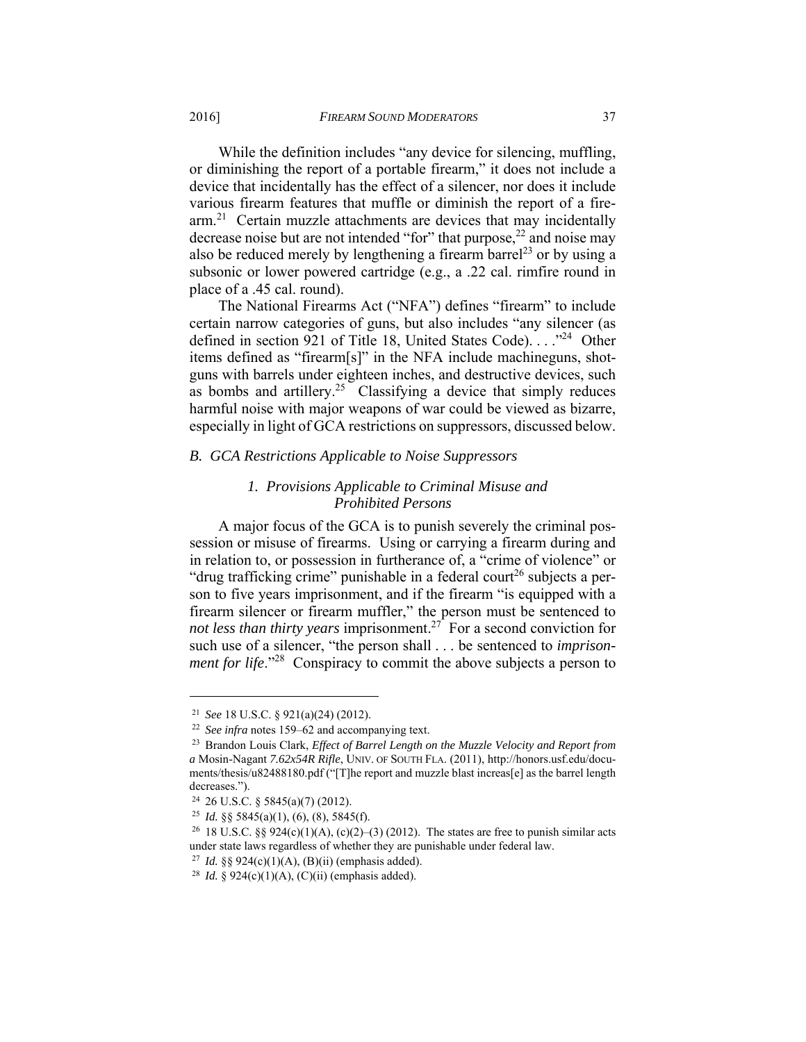While the definition includes "any device for silencing, muffling, or diminishing the report of a portable firearm," it does not include a device that incidentally has the effect of a silencer, nor does it include various firearm features that muffle or diminish the report of a firearm.[21] Certain muzzle attachments are devices that may incidentally decrease noise but are not intended "for" that purpose,[22] and noise may also be reduced merely by lengthening a firearm barrel[23] or by using a subsonic or lower powered cartridge (e.g., a .22 cal. rimfire round in place of a .45 cal. round).

The National Firearms Act ("NFA") defines "firearm" to include certain narrow categories of guns, but also includes "any silencer (as defined in section 921 of Title 18, United States Code). . . ."[24] Other items defined as "firearm[s]" in the NFA include machineguns, shotguns with barrels under eighteen inches, and destructive devices, such as bombs and artillery.[25] Classifying a device that simply reduces harmful noise with major weapons of war could be viewed as bizarre, especially in light of GCA restrictions on suppressors, discussed below.

### *B. GCA Restrictions Applicable to Noise Suppressors*

#### *1. Provisions Applicable to Criminal Misuse and Prohibited Persons*

A major focus of the GCA is to punish severely the criminal possession or misuse of firearms. Using or carrying a firearm during and in relation to, or possession in furtherance of, a "crime of violence" or "drug trafficking crime" punishable in a federal court[26] subjects a person to five years imprisonment, and if the firearm "is equipped with a firearm silencer or firearm muffler," the person must be sentenced to *not less than thirty years* imprisonment.[27] For a second conviction for such use of a silencer, "the person shall . . . be sentenced to *imprisonment for life*."[28] Conspiracy to commit the above subjects a person to

---

[21] *See* 18 U.S.C. § 921(a)(24) (2012).

[22] *See infra* notes 159–62 and accompanying text.

[23] Brandon Louis Clark, *Effect of Barrel Length on the Muzzle Velocity and Report from a* Mosin-Nagant *7.62x54R Rifle*, UNIV. OF SOUTH FLA. (2011), http://honors.usf.edu/documents/thesis/u82488180.pdf ("[T]he report and muzzle blast increas[e] as the barrel length decreases.").

[24] 26 U.S.C. § 5845(a)(7) (2012).

[25] *Id.* §§ 5845(a)(1), (6), (8), 5845(f).

[26] 18 U.S.C. §§ 924(c)(1)(A), (c)(2)–(3) (2012). The states are free to punish similar acts under state laws regardless of whether they are punishable under federal law.

[27] *Id.* §§ 924(c)(1)(A), (B)(ii) (emphasis added).

[28] *Id.* § 924(c)(1)(A), (C)(ii) (emphasis added).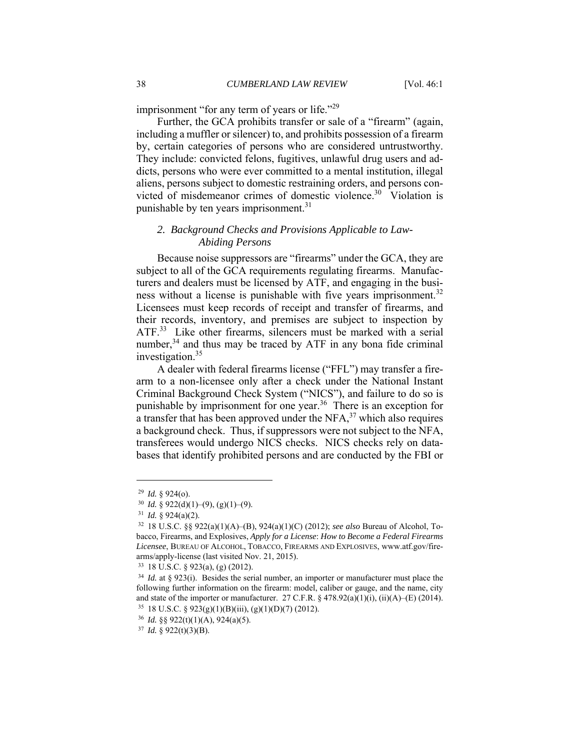imprisonment "for any term of years or life."[29]

Further, the GCA prohibits transfer or sale of a "firearm" (again, including a muffler or silencer) to, and prohibits possession of a firearm by, certain categories of persons who are considered untrustworthy. They include: convicted felons, fugitives, unlawful drug users and addicts, persons who were ever committed to a mental institution, illegal aliens, persons subject to domestic restraining orders, and persons convicted of misdemeanor crimes of domestic violence.[30] Violation is punishable by ten years imprisonment.[31]

### *2. Background Checks and Provisions Applicable to Law-Abiding Persons*

Because noise suppressors are "firearms" under the GCA, they are subject to all of the GCA requirements regulating firearms. Manufacturers and dealers must be licensed by ATF, and engaging in the business without a license is punishable with five years imprisonment.[32] Licensees must keep records of receipt and transfer of firearms, and their records, inventory, and premises are subject to inspection by ATF.[33] Like other firearms, silencers must be marked with a serial number,[34] and thus may be traced by ATF in any bona fide criminal investigation.[35]

A dealer with federal firearms license ("FFL") may transfer a firearm to a non-licensee only after a check under the National Instant Criminal Background Check System ("NICS"), and failure to do so is punishable by imprisonment for one year.[36] There is an exception for a transfer that has been approved under the NFA,[37] which also requires a background check. Thus, if suppressors were not subject to the NFA, transferees would undergo NICS checks. NICS checks rely on databases that identify prohibited persons and are conducted by the FBI or

---

[29] *Id.* § 924(o).

[30] *Id.* § 922(d)(1)–(9), (g)(1)–(9).

[31] *Id.* § 924(a)(2).

[32] 18 U.S.C. §§ 922(a)(1)(A)–(B), 924(a)(1)(C) (2012); *see also* Bureau of Alcohol, Tobacco, Firearms, and Explosives, *Apply for a License*: *How to Become a Federal Firearms Licensee*, BUREAU OF ALCOHOL, TOBACCO, FIREARMS AND EXPLOSIVES, www.atf.gov/firearms/apply-license (last visited Nov. 21, 2015).

[33] 18 U.S.C. § 923(a), (g) (2012).

[34] *Id.* at § 923(i). Besides the serial number, an importer or manufacturer must place the following further information on the firearm: model, caliber or gauge, and the name, city and state of the importer or manufacturer. 27 C.F.R. § 478.92(a)(1)(i), (ii)(A)–(E) (2014).

[35] 18 U.S.C. § 923(g)(1)(B)(iii), (g)(1)(D)(7) (2012).

[36] *Id.* §§ 922(t)(1)(A), 924(a)(5).

[37] *Id.* § 922(t)(3)(B).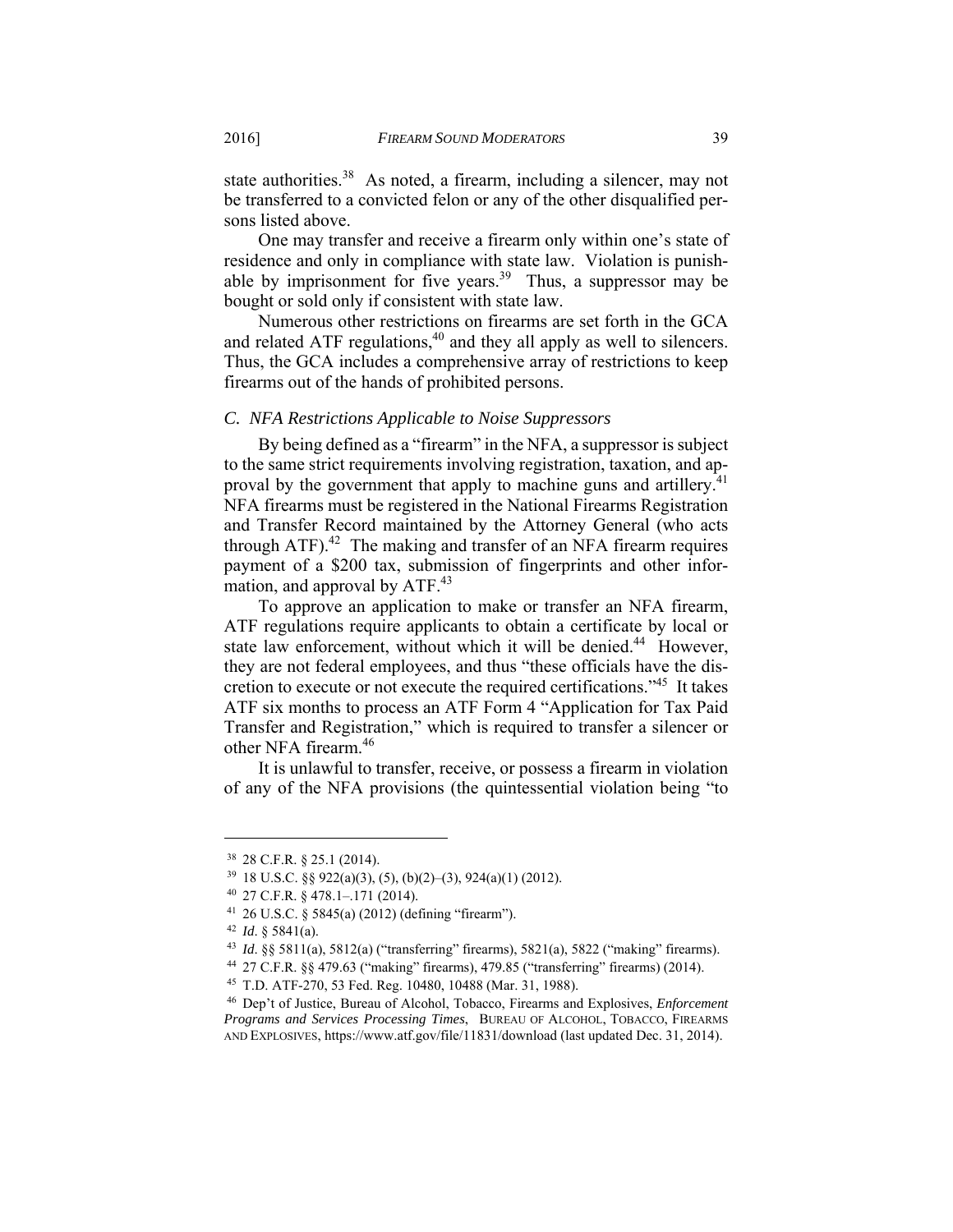state authorities.[38] As noted, a firearm, including a silencer, may not be transferred to a convicted felon or any of the other disqualified persons listed above.

One may transfer and receive a firearm only within one's state of residence and only in compliance with state law. Violation is punishable by imprisonment for five years.[39] Thus, a suppressor may be bought or sold only if consistent with state law.

Numerous other restrictions on firearms are set forth in the GCA and related ATF regulations,[40] and they all apply as well to silencers. Thus, the GCA includes a comprehensive array of restrictions to keep firearms out of the hands of prohibited persons.

### *C. NFA Restrictions Applicable to Noise Suppressors*

By being defined as a "firearm" in the NFA, a suppressor is subject to the same strict requirements involving registration, taxation, and approval by the government that apply to machine guns and artillery.[41] NFA firearms must be registered in the National Firearms Registration and Transfer Record maintained by the Attorney General (who acts through ATF).[42] The making and transfer of an NFA firearm requires payment of a $200 tax, submission of fingerprints and other information, and approval by ATF.[43]

To approve an application to make or transfer an NFA firearm, ATF regulations require applicants to obtain a certificate by local or state law enforcement, without which it will be denied.[44] However, they are not federal employees, and thus "these officials have the discretion to execute or not execute the required certifications."[45] It takes ATF six months to process an ATF Form 4 "Application for Tax Paid Transfer and Registration," which is required to transfer a silencer or other NFA firearm.[46]

It is unlawful to transfer, receive, or possess a firearm in violation of any of the NFA provisions (the quintessential violation being "to

---

[38] 28 C.F.R. § 25.1 (2014).

[39] 18 U.S.C. §§ 922(a)(3), (5), (b)(2)–(3), 924(a)(1) (2012).

[40] 27 C.F.R. § 478.1–.171 (2014).

[41] 26 U.S.C. § 5845(a) (2012) (defining "firearm").

[42] *Id*. § 5841(a).

[43] *Id*. §§ 5811(a), 5812(a) ("transferring" firearms), 5821(a), 5822 ("making" firearms).

[44] 27 C.F.R. §§ 479.63 ("making" firearms), 479.85 ("transferring" firearms) (2014).

[45] T.D. ATF-270, 53 Fed. Reg. 10480, 10488 (Mar. 31, 1988).

[46] Dep't of Justice, Bureau of Alcohol, Tobacco, Firearms and Explosives, *Enforcement Programs and Services Processing Times*, BUREAU OF ALCOHOL, TOBACCO, FIREARMS AND EXPLOSIVES, https://www.atf.gov/file/11831/download (last updated Dec. 31, 2014).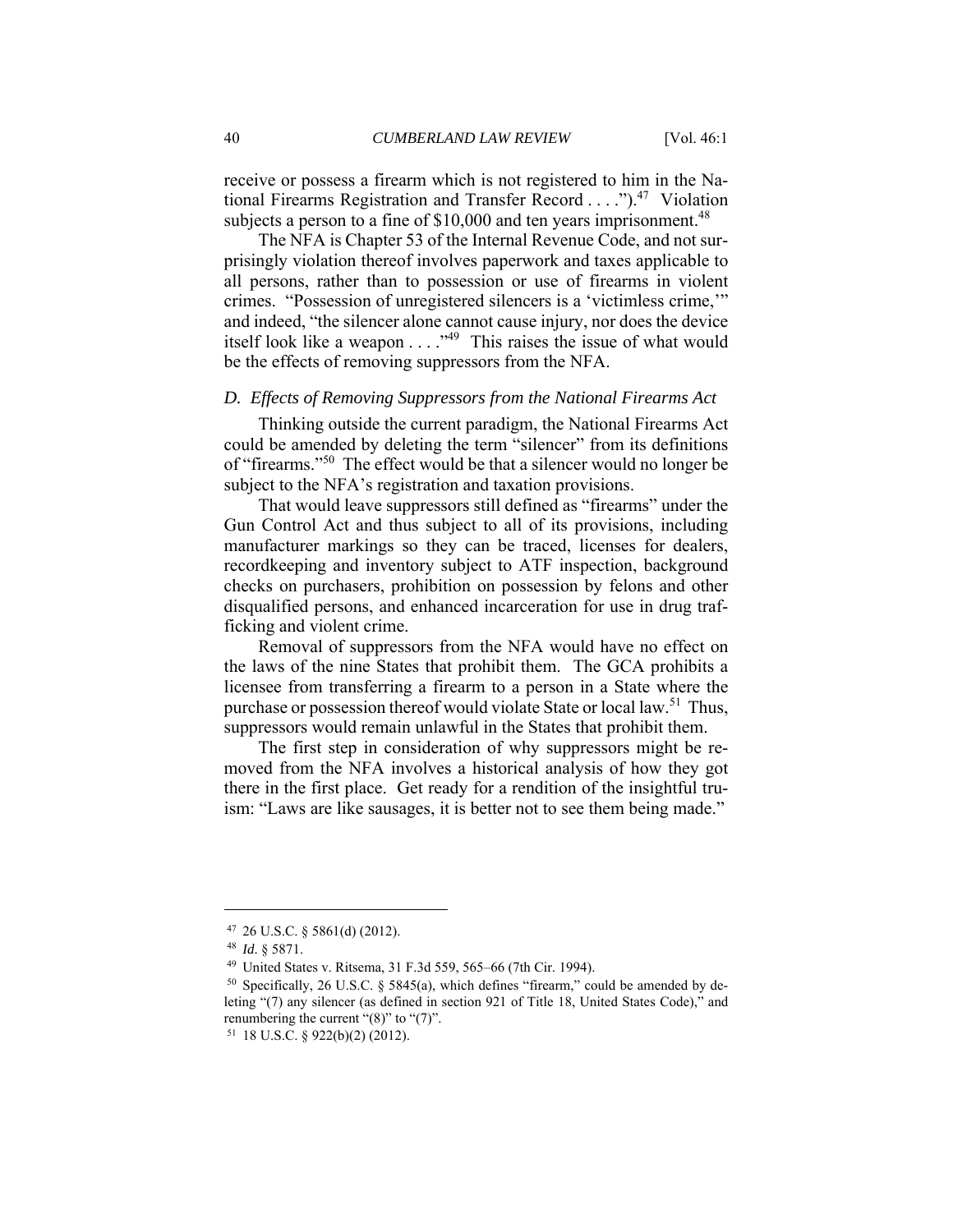receive or possess a firearm which is not registered to him in the National Firearms Registration and Transfer Record . . . .").[47] Violation subjects a person to a fine of $10,000 and ten years imprisonment.[48]

The NFA is Chapter 53 of the Internal Revenue Code, and not surprisingly violation thereof involves paperwork and taxes applicable to all persons, rather than to possession or use of firearms in violent crimes. "Possession of unregistered silencers is a 'victimless crime,'" and indeed, "the silencer alone cannot cause injury, nor does the device itself look like a weapon . . . ."[49] This raises the issue of what would be the effects of removing suppressors from the NFA.

### *D. Effects of Removing Suppressors from the National Firearms Act*

Thinking outside the current paradigm, the National Firearms Act could be amended by deleting the term "silencer" from its definitions of "firearms."[50] The effect would be that a silencer would no longer be subject to the NFA's registration and taxation provisions.

That would leave suppressors still defined as "firearms" under the Gun Control Act and thus subject to all of its provisions, including manufacturer markings so they can be traced, licenses for dealers, recordkeeping and inventory subject to ATF inspection, background checks on purchasers, prohibition on possession by felons and other disqualified persons, and enhanced incarceration for use in drug trafficking and violent crime.

Removal of suppressors from the NFA would have no effect on the laws of the nine States that prohibit them. The GCA prohibits a licensee from transferring a firearm to a person in a State where the purchase or possession thereof would violate State or local law.[51] Thus, suppressors would remain unlawful in the States that prohibit them.

The first step in consideration of why suppressors might be removed from the NFA involves a historical analysis of how they got there in the first place. Get ready for a rendition of the insightful truism: "Laws are like sausages, it is better not to see them being made."

---

[47] 26 U.S.C. § 5861(d) (2012).

[48] *Id*. § 5871.

[49] United States v. Ritsema, 31 F.3d 559, 565–66 (7th Cir. 1994).

[50] Specifically, 26 U.S.C. § 5845(a), which defines "firearm," could be amended by deleting "(7) any silencer (as defined in section 921 of Title 18, United States Code)," and renumbering the current "(8)" to "(7)".

[51] 18 U.S.C. § 922(b)(2) (2012).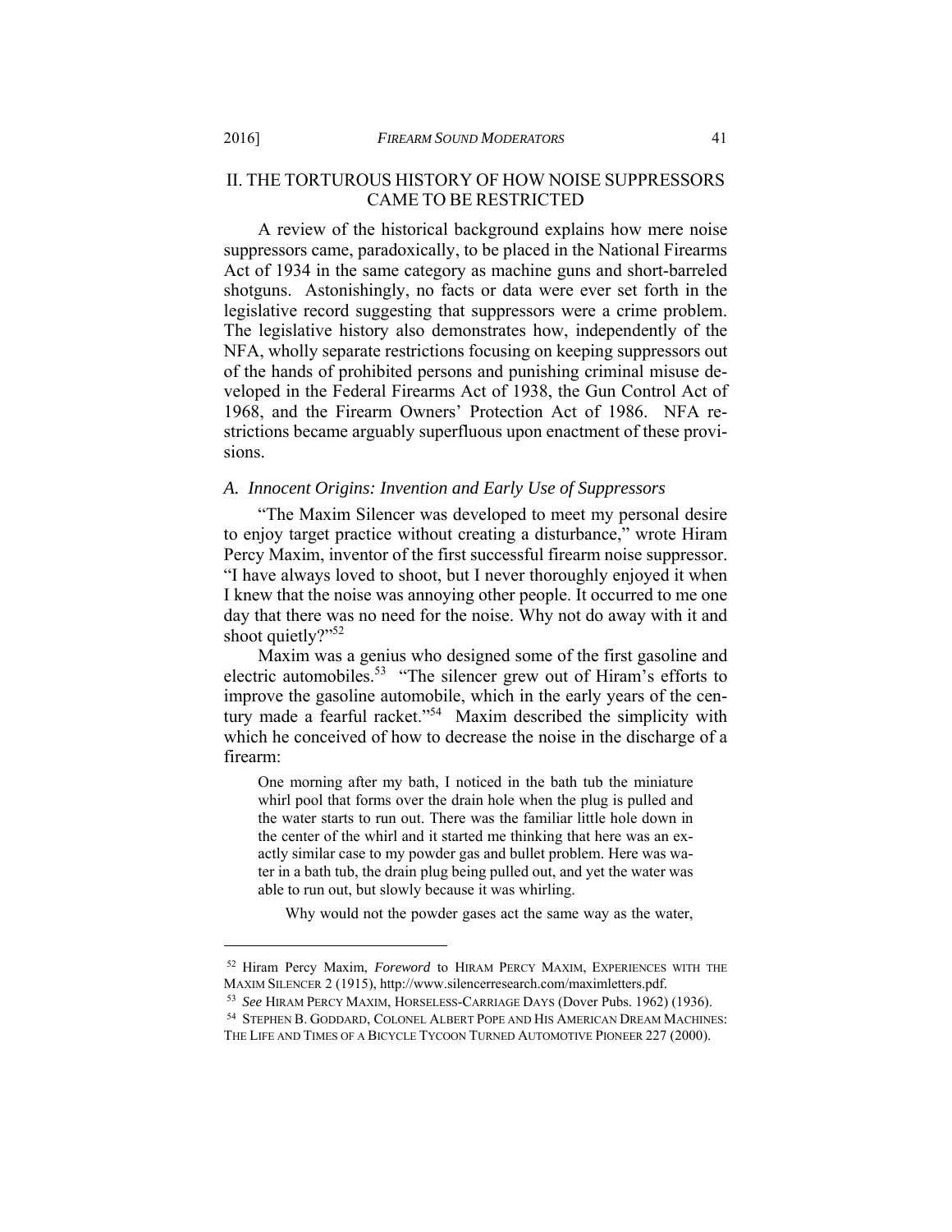## II. THE TORTUROUS HISTORY OF HOW NOISE SUPPRESSORS CAME TO BE RESTRICTED

A review of the historical background explains how mere noise suppressors came, paradoxically, to be placed in the National Firearms Act of 1934 in the same category as machine guns and short-barreled shotguns. Astonishingly, no facts or data were ever set forth in the legislative record suggesting that suppressors were a crime problem. The legislative history also demonstrates how, independently of the NFA, wholly separate restrictions focusing on keeping suppressors out of the hands of prohibited persons and punishing criminal misuse developed in the Federal Firearms Act of 1938, the Gun Control Act of 1968, and the Firearm Owners' Protection Act of 1986. NFA restrictions became arguably superfluous upon enactment of these provisions.

### *A. Innocent Origins: Invention and Early Use of Suppressors*

"The Maxim Silencer was developed to meet my personal desire to enjoy target practice without creating a disturbance," wrote Hiram Percy Maxim, inventor of the first successful firearm noise suppressor. "I have always loved to shoot, but I never thoroughly enjoyed it when I knew that the noise was annoying other people. It occurred to me one day that there was no need for the noise. Why not do away with it and shoot quietly?"[52]

Maxim was a genius who designed some of the first gasoline and electric automobiles.[53] "The silencer grew out of Hiram's efforts to improve the gasoline automobile, which in the early years of the century made a fearful racket."[54] Maxim described the simplicity with which he conceived of how to decrease the noise in the discharge of a firearm:

> One morning after my bath, I noticed in the bath tub the miniature whirl pool that forms over the drain hole when the plug is pulled and the water starts to run out. There was the familiar little hole down in the center of the whirl and it started me thinking that here was an exactly similar case to my powder gas and bullet problem. Here was water in a bath tub, the drain plug being pulled out, and yet the water was able to run out, but slowly because it was whirling.
>
> Why would not the powder gases act the same way as the water,

---

[52] Hiram Percy Maxim, *Foreword* to HIRAM PERCY MAXIM, EXPERIENCES WITH THE MAXIM SILENCER 2 (1915), http://www.silencerresearch.com/maximletters.pdf.

[53] *See* HIRAM PERCY MAXIM, HORSELESS-CARRIAGE DAYS (Dover Pubs. 1962) (1936).

[54] STEPHEN B. GODDARD, COLONEL ALBERT POPE AND HIS AMERICAN DREAM MACHINES: THE LIFE AND TIMES OF A BICYCLE TYCOON TURNED AUTOMOTIVE PIONEER 227 (2000).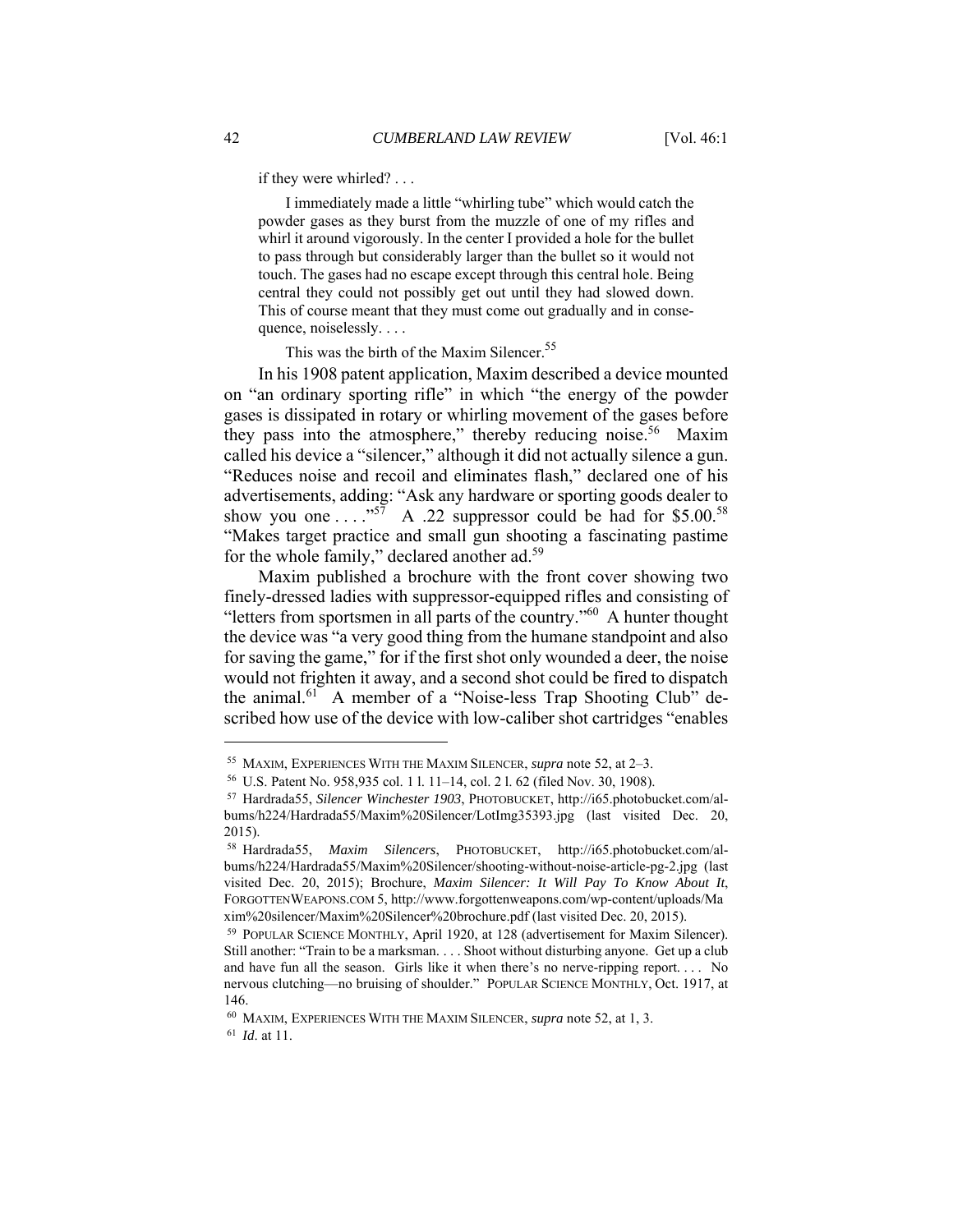> if they were whirled? . . .
>
> I immediately made a little "whirling tube" which would catch the powder gases as they burst from the muzzle of one of my rifles and whirl it around vigorously. In the center I provided a hole for the bullet to pass through but considerably larger than the bullet so it would not touch. The gases had no escape except through this central hole. Being central they could not possibly get out until they had slowed down. This of course meant that they must come out gradually and in consequence, noiselessly. . . .
>
> This was the birth of the Maxim Silencer.[55]

In his 1908 patent application, Maxim described a device mounted on "an ordinary sporting rifle" in which "the energy of the powder gases is dissipated in rotary or whirling movement of the gases before they pass into the atmosphere," thereby reducing noise.[56] Maxim called his device a "silencer," although it did not actually silence a gun. "Reduces noise and recoil and eliminates flash," declared one of his advertisements, adding: "Ask any hardware or sporting goods dealer to show you one . . . ."[57] A .22 suppressor could be had for $5.00.[58] "Makes target practice and small gun shooting a fascinating pastime for the whole family," declared another ad.[59]

Maxim published a brochure with the front cover showing two finely-dressed ladies with suppressor-equipped rifles and consisting of "letters from sportsmen in all parts of the country."[60] A hunter thought the device was "a very good thing from the humane standpoint and also for saving the game," for if the first shot only wounded a deer, the noise would not frighten it away, and a second shot could be fired to dispatch the animal.[61] A member of a "Noise-less Trap Shooting Club" described how use of the device with low-caliber shot cartridges "enables

---

[55] MAXIM, EXPERIENCES WITH THE MAXIM SILENCER, *supra* note 52, at 2–3.

[56] U.S. Patent No. 958,935 col. 1 l. 11–14, col. 2 l. 62 (filed Nov. 30, 1908).

[57] Hardrada55, *Silencer Winchester 1903*, PHOTOBUCKET, http://i65.photobucket.com/albums/h224/Hardrada55/Maxim%20Silencer/LotImg35393.jpg (last visited Dec. 20, 2015).

[58] Hardrada55, *Maxim Silencers*, PHOTOBUCKET, http://i65.photobucket.com/albums/h224/Hardrada55/Maxim%20Silencer/shooting-without-noise-article-pg-2.jpg (last visited Dec. 20, 2015); Brochure, *Maxim Silencer: It Will Pay To Know About It*, FORGOTTENWEAPONS.COM 5, http://www.forgottenweapons.com/wp-content/uploads/Maxim%20silencer/Maxim%20Silencer%20brochure.pdf (last visited Dec. 20, 2015).

[59] POPULAR SCIENCE MONTHLY, April 1920, at 128 (advertisement for Maxim Silencer). Still another: "Train to be a marksman. . . . Shoot without disturbing anyone. Get up a club and have fun all the season. Girls like it when there's no nerve-ripping report. . . . No nervous clutching—no bruising of shoulder." POPULAR SCIENCE MONTHLY, Oct. 1917, at 146.

[60] MAXIM, EXPERIENCES WITH THE MAXIM SILENCER, *supra* note 52, at 1, 3.

[61] *Id*. at 11.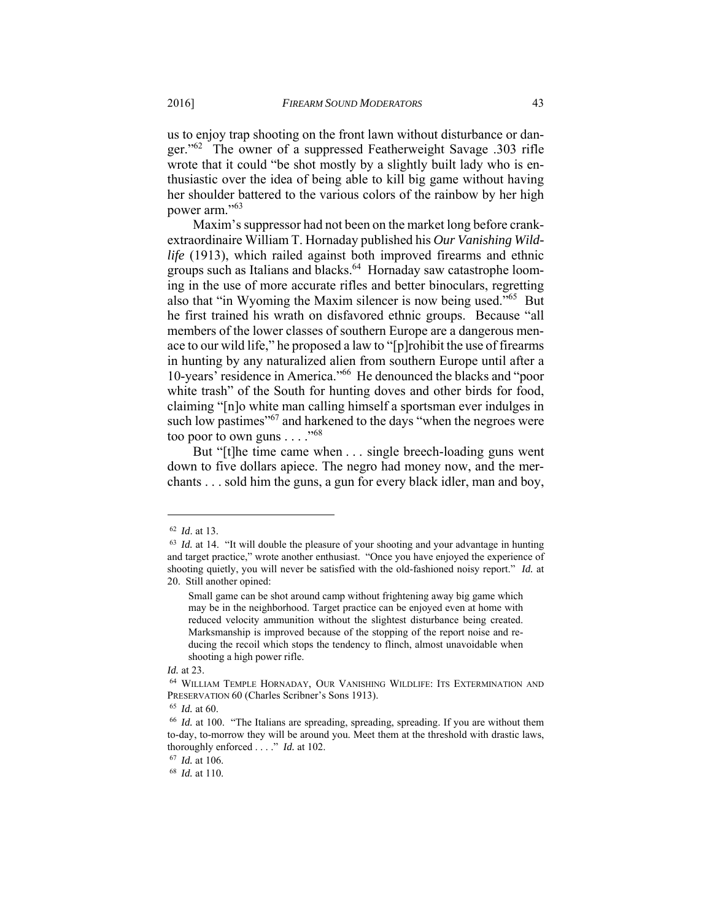us to enjoy trap shooting on the front lawn without disturbance or danger."[62] The owner of a suppressed Featherweight Savage .303 rifle wrote that it could "be shot mostly by a slightly built lady who is enthusiastic over the idea of being able to kill big game without having her shoulder battered to the various colors of the rainbow by her high power arm."[63]

Maxim's suppressor had not been on the market long before crank-extraordinaire William T. Hornaday published his *Our Vanishing Wildlife* (1913), which railed against both improved firearms and ethnic groups such as Italians and blacks.[64] Hornaday saw catastrophe looming in the use of more accurate rifles and better binoculars, regretting also that "in Wyoming the Maxim silencer is now being used."[65] But he first trained his wrath on disfavored ethnic groups. Because "all members of the lower classes of southern Europe are a dangerous menace to our wild life," he proposed a law to "[p]rohibit the use of firearms in hunting by any naturalized alien from southern Europe until after a 10-years' residence in America."[66] He denounced the blacks and "poor white trash" of the South for hunting doves and other birds for food, claiming "[n]o white man calling himself a sportsman ever indulges in such low pastimes"[67] and harkened to the days "when the negroes were too poor to own guns . . . ."[68]

But "[t]he time came when . . . single breech-loading guns went down to five dollars apiece. The negro had money now, and the merchants . . . sold him the guns, a gun for every black idler, man and boy,

---

[62] *Id*. at 13.

[63] *Id.* at 14. "It will double the pleasure of your shooting and your advantage in hunting and target practice," wrote another enthusiast. "Once you have enjoyed the experience of shooting quietly, you will never be satisfied with the old-fashioned noisy report." *Id.* at 20. Still another opined:

> Small game can be shot around camp without frightening away big game which may be in the neighborhood. Target practice can be enjoyed even at home with reduced velocity ammunition without the slightest disturbance being created. Marksmanship is improved because of the stopping of the report noise and reducing the recoil which stops the tendency to flinch, almost unavoidable when shooting a high power rifle.

*Id.* at 23.

[64] WILLIAM TEMPLE HORNADAY, OUR VANISHING WILDLIFE: ITS EXTERMINATION AND PRESERVATION 60 (Charles Scribner's Sons 1913).

[65] *Id.* at 60.

[66] *Id.* at 100. "The Italians are spreading, spreading, spreading. If you are without them to-day, to-morrow they will be around you. Meet them at the threshold with drastic laws, thoroughly enforced . . . ." *Id.* at 102.

[67] *Id.* at 106.

[68] *Id.* at 110.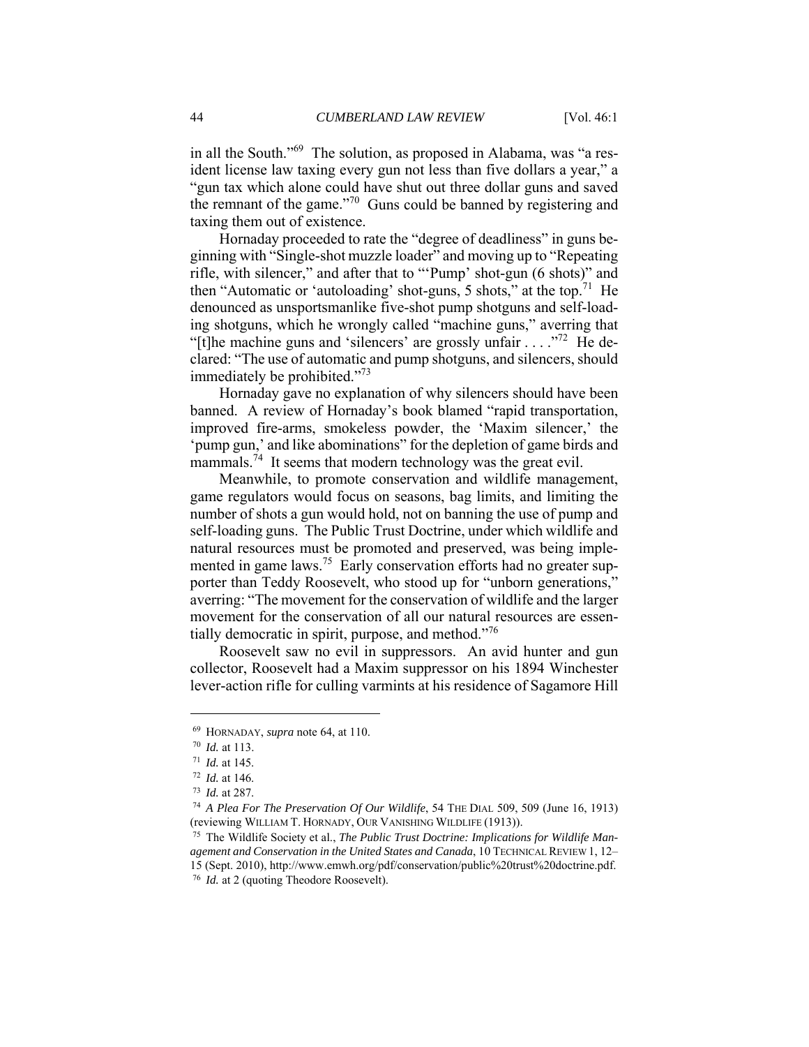in all the South."[69] The solution, as proposed in Alabama, was "a resident license law taxing every gun not less than five dollars a year," a "gun tax which alone could have shut out three dollar guns and saved the remnant of the game."[70] Guns could be banned by registering and taxing them out of existence.

Hornaday proceeded to rate the "degree of deadliness" in guns beginning with "Single-shot muzzle loader" and moving up to "Repeating rifle, with silencer," and after that to "'Pump' shot-gun (6 shots)" and then "Automatic or 'autoloading' shot-guns, 5 shots," at the top.[71] He denounced as unsportsmanlike five-shot pump shotguns and self-loading shotguns, which he wrongly called "machine guns," averring that "[t]he machine guns and 'silencers' are grossly unfair . . . ."[72] He declared: "The use of automatic and pump shotguns, and silencers, should immediately be prohibited."[73]

Hornaday gave no explanation of why silencers should have been banned. A review of Hornaday's book blamed "rapid transportation, improved fire-arms, smokeless powder, the 'Maxim silencer,' the 'pump gun,' and like abominations" for the depletion of game birds and mammals.[74] It seems that modern technology was the great evil.

Meanwhile, to promote conservation and wildlife management, game regulators would focus on seasons, bag limits, and limiting the number of shots a gun would hold, not on banning the use of pump and self-loading guns. The Public Trust Doctrine, under which wildlife and natural resources must be promoted and preserved, was being implemented in game laws.[75] Early conservation efforts had no greater supporter than Teddy Roosevelt, who stood up for "unborn generations," averring: "The movement for the conservation of wildlife and the larger movement for the conservation of all our natural resources are essentially democratic in spirit, purpose, and method."[76]

Roosevelt saw no evil in suppressors. An avid hunter and gun collector, Roosevelt had a Maxim suppressor on his 1894 Winchester lever-action rifle for culling varmints at his residence of Sagamore Hill

---

[69] HORNADAY, *supra* note 64, at 110.

[70] *Id.* at 113.

[71] *Id.* at 145.

[72] *Id.* at 146.

[73] *Id.* at 287.

[74] *A Plea For The Preservation Of Our Wildlife*, 54 THE DIAL 509, 509 (June 16, 1913) (reviewing WILLIAM T. HORNADY, OUR VANISHING WILDLIFE (1913)).

[75] The Wildlife Society et al., *The Public Trust Doctrine: Implications for Wildlife Management and Conservation in the United States and Canada*, 10 TECHNICAL REVIEW 1, 12–15 (Sept. 2010), http://www.emwh.org/pdf/conservation/public%20trust%20doctrine.pdf.

[76] *Id.* at 2 (quoting Theodore Roosevelt).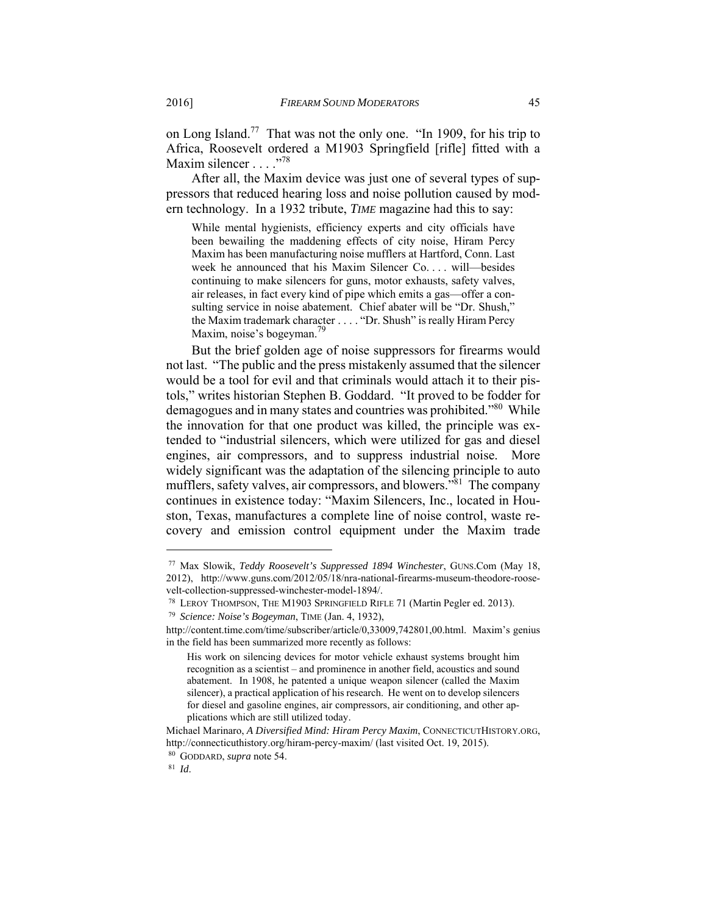on Long Island.[77] That was not the only one. "In 1909, for his trip to Africa, Roosevelt ordered a M1903 Springfield [rifle] fitted with a Maxim silencer . . . ."[78]

After all, the Maxim device was just one of several types of suppressors that reduced hearing loss and noise pollution caused by modern technology. In a 1932 tribute, *TIME* magazine had this to say:

> While mental hygienists, efficiency experts and city officials have been bewailing the maddening effects of city noise, Hiram Percy Maxim has been manufacturing noise mufflers at Hartford, Conn. Last week he announced that his Maxim Silencer Co. . . . will—besides continuing to make silencers for guns, motor exhausts, safety valves, air releases, in fact every kind of pipe which emits a gas—offer a consulting service in noise abatement. Chief abater will be "Dr. Shush," the Maxim trademark character . . . . "Dr. Shush" is really Hiram Percy Maxim, noise's bogeyman.[79]

But the brief golden age of noise suppressors for firearms would not last. "The public and the press mistakenly assumed that the silencer would be a tool for evil and that criminals would attach it to their pistols," writes historian Stephen B. Goddard. "It proved to be fodder for demagogues and in many states and countries was prohibited."[80] While the innovation for that one product was killed, the principle was extended to "industrial silencers, which were utilized for gas and diesel engines, air compressors, and to suppress industrial noise. More widely significant was the adaptation of the silencing principle to auto mufflers, safety valves, air compressors, and blowers."[81] The company continues in existence today: "Maxim Silencers, Inc., located in Houston, Texas, manufactures a complete line of noise control, waste recovery and emission control equipment under the Maxim trade

---

[77] Max Slowik, *Teddy Roosevelt's Suppressed 1894 Winchester*, GUNS.Com (May 18, 2012), http://www.guns.com/2012/05/18/nra-national-firearms-museum-theodore-roosevelt-collection-suppressed-winchester-model-1894/.

[78] LEROY THOMPSON, THE M1903 SPRINGFIELD RIFLE 71 (Martin Pegler ed. 2013).

[79] *Science: Noise's Bogeyman*, TIME (Jan. 4, 1932), http://content.time.com/time/subscriber/article/0,33009,742801,00.html. Maxim's genius in the field has been summarized more recently as follows:

> His work on silencing devices for motor vehicle exhaust systems brought him recognition as a scientist – and prominence in another field, acoustics and sound abatement. In 1908, he patented a unique weapon silencer (called the Maxim silencer), a practical application of his research. He went on to develop silencers for diesel and gasoline engines, air compressors, air conditioning, and other applications which are still utilized today.

Michael Marinaro, *A Diversified Mind: Hiram Percy Maxim*, CONNECTICUTHISTORY.ORG, http://connecticuthistory.org/hiram-percy-maxim/ (last visited Oct. 19, 2015).

[80] GODDARD, *supra* note 54.

[81] *Id*.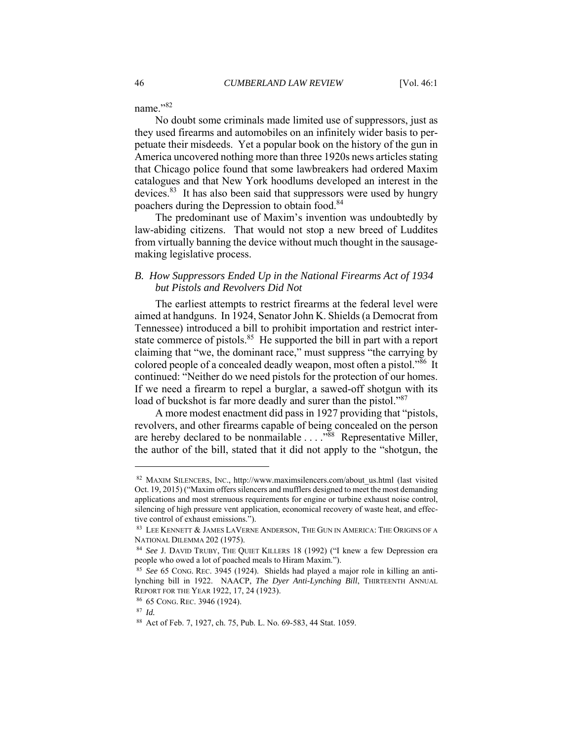name."[82]

No doubt some criminals made limited use of suppressors, just as they used firearms and automobiles on an infinitely wider basis to perpetuate their misdeeds. Yet a popular book on the history of the gun in America uncovered nothing more than three 1920s news articles stating that Chicago police found that some lawbreakers had ordered Maxim catalogues and that New York hoodlums developed an interest in the devices.[83] It has also been said that suppressors were used by hungry poachers during the Depression to obtain food.[84]

The predominant use of Maxim's invention was undoubtedly by law-abiding citizens. That would not stop a new breed of Luddites from virtually banning the device without much thought in the sausage-making legislative process.

### *B. How Suppressors Ended Up in the National Firearms Act of 1934 but Pistols and Revolvers Did Not*

The earliest attempts to restrict firearms at the federal level were aimed at handguns. In 1924, Senator John K. Shields (a Democrat from Tennessee) introduced a bill to prohibit importation and restrict interstate commerce of pistols.[85] He supported the bill in part with a report claiming that "we, the dominant race," must suppress "the carrying by colored people of a concealed deadly weapon, most often a pistol."[86] It continued: "Neither do we need pistols for the protection of our homes. If we need a firearm to repel a burglar, a sawed-off shotgun with its load of buckshot is far more deadly and surer than the pistol."[87]

A more modest enactment did pass in 1927 providing that "pistols, revolvers, and other firearms capable of being concealed on the person are hereby declared to be nonmailable . . . ."[88] Representative Miller, the author of the bill, stated that it did not apply to the "shotgun, the

---

[82] MAXIM SILENCERS, INC., http://www.maximsilencers.com/about_us.html (last visited Oct. 19, 2015) ("Maxim offers silencers and mufflers designed to meet the most demanding applications and most strenuous requirements for engine or turbine exhaust noise control, silencing of high pressure vent application, economical recovery of waste heat, and effective control of exhaust emissions.").

[83] LEE KENNETT & JAMES LAVERNE ANDERSON, THE GUN IN AMERICA: THE ORIGINS OF A NATIONAL DILEMMA 202 (1975).

[84] *See* J. DAVID TRUBY, THE QUIET KILLERS 18 (1992) ("I knew a few Depression era people who owed a lot of poached meals to Hiram Maxim.").

[85] *See* 65 CONG. REC. 3945 (1924). Shields had played a major role in killing an anti-lynching bill in 1922. NAACP, *The Dyer Anti-Lynching Bill*, THIRTEENTH ANNUAL REPORT FOR THE YEAR 1922, 17, 24 (1923).

[86] 65 CONG. REC. 3946 (1924).

[87] *Id.*

[88] Act of Feb. 7, 1927, ch. 75, Pub. L. No. 69-583, 44 Stat. 1059.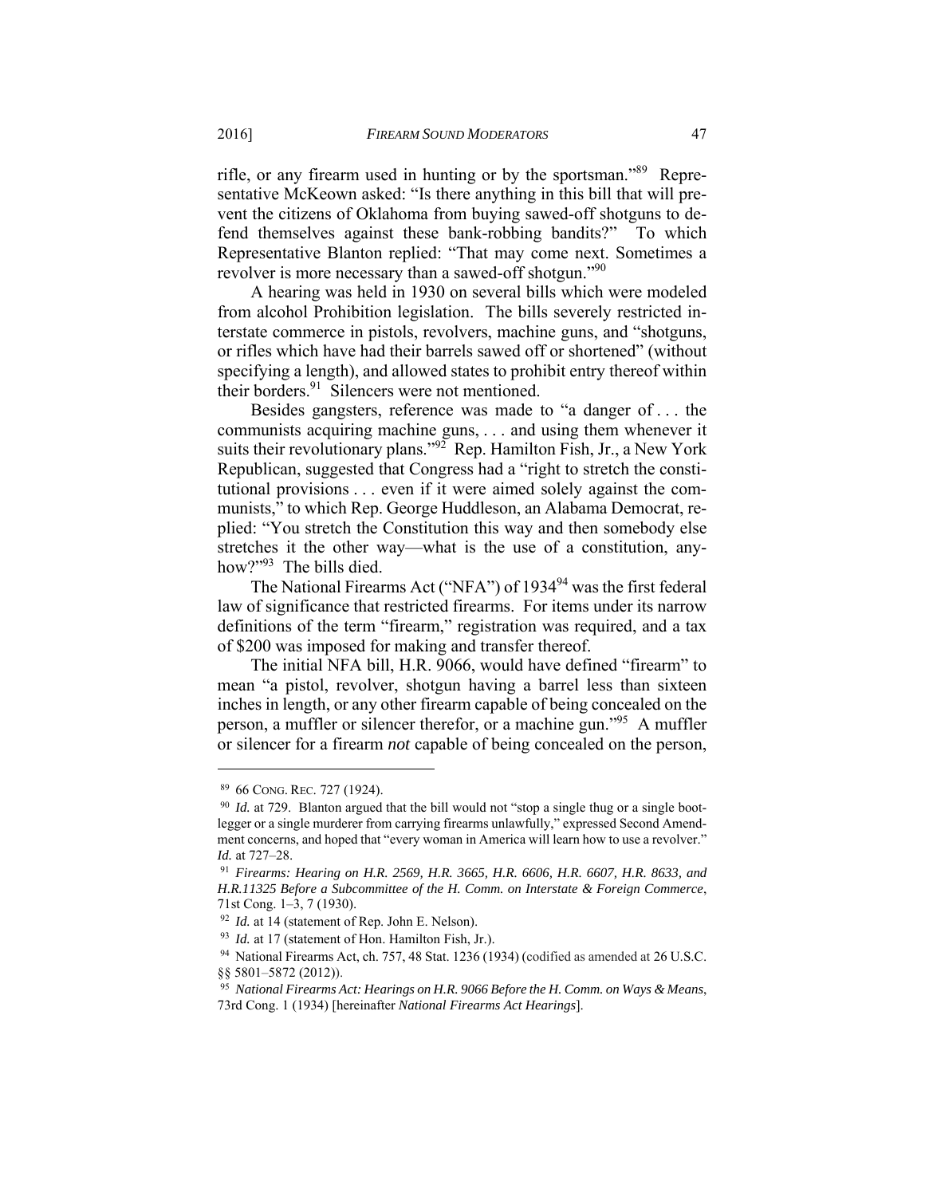rifle, or any firearm used in hunting or by the sportsman."[89] Representative McKeown asked: "Is there anything in this bill that will prevent the citizens of Oklahoma from buying sawed-off shotguns to defend themselves against these bank-robbing bandits?" To which Representative Blanton replied: "That may come next. Sometimes a revolver is more necessary than a sawed-off shotgun."[90]

A hearing was held in 1930 on several bills which were modeled from alcohol Prohibition legislation. The bills severely restricted interstate commerce in pistols, revolvers, machine guns, and "shotguns, or rifles which have had their barrels sawed off or shortened" (without specifying a length), and allowed states to prohibit entry thereof within their borders.[91] Silencers were not mentioned.

Besides gangsters, reference was made to "a danger of . . . the communists acquiring machine guns, . . . and using them whenever it suits their revolutionary plans."[92] Rep. Hamilton Fish, Jr., a New York Republican, suggested that Congress had a "right to stretch the constitutional provisions . . . even if it were aimed solely against the communists," to which Rep. George Huddleson, an Alabama Democrat, replied: "You stretch the Constitution this way and then somebody else stretches it the other way—what is the use of a constitution, anyhow?"[93] The bills died.

The National Firearms Act ("NFA") of 1934[94] was the first federal law of significance that restricted firearms. For items under its narrow definitions of the term "firearm," registration was required, and a tax of $200 was imposed for making and transfer thereof.

The initial NFA bill, H.R. 9066, would have defined "firearm" to mean "a pistol, revolver, shotgun having a barrel less than sixteen inches in length, or any other firearm capable of being concealed on the person, a muffler or silencer therefor, or a machine gun."[95] A muffler or silencer for a firearm *not* capable of being concealed on the person,

---

[89] 66 CONG. REC. 727 (1924).

[90] *Id.* at 729. Blanton argued that the bill would not "stop a single thug or a single bootlegger or a single murderer from carrying firearms unlawfully," expressed Second Amendment concerns, and hoped that "every woman in America will learn how to use a revolver." *Id.* at 727–28.

[91] *Firearms: Hearing on H.R. 2569, H.R. 3665, H.R. 6606, H.R. 6607, H.R. 8633, and H.R.11325 Before a Subcommittee of the H. Comm. on Interstate & Foreign Commerce*, 71st Cong. 1–3, 7 (1930).

[92] *Id.* at 14 (statement of Rep. John E. Nelson).

[93] *Id.* at 17 (statement of Hon. Hamilton Fish, Jr.).

[94] National Firearms Act, ch. 757, 48 Stat. 1236 (1934) (codified as amended at 26 U.S.C. §§ 5801–5872 (2012)).

[95] *National Firearms Act: Hearings on H.R. 9066 Before the H. Comm. on Ways & Means*, 73rd Cong. 1 (1934) [hereinafter *National Firearms Act Hearings*].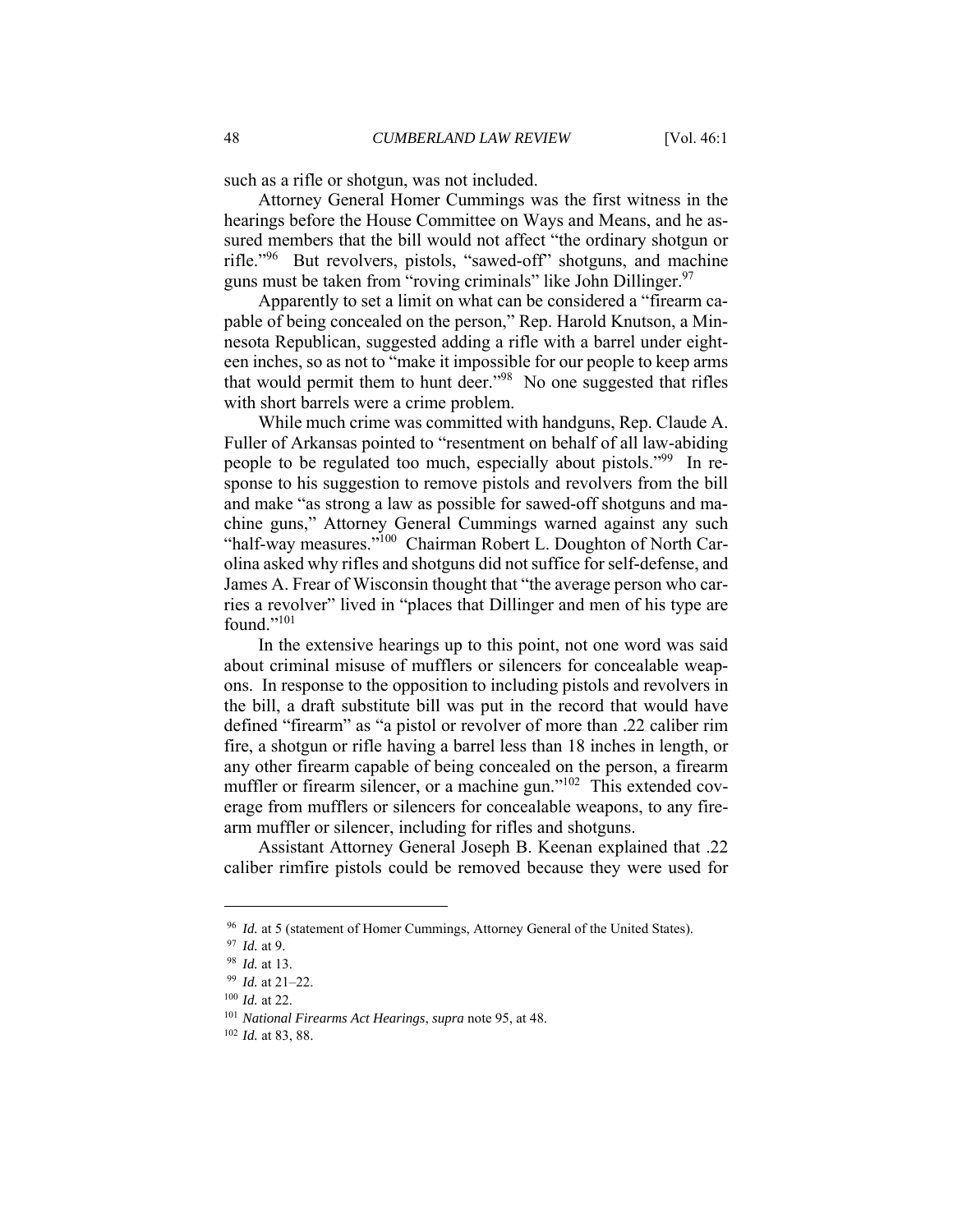such as a rifle or shotgun, was not included.

Attorney General Homer Cummings was the first witness in the hearings before the House Committee on Ways and Means, and he assured members that the bill would not affect "the ordinary shotgun or rifle."[96] But revolvers, pistols, "sawed-off" shotguns, and machine guns must be taken from "roving criminals" like John Dillinger.[97]

Apparently to set a limit on what can be considered a "firearm capable of being concealed on the person," Rep. Harold Knutson, a Minnesota Republican, suggested adding a rifle with a barrel under eighteen inches, so as not to "make it impossible for our people to keep arms that would permit them to hunt deer."[98] No one suggested that rifles with short barrels were a crime problem.

While much crime was committed with handguns, Rep. Claude A. Fuller of Arkansas pointed to "resentment on behalf of all law-abiding people to be regulated too much, especially about pistols."[99] In response to his suggestion to remove pistols and revolvers from the bill and make "as strong a law as possible for sawed-off shotguns and machine guns," Attorney General Cummings warned against any such "half-way measures."[100] Chairman Robert L. Doughton of North Carolina asked why rifles and shotguns did not suffice for self-defense, and James A. Frear of Wisconsin thought that "the average person who carries a revolver" lived in "places that Dillinger and men of his type are found."[101]

In the extensive hearings up to this point, not one word was said about criminal misuse of mufflers or silencers for concealable weapons. In response to the opposition to including pistols and revolvers in the bill, a draft substitute bill was put in the record that would have defined "firearm" as "a pistol or revolver of more than .22 caliber rim fire, a shotgun or rifle having a barrel less than 18 inches in length, or any other firearm capable of being concealed on the person, a firearm muffler or firearm silencer, or a machine gun."[102] This extended coverage from mufflers or silencers for concealable weapons, to any firearm muffler or silencer, including for rifles and shotguns.

Assistant Attorney General Joseph B. Keenan explained that .22 caliber rimfire pistols could be removed because they were used for

---

[96] *Id.* at 5 (statement of Homer Cummings, Attorney General of the United States).

[97] *Id.* at 9.

[98] *Id.* at 13.

[99] *Id.* at 21–22.

[100] *Id.* at 22.

[101] *National Firearms Act Hearings*, *supra* note 95, at 48.

[102] *Id.* at 83, 88.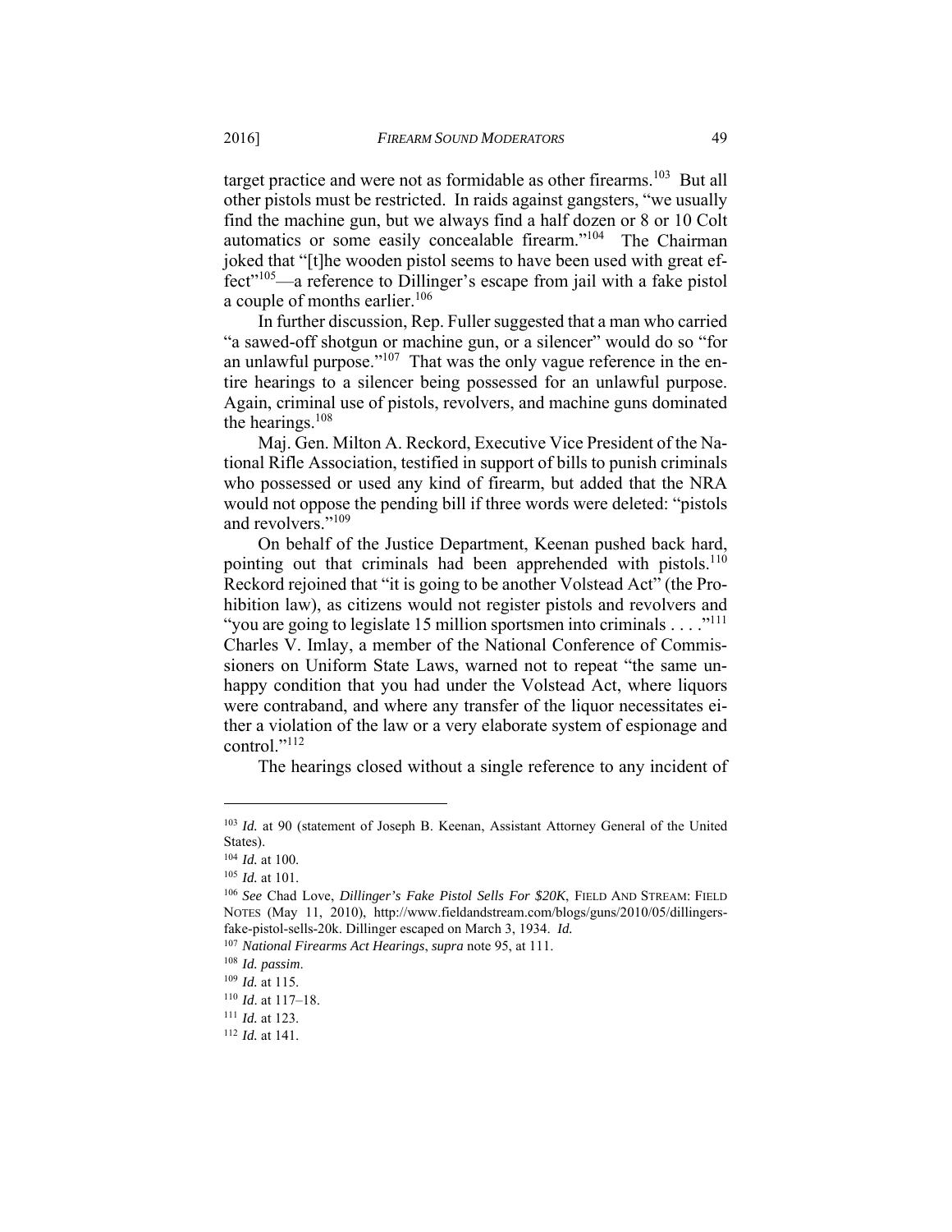target practice and were not as formidable as other firearms.[103] But all other pistols must be restricted. In raids against gangsters, "we usually find the machine gun, but we always find a half dozen or 8 or 10 Colt automatics or some easily concealable firearm."[104] The Chairman joked that "[t]he wooden pistol seems to have been used with great effect"[105]—a reference to Dillinger's escape from jail with a fake pistol a couple of months earlier.[106]

In further discussion, Rep. Fuller suggested that a man who carried "a sawed-off shotgun or machine gun, or a silencer" would do so "for an unlawful purpose."[107] That was the only vague reference in the entire hearings to a silencer being possessed for an unlawful purpose. Again, criminal use of pistols, revolvers, and machine guns dominated the hearings.[108]

Maj. Gen. Milton A. Reckord, Executive Vice President of the National Rifle Association, testified in support of bills to punish criminals who possessed or used any kind of firearm, but added that the NRA would not oppose the pending bill if three words were deleted: "pistols and revolvers."[109]

On behalf of the Justice Department, Keenan pushed back hard, pointing out that criminals had been apprehended with pistols.[110] Reckord rejoined that "it is going to be another Volstead Act" (the Prohibition law), as citizens would not register pistols and revolvers and "you are going to legislate 15 million sportsmen into criminals . . . ."[111] Charles V. Imlay, a member of the National Conference of Commissioners on Uniform State Laws, warned not to repeat "the same unhappy condition that you had under the Volstead Act, where liquors were contraband, and where any transfer of the liquor necessitates either a violation of the law or a very elaborate system of espionage and control."[112]

The hearings closed without a single reference to any incident of

---

[103] *Id.* at 90 (statement of Joseph B. Keenan, Assistant Attorney General of the United States).

[104] *Id.* at 100.

[105] *Id.* at 101.

[106] *See* Chad Love, *Dillinger's Fake Pistol Sells For $20K*, FIELD AND STREAM: FIELD NOTES (May 11, 2010), http://www.fieldandstream.com/blogs/guns/2010/05/dillingers-fake-pistol-sells-20k. Dillinger escaped on March 3, 1934. *Id.*

[107] *National Firearms Act Hearings*, *supra* note 95, at 111.

[108] *Id. passim*.

[109] *Id.* at 115.

[110] *Id*. at 117–18.

[111] *Id.* at 123.

[112] *Id.* at 141.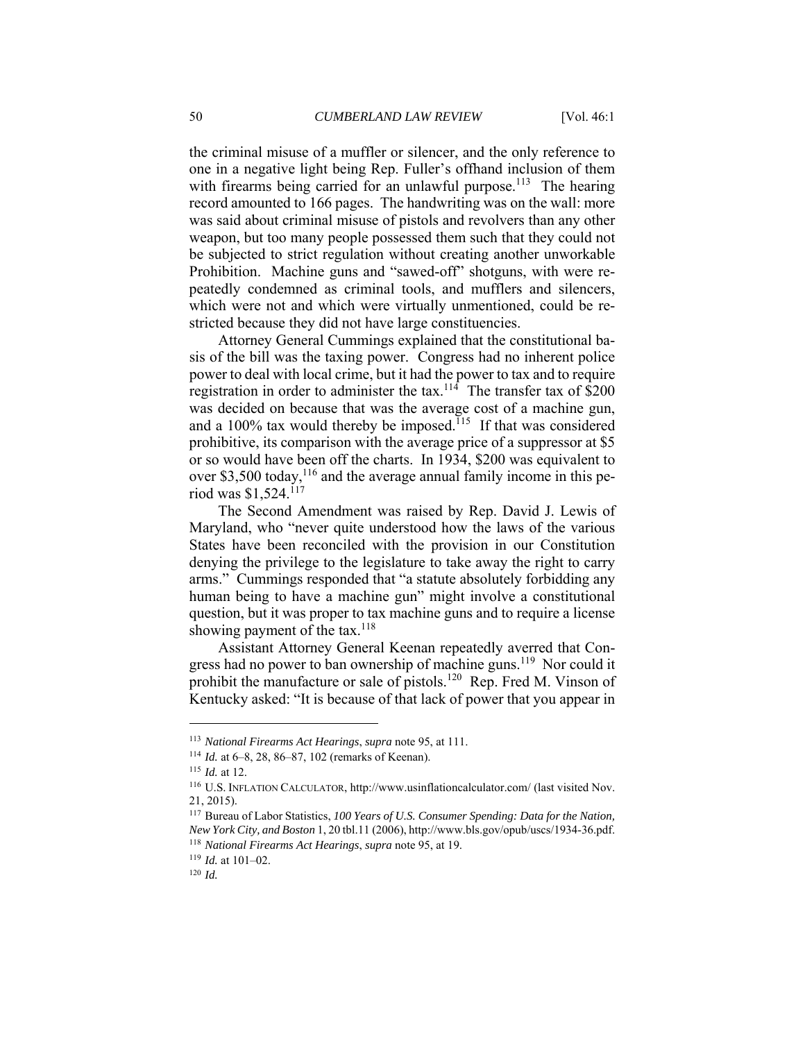the criminal misuse of a muffler or silencer, and the only reference to one in a negative light being Rep. Fuller's offhand inclusion of them with firearms being carried for an unlawful purpose.[113] The hearing record amounted to 166 pages. The handwriting was on the wall: more was said about criminal misuse of pistols and revolvers than any other weapon, but too many people possessed them such that they could not be subjected to strict regulation without creating another unworkable Prohibition. Machine guns and "sawed-off" shotguns, with were repeatedly condemned as criminal tools, and mufflers and silencers, which were not and which were virtually unmentioned, could be restricted because they did not have large constituencies.

Attorney General Cummings explained that the constitutional basis of the bill was the taxing power. Congress had no inherent police power to deal with local crime, but it had the power to tax and to require registration in order to administer the tax.[114] The transfer tax of $200 was decided on because that was the average cost of a machine gun, and a 100% tax would thereby be imposed.[115] If that was considered prohibitive, its comparison with the average price of a suppressor at $5 or so would have been off the charts. In 1934, $200 was equivalent to over $3,500 today,[116] and the average annual family income in this period was $1,524.[117]

The Second Amendment was raised by Rep. David J. Lewis of Maryland, who "never quite understood how the laws of the various States have been reconciled with the provision in our Constitution denying the privilege to the legislature to take away the right to carry arms." Cummings responded that "a statute absolutely forbidding any human being to have a machine gun" might involve a constitutional question, but it was proper to tax machine guns and to require a license showing payment of the tax.[118]

Assistant Attorney General Keenan repeatedly averred that Congress had no power to ban ownership of machine guns.[119] Nor could it prohibit the manufacture or sale of pistols.[120] Rep. Fred M. Vinson of Kentucky asked: "It is because of that lack of power that you appear in

---

[113] *National Firearms Act Hearings*, *supra* note 95, at 111.

[114] *Id.* at 6–8, 28, 86–87, 102 (remarks of Keenan).

[115] *Id.* at 12.

[116] U.S. INFLATION CALCULATOR, http://www.usinflationcalculator.com/ (last visited Nov. 21, 2015).

[117] Bureau of Labor Statistics, *100 Years of U.S. Consumer Spending: Data for the Nation, New York City, and Boston* 1, 20 tbl.11 (2006), http://www.bls.gov/opub/uscs/1934-36.pdf.

[118] *National Firearms Act Hearings*, *supra* note 95, at 19.

[119] *Id.* at 101–02.

[120] *Id.*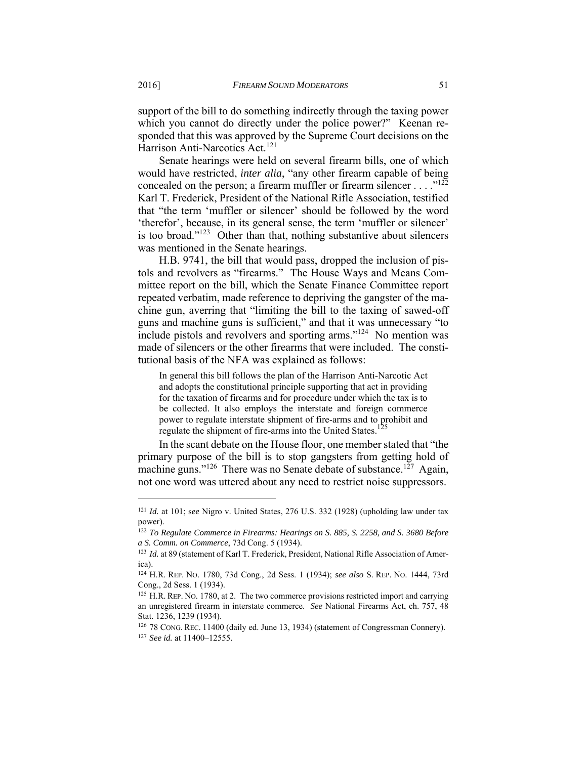support of the bill to do something indirectly through the taxing power which you cannot do directly under the police power?" Keenan responded that this was approved by the Supreme Court decisions on the Harrison Anti-Narcotics Act.[121]

Senate hearings were held on several firearm bills, one of which would have restricted, *inter alia*, "any other firearm capable of being concealed on the person; a firearm muffler or firearm silencer . . . ."[122] Karl T. Frederick, President of the National Rifle Association, testified that "the term 'muffler or silencer' should be followed by the word 'therefor', because, in its general sense, the term 'muffler or silencer' is too broad."[123] Other than that, nothing substantive about silencers was mentioned in the Senate hearings.

H.B. 9741, the bill that would pass, dropped the inclusion of pistols and revolvers as "firearms." The House Ways and Means Committee report on the bill, which the Senate Finance Committee report repeated verbatim, made reference to depriving the gangster of the machine gun, averring that "limiting the bill to the taxing of sawed-off guns and machine guns is sufficient," and that it was unnecessary "to include pistols and revolvers and sporting arms."[124] No mention was made of silencers or the other firearms that were included. The constitutional basis of the NFA was explained as follows:

> In general this bill follows the plan of the Harrison Anti-Narcotic Act and adopts the constitutional principle supporting that act in providing for the taxation of firearms and for procedure under which the tax is to be collected. It also employs the interstate and foreign commerce power to regulate interstate shipment of fire-arms and to prohibit and regulate the shipment of fire-arms into the United States.[125]

In the scant debate on the House floor, one member stated that "the primary purpose of the bill is to stop gangsters from getting hold of machine guns."[126] There was no Senate debate of substance.[127] Again, not one word was uttered about any need to restrict noise suppressors.

---

[121] *Id.* at 101; *see* Nigro v. United States, 276 U.S. 332 (1928) (upholding law under tax power).

[122] *To Regulate Commerce in Firearms: Hearings on S. 885, S. 2258, and S. 3680 Before a S. Comm. on Commerce*, 73d Cong. 5 (1934).

[123] *Id.* at 89 (statement of Karl T. Frederick, President, National Rifle Association of America).

[124] H.R. REP. NO. 1780, 73d Cong., 2d Sess. 1 (1934); *see also* S. REP. NO. 1444, 73rd Cong., 2d Sess. 1 (1934).

[125] H.R. REP. NO. 1780, at 2. The two commerce provisions restricted import and carrying an unregistered firearm in interstate commerce. *See* National Firearms Act, ch. 757, 48 Stat. 1236, 1239 (1934).

[126] 78 CONG. REC. 11400 (daily ed. June 13, 1934) (statement of Congressman Connery).

[127] *See id.* at 11400–12555.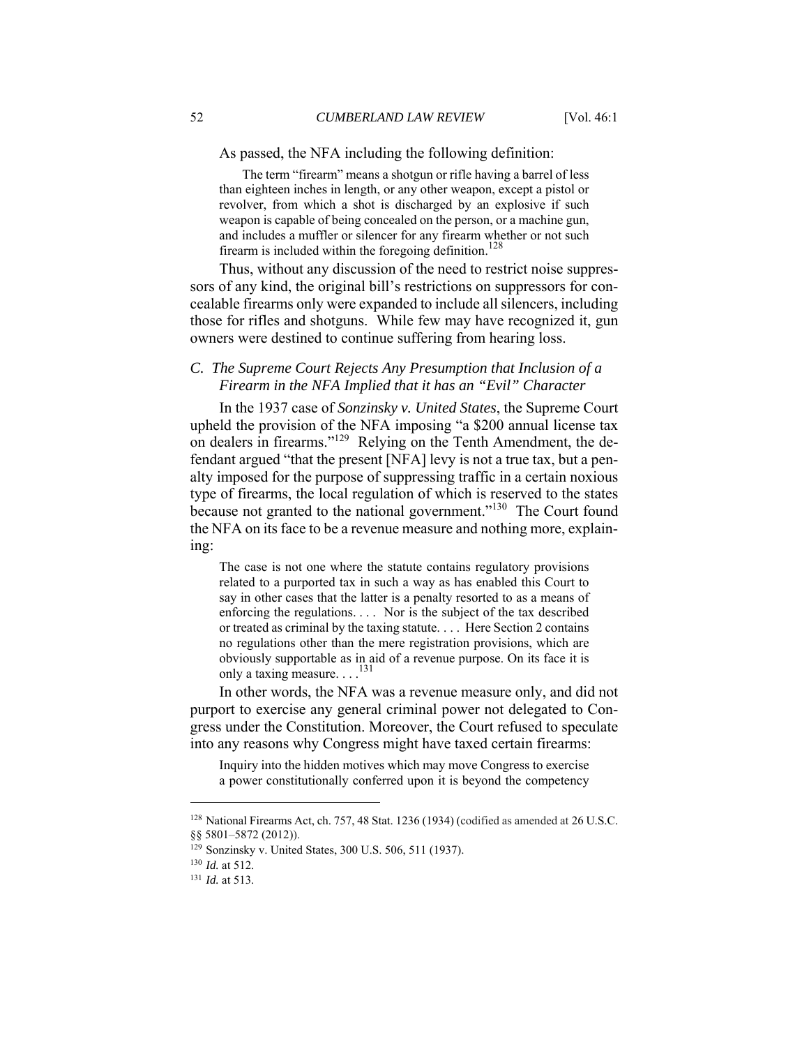As passed, the NFA including the following definition:

> The term "firearm" means a shotgun or rifle having a barrel of less than eighteen inches in length, or any other weapon, except a pistol or revolver, from which a shot is discharged by an explosive if such weapon is capable of being concealed on the person, or a machine gun, and includes a muffler or silencer for any firearm whether or not such firearm is included within the foregoing definition.[128]

Thus, without any discussion of the need to restrict noise suppressors of any kind, the original bill's restrictions on suppressors for concealable firearms only were expanded to include all silencers, including those for rifles and shotguns. While few may have recognized it, gun owners were destined to continue suffering from hearing loss.

### *C. The Supreme Court Rejects Any Presumption that Inclusion of a Firearm in the NFA Implied that it has an "Evil" Character*

In the 1937 case of *Sonzinsky v. United States*, the Supreme Court upheld the provision of the NFA imposing "a $200 annual license tax on dealers in firearms."[129] Relying on the Tenth Amendment, the defendant argued "that the present [NFA] levy is not a true tax, but a penalty imposed for the purpose of suppressing traffic in a certain noxious type of firearms, the local regulation of which is reserved to the states because not granted to the national government."[130] The Court found the NFA on its face to be a revenue measure and nothing more, explaining:

> The case is not one where the statute contains regulatory provisions related to a purported tax in such a way as has enabled this Court to say in other cases that the latter is a penalty resorted to as a means of enforcing the regulations. . . . Nor is the subject of the tax described or treated as criminal by the taxing statute. . . . Here Section 2 contains no regulations other than the mere registration provisions, which are obviously supportable as in aid of a revenue purpose. On its face it is only a taxing measure. . . .[131]

In other words, the NFA was a revenue measure only, and did not purport to exercise any general criminal power not delegated to Congress under the Constitution. Moreover, the Court refused to speculate into any reasons why Congress might have taxed certain firearms:

> Inquiry into the hidden motives which may move Congress to exercise a power constitutionally conferred upon it is beyond the competency

---

[128] National Firearms Act, ch. 757, 48 Stat. 1236 (1934) (codified as amended at 26 U.S.C. §§ 5801–5872 (2012)).

[129] Sonzinsky v. United States, 300 U.S. 506, 511 (1937).

[130] *Id.* at 512.

[131] *Id.* at 513.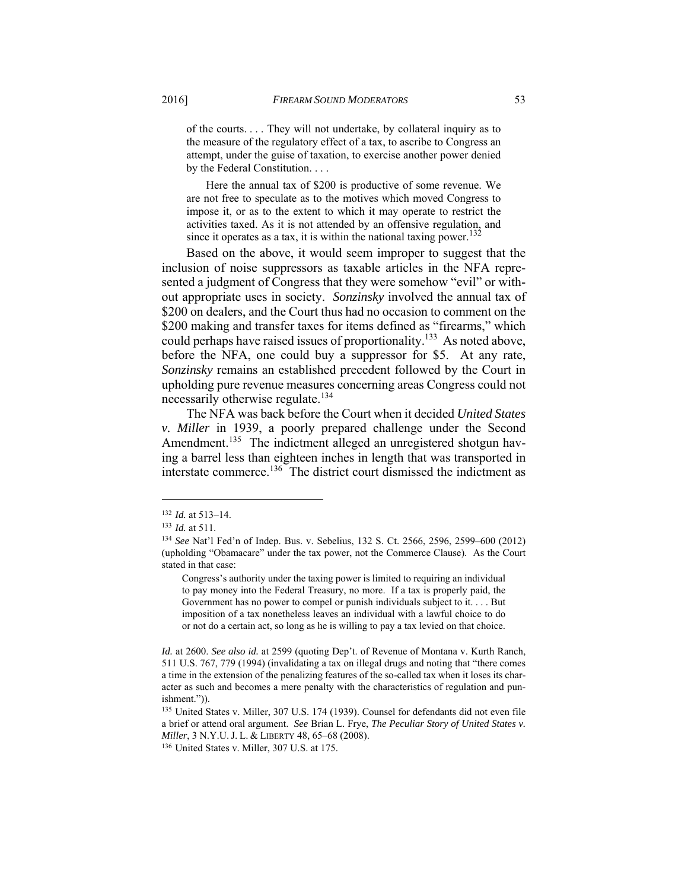> of the courts. . . . They will not undertake, by collateral inquiry as to the measure of the regulatory effect of a tax, to ascribe to Congress an attempt, under the guise of taxation, to exercise another power denied by the Federal Constitution. . . .
>
> Here the annual tax of $200 is productive of some revenue. We are not free to speculate as to the motives which moved Congress to impose it, or as to the extent to which it may operate to restrict the activities taxed. As it is not attended by an offensive regulation, and since it operates as a tax, it is within the national taxing power.[132]

Based on the above, it would seem improper to suggest that the inclusion of noise suppressors as taxable articles in the NFA represented a judgment of Congress that they were somehow "evil" or without appropriate uses in society. *Sonzinsky* involved the annual tax of $200 on dealers, and the Court thus had no occasion to comment on the $200 making and transfer taxes for items defined as "firearms," which could perhaps have raised issues of proportionality.[133] As noted above, before the NFA, one could buy a suppressor for $5. At any rate, *Sonzinsky* remains an established precedent followed by the Court in upholding pure revenue measures concerning areas Congress could not necessarily otherwise regulate.[134]

The NFA was back before the Court when it decided *United States v. Miller* in 1939, a poorly prepared challenge under the Second Amendment.[135] The indictment alleged an unregistered shotgun having a barrel less than eighteen inches in length that was transported in interstate commerce.[136] The district court dismissed the indictment as

---

[132] *Id.* at 513–14.

[133] *Id.* at 511.

[134] *See* Nat'l Fed'n of Indep. Bus. v. Sebelius, 132 S. Ct. 2566, 2596, 2599–600 (2012) (upholding "Obamacare" under the tax power, not the Commerce Clause). As the Court stated in that case:

> Congress's authority under the taxing power is limited to requiring an individual to pay money into the Federal Treasury, no more. If a tax is properly paid, the Government has no power to compel or punish individuals subject to it. . . . But imposition of a tax nonetheless leaves an individual with a lawful choice to do or not do a certain act, so long as he is willing to pay a tax levied on that choice.

*Id.* at 2600. *See also id.* at 2599 (quoting Dep't. of Revenue of Montana v. Kurth Ranch, 511 U.S. 767, 779 (1994) (invalidating a tax on illegal drugs and noting that "there comes a time in the extension of the penalizing features of the so-called tax when it loses its character as such and becomes a mere penalty with the characteristics of regulation and punishment.")).

[135] United States v. Miller, 307 U.S. 174 (1939). Counsel for defendants did not even file a brief or attend oral argument. *See* Brian L. Frye, *The Peculiar Story of United States v. Miller*, 3 N.Y.U. J. L. & LIBERTY 48, 65–68 (2008).

[136] United States v. Miller, 307 U.S. at 175.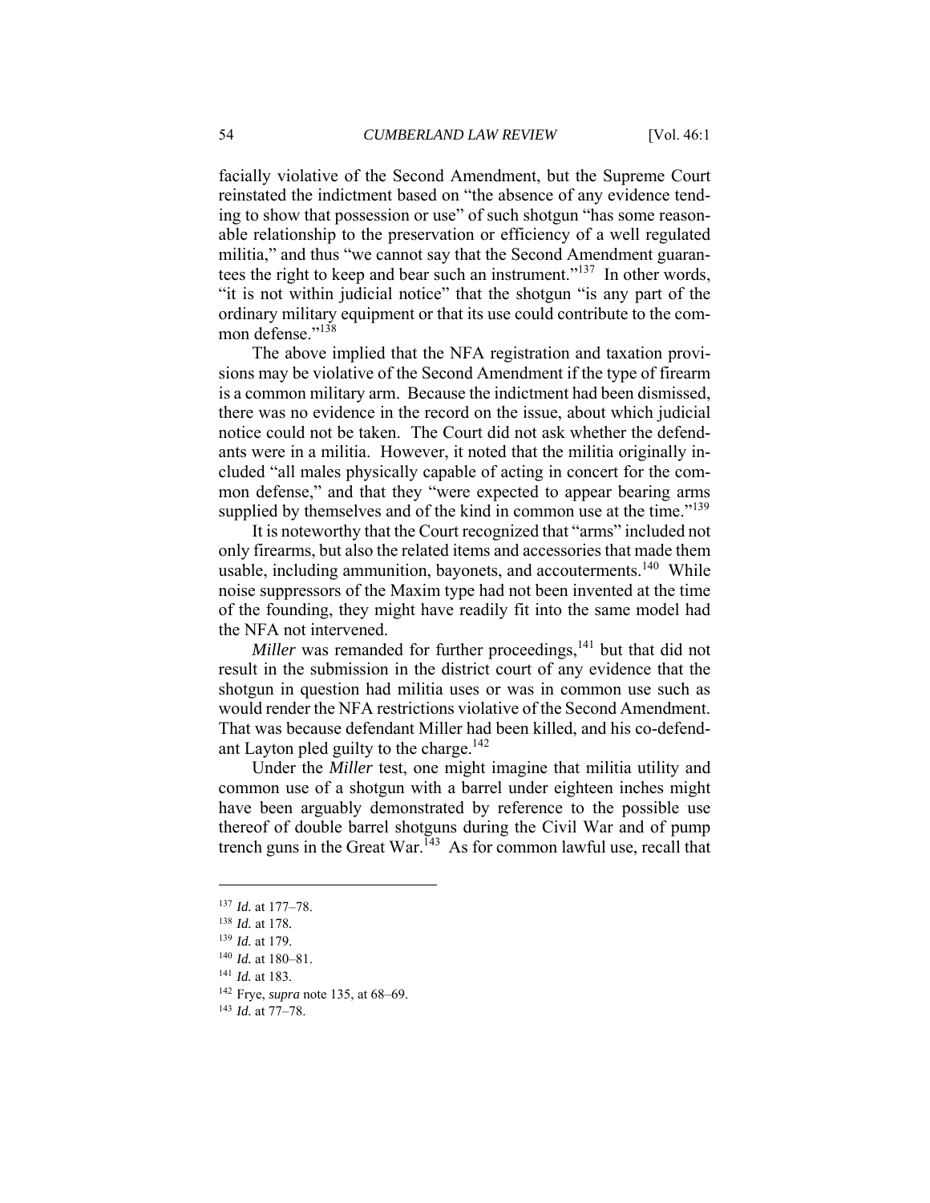facially violative of the Second Amendment, but the Supreme Court reinstated the indictment based on "the absence of any evidence tending to show that possession or use" of such shotgun "has some reasonable relationship to the preservation or efficiency of a well regulated militia," and thus "we cannot say that the Second Amendment guarantees the right to keep and bear such an instrument."[137] In other words, "it is not within judicial notice" that the shotgun "is any part of the ordinary military equipment or that its use could contribute to the common defense."[138]

The above implied that the NFA registration and taxation provisions may be violative of the Second Amendment if the type of firearm is a common military arm. Because the indictment had been dismissed, there was no evidence in the record on the issue, about which judicial notice could not be taken. The Court did not ask whether the defendants were in a militia. However, it noted that the militia originally included "all males physically capable of acting in concert for the common defense," and that they "were expected to appear bearing arms supplied by themselves and of the kind in common use at the time."[139]

It is noteworthy that the Court recognized that "arms" included not only firearms, but also the related items and accessories that made them usable, including ammunition, bayonets, and accouterments.[140] While noise suppressors of the Maxim type had not been invented at the time of the founding, they might have readily fit into the same model had the NFA not intervened.

*Miller* was remanded for further proceedings,[141] but that did not result in the submission in the district court of any evidence that the shotgun in question had militia uses or was in common use such as would render the NFA restrictions violative of the Second Amendment. That was because defendant Miller had been killed, and his co-defendant Layton pled guilty to the charge.[142]

Under the *Miller* test, one might imagine that militia utility and common use of a shotgun with a barrel under eighteen inches might have been arguably demonstrated by reference to the possible use thereof of double barrel shotguns during the Civil War and of pump trench guns in the Great War.[143] As for common lawful use, recall that

---

[137] *Id.* at 177–78.

[138] *Id.* at 178.

[139] *Id.* at 179.

[140] *Id.* at 180–81.

[141] *Id.* at 183.

[142] Frye, *supra* note 135, at 68–69.

[143] *Id.* at 77–78.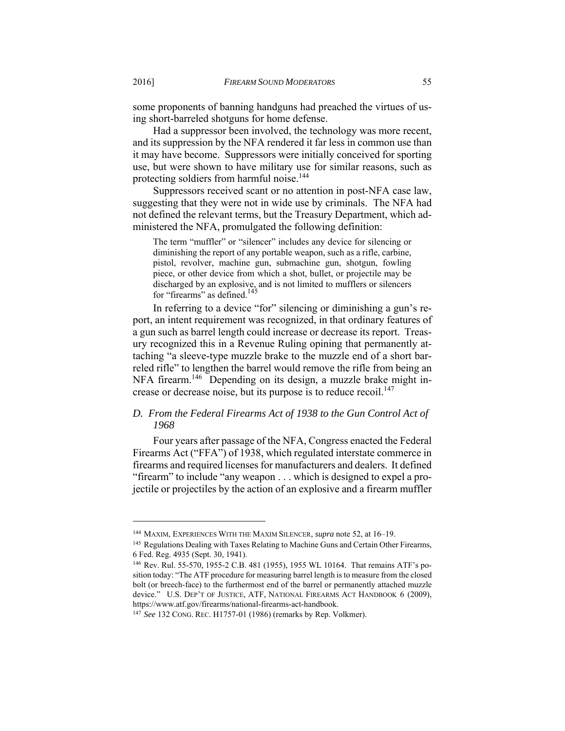some proponents of banning handguns had preached the virtues of using short-barreled shotguns for home defense.

Had a suppressor been involved, the technology was more recent, and its suppression by the NFA rendered it far less in common use than it may have become. Suppressors were initially conceived for sporting use, but were shown to have military use for similar reasons, such as protecting soldiers from harmful noise.[144]

Suppressors received scant or no attention in post-NFA case law, suggesting that they were not in wide use by criminals. The NFA had not defined the relevant terms, but the Treasury Department, which administered the NFA, promulgated the following definition:

> The term "muffler" or "silencer" includes any device for silencing or diminishing the report of any portable weapon, such as a rifle, carbine, pistol, revolver, machine gun, submachine gun, shotgun, fowling piece, or other device from which a shot, bullet, or projectile may be discharged by an explosive, and is not limited to mufflers or silencers for "firearms" as defined.[145]

In referring to a device "for" silencing or diminishing a gun's report, an intent requirement was recognized, in that ordinary features of a gun such as barrel length could increase or decrease its report. Treasury recognized this in a Revenue Ruling opining that permanently attaching "a sleeve-type muzzle brake to the muzzle end of a short barreled rifle" to lengthen the barrel would remove the rifle from being an NFA firearm.[146] Depending on its design, a muzzle brake might increase or decrease noise, but its purpose is to reduce recoil.[147]

### *D. From the Federal Firearms Act of 1938 to the Gun Control Act of 1968*

Four years after passage of the NFA, Congress enacted the Federal Firearms Act ("FFA") of 1938, which regulated interstate commerce in firearms and required licenses for manufacturers and dealers. It defined "firearm" to include "any weapon . . . which is designed to expel a projectile or projectiles by the action of an explosive and a firearm muffler

---

[144] MAXIM, EXPERIENCES WITH THE MAXIM SILENCER, *supra* note 52, at 16–19.

[145] Regulations Dealing with Taxes Relating to Machine Guns and Certain Other Firearms, 6 Fed. Reg. 4935 (Sept. 30, 1941).

[146] Rev. Rul. 55-570, 1955-2 C.B. 481 (1955), 1955 WL 10164. That remains ATF's position today: "The ATF procedure for measuring barrel length is to measure from the closed bolt (or breech-face) to the furthermost end of the barrel or permanently attached muzzle device." U.S. DEP'T OF JUSTICE, ATF, NATIONAL FIREARMS ACT HANDBOOK 6 (2009), https://www.atf.gov/firearms/national-firearms-act-handbook.

[147] *See* 132 CONG. REC. H1757-01 (1986) (remarks by Rep. Volkmer).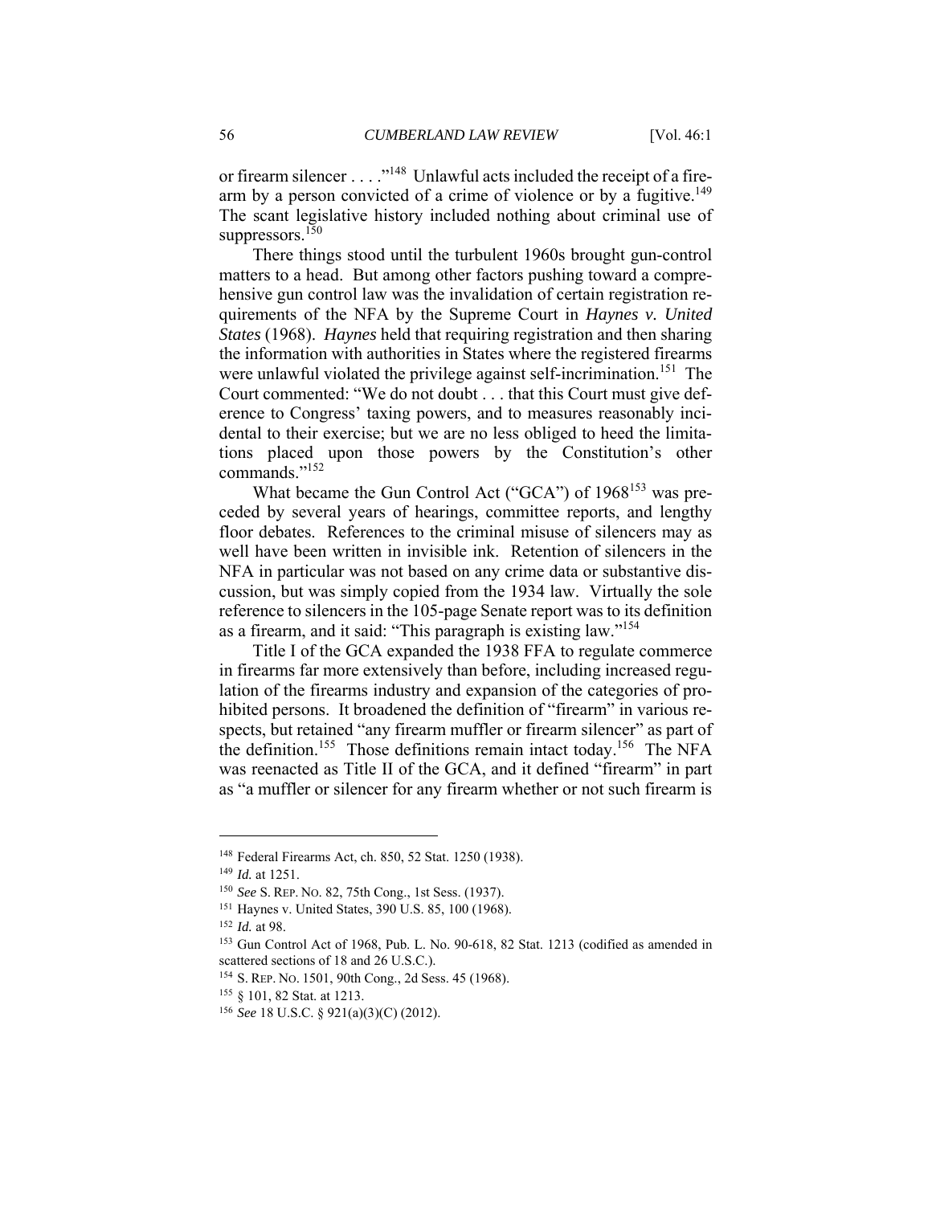or firearm silencer . . . ."[148] Unlawful acts included the receipt of a firearm by a person convicted of a crime of violence or by a fugitive.[149] The scant legislative history included nothing about criminal use of suppressors.[150]

There things stood until the turbulent 1960s brought gun-control matters to a head. But among other factors pushing toward a comprehensive gun control law was the invalidation of certain registration requirements of the NFA by the Supreme Court in *Haynes v. United States* (1968). *Haynes* held that requiring registration and then sharing the information with authorities in States where the registered firearms were unlawful violated the privilege against self-incrimination.[151] The Court commented: "We do not doubt . . . that this Court must give deference to Congress' taxing powers, and to measures reasonably incidental to their exercise; but we are no less obliged to heed the limitations placed upon those powers by the Constitution's other commands."[152]

What became the Gun Control Act ("GCA") of 1968[153] was preceded by several years of hearings, committee reports, and lengthy floor debates. References to the criminal misuse of silencers may as well have been written in invisible ink. Retention of silencers in the NFA in particular was not based on any crime data or substantive discussion, but was simply copied from the 1934 law. Virtually the sole reference to silencers in the 105-page Senate report was to its definition as a firearm, and it said: "This paragraph is existing law."[154]

Title I of the GCA expanded the 1938 FFA to regulate commerce in firearms far more extensively than before, including increased regulation of the firearms industry and expansion of the categories of prohibited persons. It broadened the definition of "firearm" in various respects, but retained "any firearm muffler or firearm silencer" as part of the definition.[155] Those definitions remain intact today.[156] The NFA was reenacted as Title II of the GCA, and it defined "firearm" in part as "a muffler or silencer for any firearm whether or not such firearm is

---

[148] Federal Firearms Act, ch. 850, 52 Stat. 1250 (1938).

[149] *Id.* at 1251.

[150] *See* S. Rep. No. 82, 75th Cong., 1st Sess. (1937).

[151] Haynes v. United States, 390 U.S. 85, 100 (1968).

[152] *Id.* at 98.

[153] Gun Control Act of 1968, Pub. L. No. 90-618, 82 Stat. 1213 (codified as amended in scattered sections of 18 and 26 U.S.C.).

[154] S. Rep. No. 1501, 90th Cong., 2d Sess. 45 (1968).

[155] § 101, 82 Stat. at 1213.

[156] *See* 18 U.S.C. § 921(a)(3)(C) (2012).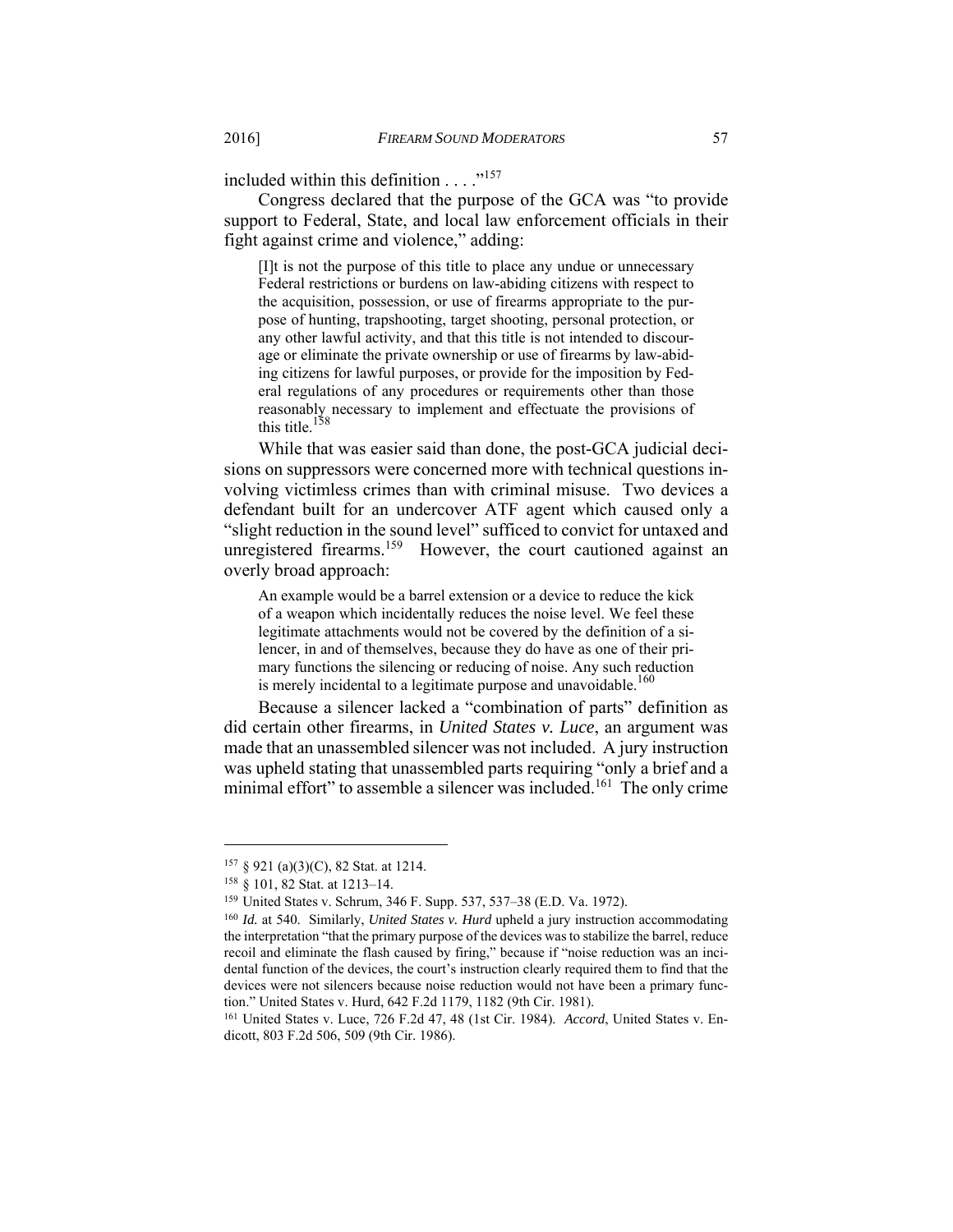included within this definition . . . ."[157]

Congress declared that the purpose of the GCA was "to provide support to Federal, State, and local law enforcement officials in their fight against crime and violence," adding:

> [I]t is not the purpose of this title to place any undue or unnecessary Federal restrictions or burdens on law-abiding citizens with respect to the acquisition, possession, or use of firearms appropriate to the purpose of hunting, trapshooting, target shooting, personal protection, or any other lawful activity, and that this title is not intended to discourage or eliminate the private ownership or use of firearms by law-abiding citizens for lawful purposes, or provide for the imposition by Federal regulations of any procedures or requirements other than those reasonably necessary to implement and effectuate the provisions of this title.[158]

While that was easier said than done, the post-GCA judicial decisions on suppressors were concerned more with technical questions involving victimless crimes than with criminal misuse. Two devices a defendant built for an undercover ATF agent which caused only a "slight reduction in the sound level" sufficed to convict for untaxed and unregistered firearms.[159] However, the court cautioned against an overly broad approach:

> An example would be a barrel extension or a device to reduce the kick of a weapon which incidentally reduces the noise level. We feel these legitimate attachments would not be covered by the definition of a silencer, in and of themselves, because they do have as one of their primary functions the silencing or reducing of noise. Any such reduction is merely incidental to a legitimate purpose and unavoidable.[160]

Because a silencer lacked a "combination of parts" definition as did certain other firearms, in *United States v. Luce*, an argument was made that an unassembled silencer was not included. A jury instruction was upheld stating that unassembled parts requiring "only a brief and a minimal effort" to assemble a silencer was included.[161] The only crime

---

[157] § 921 (a)(3)(C), 82 Stat. at 1214.

[158] § 101, 82 Stat. at 1213–14.

[159] United States v. Schrum, 346 F. Supp. 537, 537–38 (E.D. Va. 1972).

[160] *Id.* at 540. Similarly, *United States v. Hurd* upheld a jury instruction accommodating the interpretation "that the primary purpose of the devices was to stabilize the barrel, reduce recoil and eliminate the flash caused by firing," because if "noise reduction was an incidental function of the devices, the court's instruction clearly required them to find that the devices were not silencers because noise reduction would not have been a primary function." United States v. Hurd, 642 F.2d 1179, 1182 (9th Cir. 1981).

[161] United States v. Luce, 726 F.2d 47, 48 (1st Cir. 1984). *Accord*, United States v. Endicott, 803 F.2d 506, 509 (9th Cir. 1986).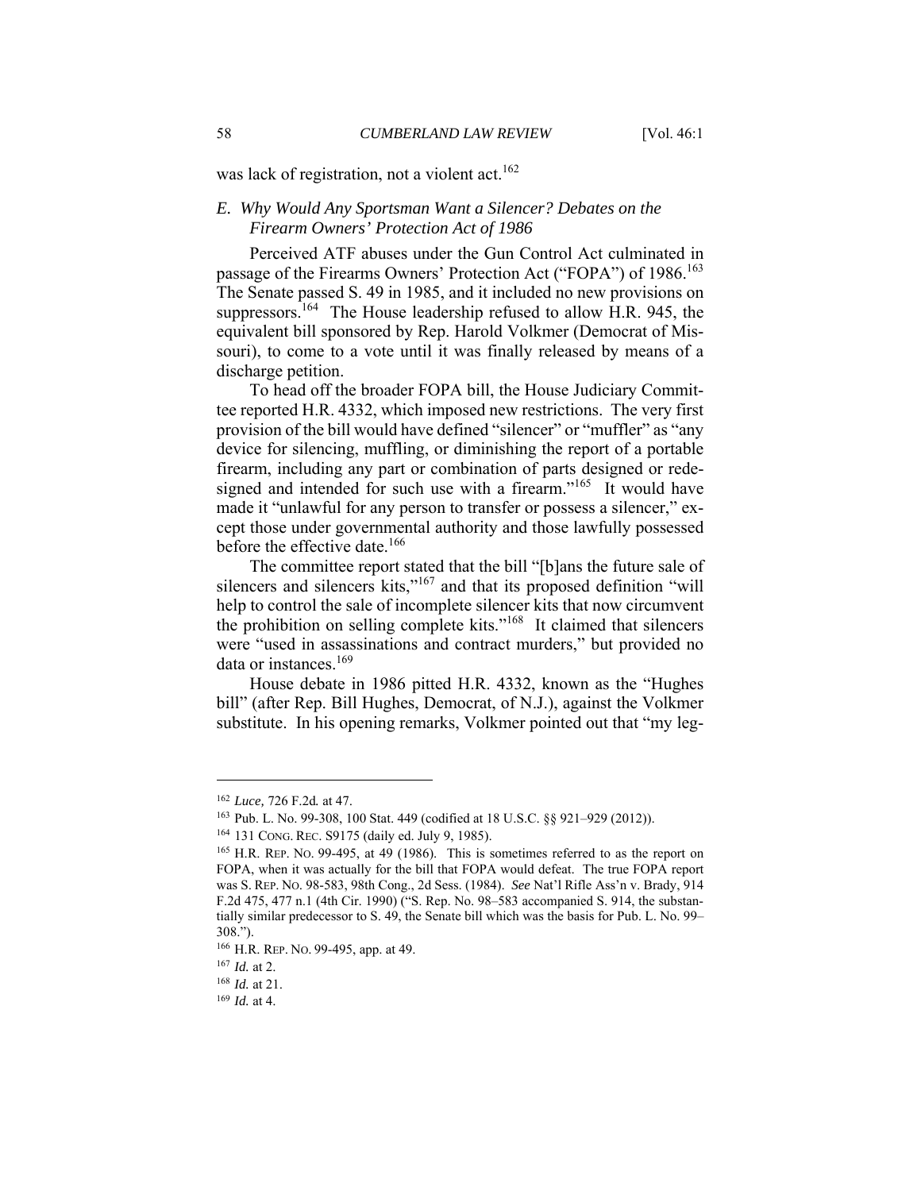was lack of registration, not a violent act.[162]

### *E. Why Would Any Sportsman Want a Silencer? Debates on the Firearm Owners' Protection Act of 1986*

Perceived ATF abuses under the Gun Control Act culminated in passage of the Firearms Owners' Protection Act ("FOPA") of 1986.[163] The Senate passed S. 49 in 1985, and it included no new provisions on suppressors.[164] The House leadership refused to allow H.R. 945, the equivalent bill sponsored by Rep. Harold Volkmer (Democrat of Missouri), to come to a vote until it was finally released by means of a discharge petition.

To head off the broader FOPA bill, the House Judiciary Committee reported H.R. 4332, which imposed new restrictions. The very first provision of the bill would have defined "silencer" or "muffler" as "any device for silencing, muffling, or diminishing the report of a portable firearm, including any part or combination of parts designed or redesigned and intended for such use with a firearm."[165] It would have made it "unlawful for any person to transfer or possess a silencer," except those under governmental authority and those lawfully possessed before the effective date.[166]

The committee report stated that the bill "[b]ans the future sale of silencers and silencers kits,"[167] and that its proposed definition "will help to control the sale of incomplete silencer kits that now circumvent the prohibition on selling complete kits."[168] It claimed that silencers were "used in assassinations and contract murders," but provided no data or instances.[169]

House debate in 1986 pitted H.R. 4332, known as the "Hughes bill" (after Rep. Bill Hughes, Democrat, of N.J.), against the Volkmer substitute. In his opening remarks, Volkmer pointed out that "my leg-

---

[162] *Luce,* 726 F.2d*.* at 47.

[163] Pub. L. No. 99-308, 100 Stat. 449 (codified at 18 U.S.C. §§ 921–929 (2012)).

[164] 131 CONG. REC. S9175 (daily ed. July 9, 1985).

[165] H.R. REP. NO. 99-495, at 49 (1986). This is sometimes referred to as the report on FOPA, when it was actually for the bill that FOPA would defeat. The true FOPA report was S. REP. NO. 98-583, 98th Cong., 2d Sess. (1984). *See* Nat'l Rifle Ass'n v. Brady, 914 F.2d 475, 477 n.1 (4th Cir. 1990) ("S. Rep. No. 98–583 accompanied S. 914, the substantially similar predecessor to S. 49, the Senate bill which was the basis for Pub. L. No. 99–308.").

[166] H.R. REP. NO. 99-495, app. at 49.

[167] *Id.* at 2.

[168] *Id.* at 21.

[169] *Id.* at 4.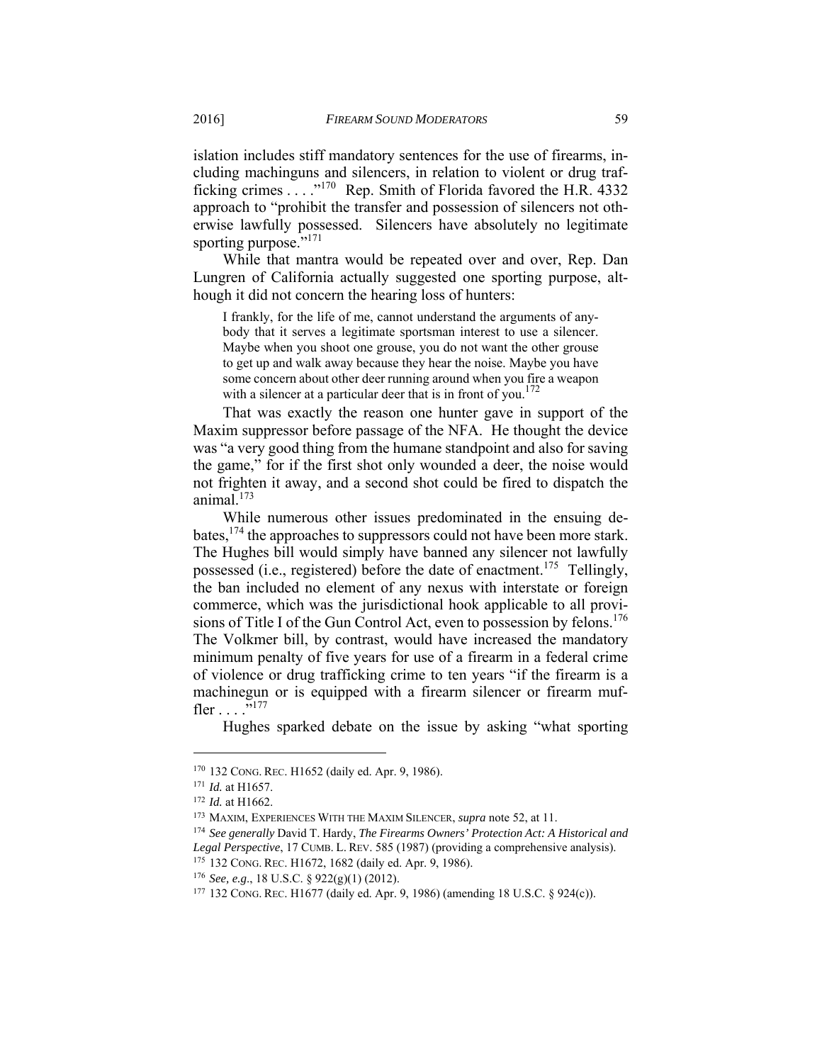islation includes stiff mandatory sentences for the use of firearms, including machinguns and silencers, in relation to violent or drug trafficking crimes . . . ."[170] Rep. Smith of Florida favored the H.R. 4332 approach to "prohibit the transfer and possession of silencers not otherwise lawfully possessed. Silencers have absolutely no legitimate sporting purpose."[171]

While that mantra would be repeated over and over, Rep. Dan Lungren of California actually suggested one sporting purpose, although it did not concern the hearing loss of hunters:

> I frankly, for the life of me, cannot understand the arguments of anybody that it serves a legitimate sportsman interest to use a silencer. Maybe when you shoot one grouse, you do not want the other grouse to get up and walk away because they hear the noise. Maybe you have some concern about other deer running around when you fire a weapon with a silencer at a particular deer that is in front of you.[172]

That was exactly the reason one hunter gave in support of the Maxim suppressor before passage of the NFA. He thought the device was "a very good thing from the humane standpoint and also for saving the game," for if the first shot only wounded a deer, the noise would not frighten it away, and a second shot could be fired to dispatch the animal.[173]

While numerous other issues predominated in the ensuing debates,[174] the approaches to suppressors could not have been more stark. The Hughes bill would simply have banned any silencer not lawfully possessed (i.e., registered) before the date of enactment.[175] Tellingly, the ban included no element of any nexus with interstate or foreign commerce, which was the jurisdictional hook applicable to all provisions of Title I of the Gun Control Act, even to possession by felons.[176] The Volkmer bill, by contrast, would have increased the mandatory minimum penalty of five years for use of a firearm in a federal crime of violence or drug trafficking crime to ten years "if the firearm is a machinegun or is equipped with a firearm silencer or firearm muffler . . . ."[177]

Hughes sparked debate on the issue by asking "what sporting

---

[170] 132 CONG. REC. H1652 (daily ed. Apr. 9, 1986).

[171] *Id.* at H1657.

[172] *Id.* at H1662.

[173] MAXIM, EXPERIENCES WITH THE MAXIM SILENCER, *supra* note 52, at 11.

[174] *See generally* David T. Hardy, *The Firearms Owners' Protection Act: A Historical and Legal Perspective*, 17 CUMB. L. REV. 585 (1987) (providing a comprehensive analysis).

[175] 132 CONG. REC. H1672, 1682 (daily ed. Apr. 9, 1986).

[176] *See, e.g.*, 18 U.S.C. § 922(g)(1) (2012).

[177] 132 CONG. REC. H1677 (daily ed. Apr. 9, 1986) (amending 18 U.S.C. § 924(c)).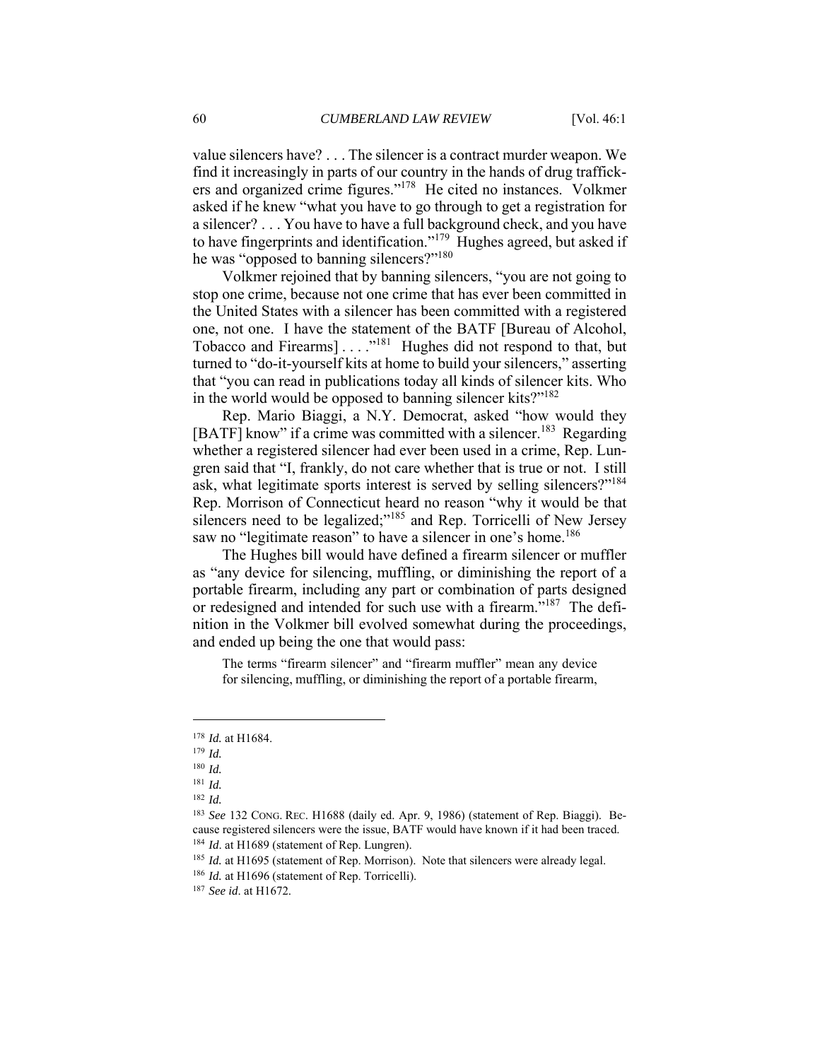value silencers have? . . . The silencer is a contract murder weapon. We find it increasingly in parts of our country in the hands of drug traffickers and organized crime figures."[178] He cited no instances. Volkmer asked if he knew "what you have to go through to get a registration for a silencer? . . . You have to have a full background check, and you have to have fingerprints and identification."[179] Hughes agreed, but asked if he was "opposed to banning silencers?"[180]

Volkmer rejoined that by banning silencers, "you are not going to stop one crime, because not one crime that has ever been committed in the United States with a silencer has been committed with a registered one, not one. I have the statement of the BATF [Bureau of Alcohol, Tobacco and Firearms] . . . ."[181] Hughes did not respond to that, but turned to "do-it-yourself kits at home to build your silencers," asserting that "you can read in publications today all kinds of silencer kits. Who in the world would be opposed to banning silencer kits?"[182]

Rep. Mario Biaggi, a N.Y. Democrat, asked "how would they [BATF] know" if a crime was committed with a silencer.[183] Regarding whether a registered silencer had ever been used in a crime, Rep. Lungren said that "I, frankly, do not care whether that is true or not. I still ask, what legitimate sports interest is served by selling silencers?"[184] Rep. Morrison of Connecticut heard no reason "why it would be that silencers need to be legalized;"[185] and Rep. Torricelli of New Jersey saw no "legitimate reason" to have a silencer in one's home.[186]

The Hughes bill would have defined a firearm silencer or muffler as "any device for silencing, muffling, or diminishing the report of a portable firearm, including any part or combination of parts designed or redesigned and intended for such use with a firearm."[187] The definition in the Volkmer bill evolved somewhat during the proceedings, and ended up being the one that would pass:

> The terms "firearm silencer" and "firearm muffler" mean any device for silencing, muffling, or diminishing the report of a portable firearm,

---

[178] *Id.* at H1684.

[179] *Id.*

[180] *Id.*

[181] *Id.*

[182] *Id.*

[183] *See* 132 CONG. REC. H1688 (daily ed. Apr. 9, 1986) (statement of Rep. Biaggi). Because registered silencers were the issue, BATF would have known if it had been traced.

[184] *Id*. at H1689 (statement of Rep. Lungren).

[185] *Id.* at H1695 (statement of Rep. Morrison). Note that silencers were already legal.

[186] *Id.* at H1696 (statement of Rep. Torricelli).

[187] *See id*. at H1672.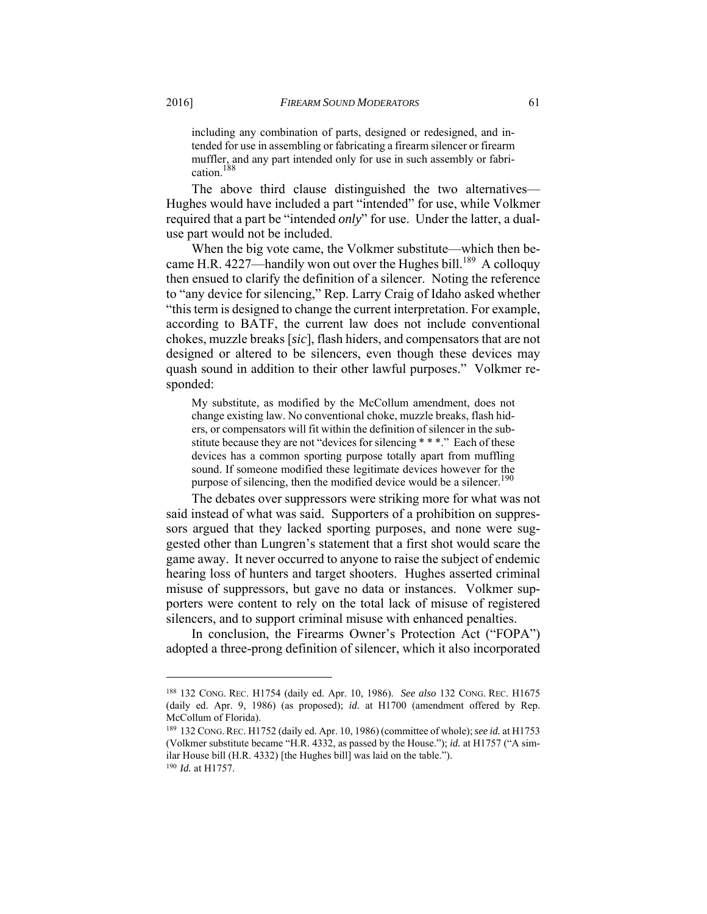> including any combination of parts, designed or redesigned, and intended for use in assembling or fabricating a firearm silencer or firearm muffler, and any part intended only for use in such assembly or fabrication.[188]

The above third clause distinguished the two alternatives—Hughes would have included a part "intended" for use, while Volkmer required that a part be "intended *only*" for use. Under the latter, a dual-use part would not be included.

When the big vote came, the Volkmer substitute—which then became H.R. 4227—handily won out over the Hughes bill.[189] A colloquy then ensued to clarify the definition of a silencer. Noting the reference to "any device for silencing," Rep. Larry Craig of Idaho asked whether "this term is designed to change the current interpretation. For example, according to BATF, the current law does not include conventional chokes, muzzle breaks [*sic*], flash hiders, and compensators that are not designed or altered to be silencers, even though these devices may quash sound in addition to their other lawful purposes." Volkmer responded:

> My substitute, as modified by the McCollum amendment, does not change existing law. No conventional choke, muzzle breaks, flash hiders, or compensators will fit within the definition of silencer in the substitute because they are not "devices for silencing * * *." Each of these devices has a common sporting purpose totally apart from muffling sound. If someone modified these legitimate devices however for the purpose of silencing, then the modified device would be a silencer.[190]

The debates over suppressors were striking more for what was not said instead of what was said. Supporters of a prohibition on suppressors argued that they lacked sporting purposes, and none were suggested other than Lungren's statement that a first shot would scare the game away. It never occurred to anyone to raise the subject of endemic hearing loss of hunters and target shooters. Hughes asserted criminal misuse of suppressors, but gave no data or instances. Volkmer supporters were content to rely on the total lack of misuse of registered silencers, and to support criminal misuse with enhanced penalties.

In conclusion, the Firearms Owner's Protection Act ("FOPA") adopted a three-prong definition of silencer, which it also incorporated

---

[188] 132 CONG. REC. H1754 (daily ed. Apr. 10, 1986). *See also* 132 CONG. REC. H1675 (daily ed. Apr. 9, 1986) (as proposed); *id*. at H1700 (amendment offered by Rep. McCollum of Florida).

[189] 132 CONG. REC. H1752 (daily ed. Apr. 10, 1986) (committee of whole); *see id.* at H1753 (Volkmer substitute became "H.R. 4332, as passed by the House."); *id.* at H1757 ("A similar House bill (H.R. 4332) [the Hughes bill] was laid on the table.").

[190] *Id.* at H1757.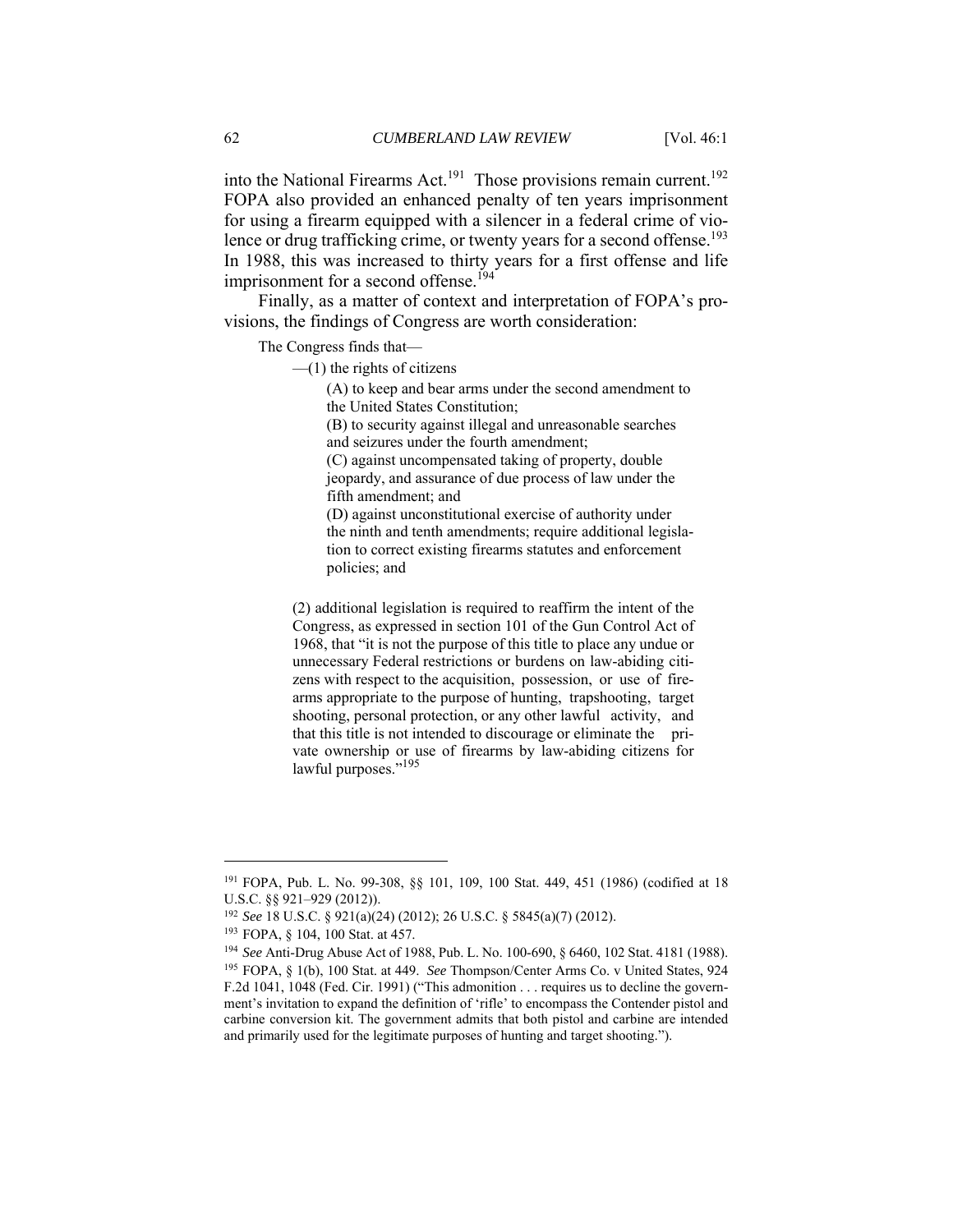into the National Firearms Act.[191] Those provisions remain current.[192] FOPA also provided an enhanced penalty of ten years imprisonment for using a firearm equipped with a silencer in a federal crime of violence or drug trafficking crime, or twenty years for a second offense.[193] In 1988, this was increased to thirty years for a first offense and life imprisonment for a second offense.[194]

Finally, as a matter of context and interpretation of FOPA's provisions, the findings of Congress are worth consideration:

> The Congress finds that—
>
> —(1) the rights of citizens
>
> (A) to keep and bear arms under the second amendment to the United States Constitution;
>
> (B) to security against illegal and unreasonable searches and seizures under the fourth amendment;
>
> (C) against uncompensated taking of property, double jeopardy, and assurance of due process of law under the fifth amendment; and
>
> (D) against unconstitutional exercise of authority under the ninth and tenth amendments; require additional legislation to correct existing firearms statutes and enforcement policies; and
>
> (2) additional legislation is required to reaffirm the intent of the Congress, as expressed in section 101 of the Gun Control Act of 1968, that "it is not the purpose of this title to place any undue or unnecessary Federal restrictions or burdens on law-abiding citizens with respect to the acquisition, possession, or use of firearms appropriate to the purpose of hunting, trapshooting, target shooting, personal protection, or any other lawful activity, and that this title is not intended to discourage or eliminate the private ownership or use of firearms by law-abiding citizens for lawful purposes."[195]

---

[191] FOPA, Pub. L. No. 99-308, §§ 101, 109, 100 Stat. 449, 451 (1986) (codified at 18 U.S.C. §§ 921–929 (2012)).

[192] *See* 18 U.S.C. § 921(a)(24) (2012); 26 U.S.C. § 5845(a)(7) (2012).

[193] FOPA, § 104, 100 Stat. at 457.

[194] *See* Anti-Drug Abuse Act of 1988, Pub. L. No. 100-690, § 6460, 102 Stat. 4181 (1988).

[195] FOPA, § 1(b), 100 Stat. at 449. *See* Thompson/Center Arms Co. v United States, 924 F.2d 1041, 1048 (Fed. Cir. 1991) ("This admonition . . . requires us to decline the government's invitation to expand the definition of 'rifle' to encompass the Contender pistol and carbine conversion kit. The government admits that both pistol and carbine are intended and primarily used for the legitimate purposes of hunting and target shooting.").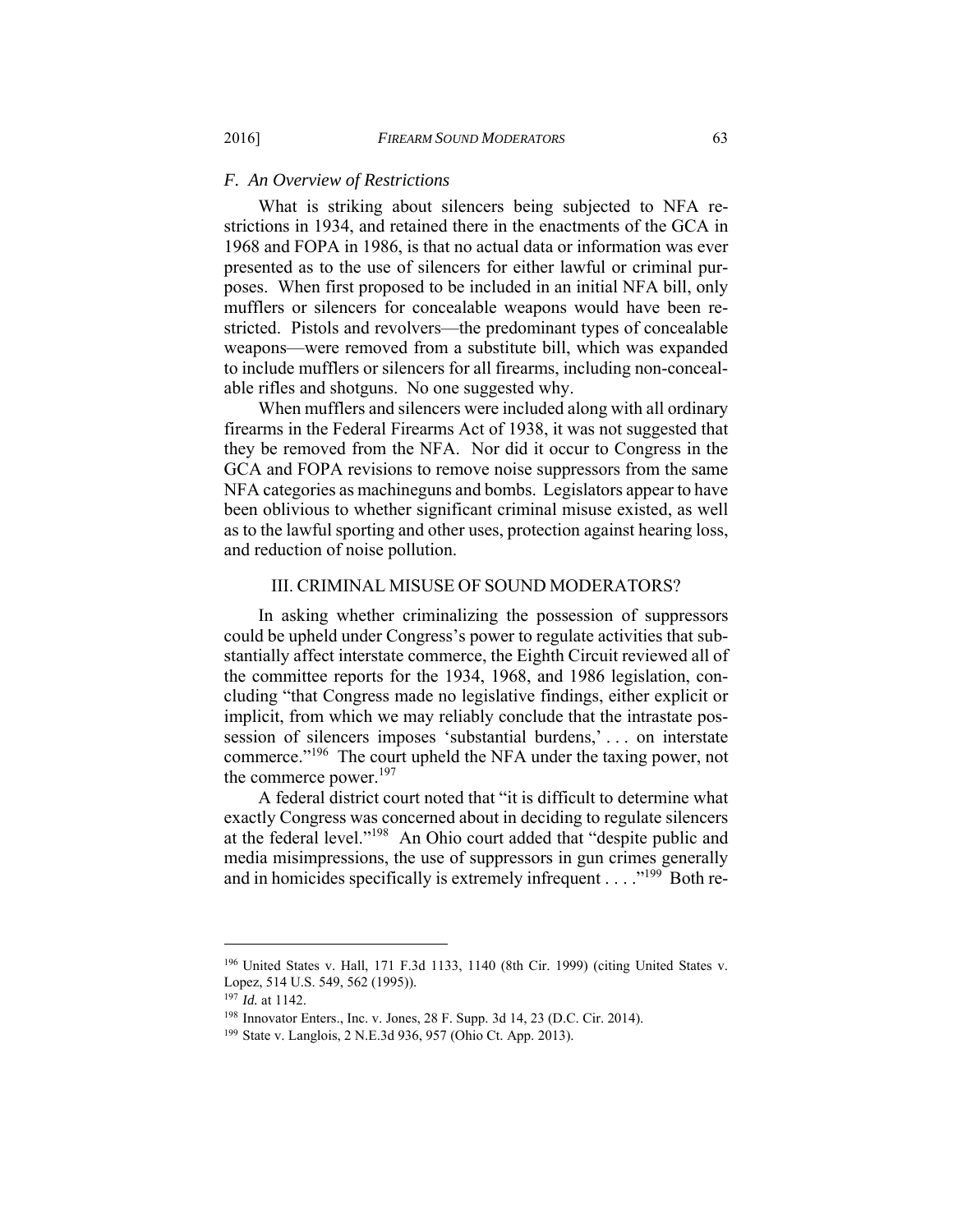### *F. An Overview of Restrictions*

What is striking about silencers being subjected to NFA restrictions in 1934, and retained there in the enactments of the GCA in 1968 and FOPA in 1986, is that no actual data or information was ever presented as to the use of silencers for either lawful or criminal purposes. When first proposed to be included in an initial NFA bill, only mufflers or silencers for concealable weapons would have been restricted. Pistols and revolvers—the predominant types of concealable weapons—were removed from a substitute bill, which was expanded to include mufflers or silencers for all firearms, including non-concealable rifles and shotguns. No one suggested why.

When mufflers and silencers were included along with all ordinary firearms in the Federal Firearms Act of 1938, it was not suggested that they be removed from the NFA. Nor did it occur to Congress in the GCA and FOPA revisions to remove noise suppressors from the same NFA categories as machineguns and bombs. Legislators appear to have been oblivious to whether significant criminal misuse existed, as well as to the lawful sporting and other uses, protection against hearing loss, and reduction of noise pollution.

## III. CRIMINAL MISUSE OF SOUND MODERATORS?

In asking whether criminalizing the possession of suppressors could be upheld under Congress's power to regulate activities that substantially affect interstate commerce, the Eighth Circuit reviewed all of the committee reports for the 1934, 1968, and 1986 legislation, concluding "that Congress made no legislative findings, either explicit or implicit, from which we may reliably conclude that the intrastate possession of silencers imposes 'substantial burdens,' . . . on interstate commerce."[196] The court upheld the NFA under the taxing power, not the commerce power.[197]

A federal district court noted that "it is difficult to determine what exactly Congress was concerned about in deciding to regulate silencers at the federal level."[198] An Ohio court added that "despite public and media misimpressions, the use of suppressors in gun crimes generally and in homicides specifically is extremely infrequent . . . ."[199] Both re-

---

[196] United States v. Hall, 171 F.3d 1133, 1140 (8th Cir. 1999) (citing United States v. Lopez, 514 U.S. 549, 562 (1995)).

[197] *Id.* at 1142.

[198] Innovator Enters., Inc. v. Jones, 28 F. Supp. 3d 14, 23 (D.C. Cir. 2014).

[199] State v. Langlois, 2 N.E.3d 936, 957 (Ohio Ct. App. 2013).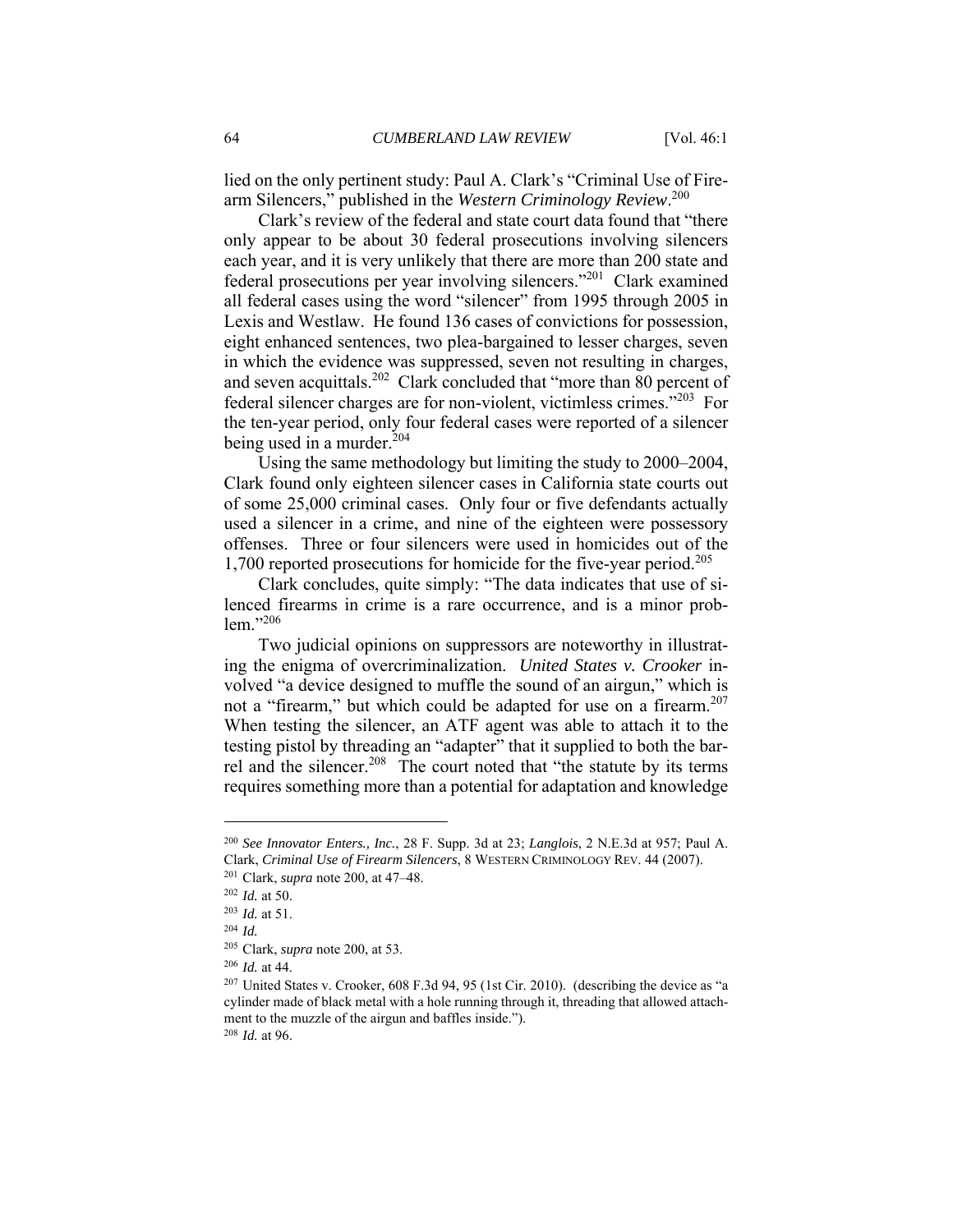lied on the only pertinent study: Paul A. Clark's "Criminal Use of Firearm Silencers," published in the *Western Criminology Review*.[200]

Clark's review of the federal and state court data found that "there only appear to be about 30 federal prosecutions involving silencers each year, and it is very unlikely that there are more than 200 state and federal prosecutions per year involving silencers."[201] Clark examined all federal cases using the word "silencer" from 1995 through 2005 in Lexis and Westlaw. He found 136 cases of convictions for possession, eight enhanced sentences, two plea-bargained to lesser charges, seven in which the evidence was suppressed, seven not resulting in charges, and seven acquittals.[202] Clark concluded that "more than 80 percent of federal silencer charges are for non-violent, victimless crimes."[203] For the ten-year period, only four federal cases were reported of a silencer being used in a murder.[204]

Using the same methodology but limiting the study to 2000–2004, Clark found only eighteen silencer cases in California state courts out of some 25,000 criminal cases. Only four or five defendants actually used a silencer in a crime, and nine of the eighteen were possessory offenses. Three or four silencers were used in homicides out of the 1,700 reported prosecutions for homicide for the five-year period.[205]

Clark concludes, quite simply: "The data indicates that use of silenced firearms in crime is a rare occurrence, and is a minor problem."[206]

Two judicial opinions on suppressors are noteworthy in illustrating the enigma of overcriminalization. *United States v. Crooker* involved "a device designed to muffle the sound of an airgun," which is not a "firearm," but which could be adapted for use on a firearm.[207] When testing the silencer, an ATF agent was able to attach it to the testing pistol by threading an "adapter" that it supplied to both the barrel and the silencer.[208] The court noted that "the statute by its terms requires something more than a potential for adaptation and knowledge

---

[200] *See Innovator Enters., Inc.*, 28 F. Supp. 3d at 23; *Langlois*, 2 N.E.3d at 957; Paul A. Clark, *Criminal Use of Firearm Silencers*, 8 WESTERN CRIMINOLOGY REV. 44 (2007).

[201] Clark, *supra* note 200, at 47–48.

[202] *Id.* at 50.

[203] *Id.* at 51.

[204] *Id.*

[205] Clark, *supra* note 200, at 53.

[206] *Id.* at 44.

[207] United States v. Crooker, 608 F.3d 94, 95 (1st Cir. 2010). (describing the device as "a cylinder made of black metal with a hole running through it, threading that allowed attachment to the muzzle of the airgun and baffles inside.").

[208] *Id.* at 96.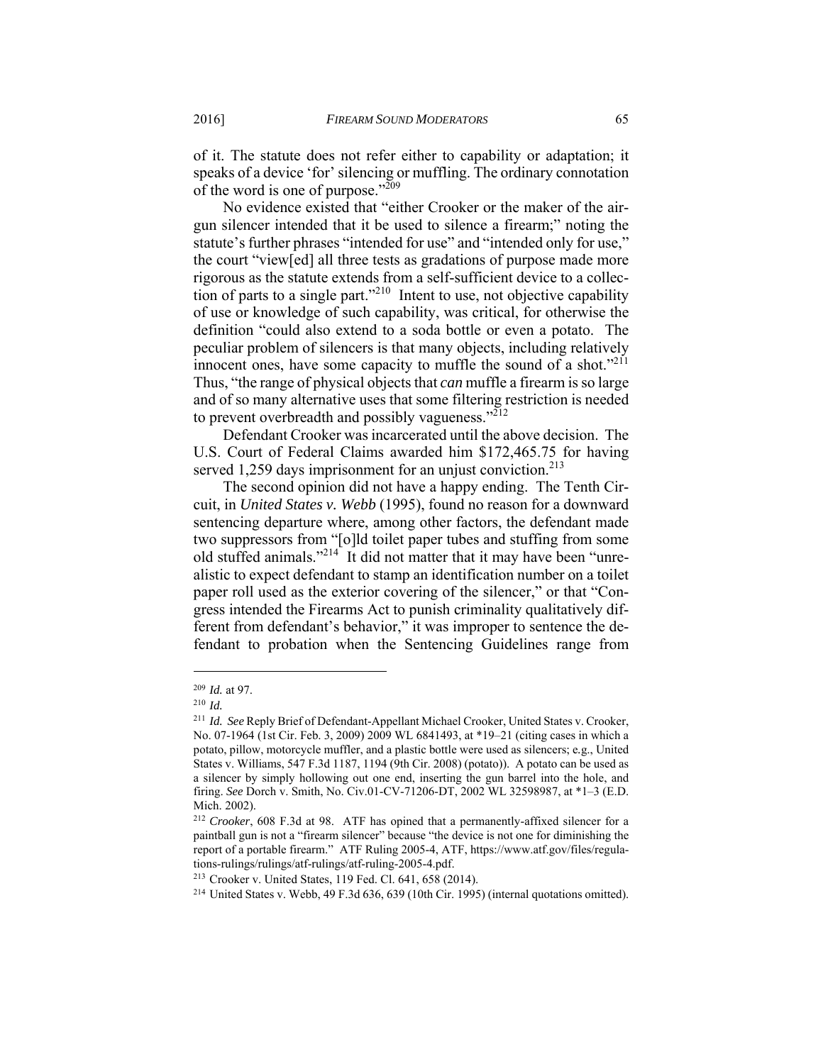of it. The statute does not refer either to capability or adaptation; it speaks of a device 'for' silencing or muffling. The ordinary connotation of the word is one of purpose."[209]

No evidence existed that "either Crooker or the maker of the air-gun silencer intended that it be used to silence a firearm;" noting the statute's further phrases "intended for use" and "intended only for use," the court "view[ed] all three tests as gradations of purpose made more rigorous as the statute extends from a self-sufficient device to a collection of parts to a single part."[210] Intent to use, not objective capability of use or knowledge of such capability, was critical, for otherwise the definition "could also extend to a soda bottle or even a potato. The peculiar problem of silencers is that many objects, including relatively innocent ones, have some capacity to muffle the sound of a shot."[211] Thus, "the range of physical objects that *can* muffle a firearm is so large and of so many alternative uses that some filtering restriction is needed to prevent overbreadth and possibly vagueness."[212]

Defendant Crooker was incarcerated until the above decision. The U.S. Court of Federal Claims awarded him $172,465.75 for having served 1,259 days imprisonment for an unjust conviction.[213]

The second opinion did not have a happy ending. The Tenth Circuit, in *United States v. Webb* (1995), found no reason for a downward sentencing departure where, among other factors, the defendant made two suppressors from "[o]ld toilet paper tubes and stuffing from some old stuffed animals."[214] It did not matter that it may have been "unrealistic to expect defendant to stamp an identification number on a toilet paper roll used as the exterior covering of the silencer," or that "Congress intended the Firearms Act to punish criminality qualitatively different from defendant's behavior," it was improper to sentence the defendant to probation when the Sentencing Guidelines range from

---

[209] *Id.* at 97.

[210] *Id.*

[211] *Id. See* Reply Brief of Defendant-Appellant Michael Crooker, United States v. Crooker, No. 07-1964 (1st Cir. Feb. 3, 2009) 2009 WL 6841493, at *19–21 (citing cases in which a potato, pillow, motorcycle muffler, and a plastic bottle were used as silencers; e.g., United States v. Williams, 547 F.3d 1187, 1194 (9th Cir. 2008) (potato)). A potato can be used as a silencer by simply hollowing out one end, inserting the gun barrel into the hole, and firing. *See* Dorch v. Smith, No. Civ.01-CV-71206-DT, 2002 WL 32598987, at *1–3 (E.D. Mich. 2002).

[212] *Crooker*, 608 F.3d at 98. ATF has opined that a permanently-affixed silencer for a paintball gun is not a "firearm silencer" because "the device is not one for diminishing the report of a portable firearm." ATF Ruling 2005-4, ATF, https://www.atf.gov/files/regulations-rulings/rulings/atf-rulings/atf-ruling-2005-4.pdf.

[213] Crooker v. United States, 119 Fed. Cl. 641, 658 (2014).

[214] United States v. Webb, 49 F.3d 636, 639 (10th Cir. 1995) (internal quotations omitted).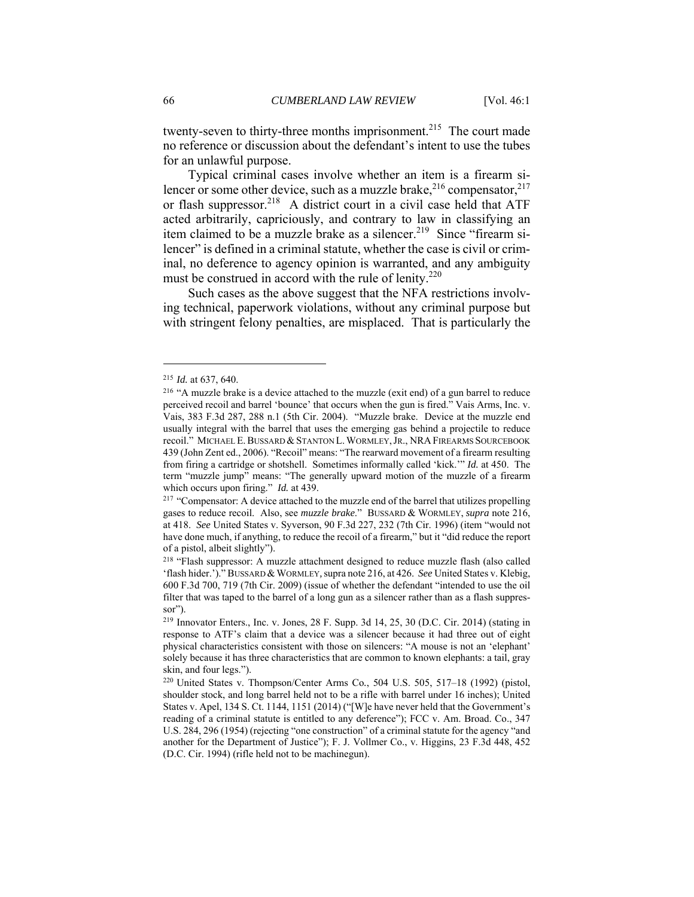twenty-seven to thirty-three months imprisonment.[215] The court made no reference or discussion about the defendant's intent to use the tubes for an unlawful purpose.

Typical criminal cases involve whether an item is a firearm silencer or some other device, such as a muzzle brake,[216] compensator,[217] or flash suppressor.[218] A district court in a civil case held that ATF acted arbitrarily, capriciously, and contrary to law in classifying an item claimed to be a muzzle brake as a silencer.[219] Since "firearm silencer" is defined in a criminal statute, whether the case is civil or criminal, no deference to agency opinion is warranted, and any ambiguity must be construed in accord with the rule of lenity.[220]

Such cases as the above suggest that the NFA restrictions involving technical, paperwork violations, without any criminal purpose but with stringent felony penalties, are misplaced. That is particularly the

---

[215] *Id.* at 637, 640.

[216] "A muzzle brake is a device attached to the muzzle (exit end) of a gun barrel to reduce perceived recoil and barrel 'bounce' that occurs when the gun is fired." Vais Arms, Inc. v. Vais, 383 F.3d 287, 288 n.1 (5th Cir. 2004). "Muzzle brake. Device at the muzzle end usually integral with the barrel that uses the emerging gas behind a projectile to reduce recoil." MICHAEL E. BUSSARD & STANTON L. WORMLEY, JR., NRA FIREARMS SOURCEBOOK 439 (John Zent ed., 2006). "Recoil" means: "The rearward movement of a firearm resulting from firing a cartridge or shotshell. Sometimes informally called 'kick.'" *Id.* at 450. The term "muzzle jump" means: "The generally upward motion of the muzzle of a firearm which occurs upon firing." *Id.* at 439.

[217] "Compensator: A device attached to the muzzle end of the barrel that utilizes propelling gases to reduce recoil. Also, see *muzzle brake*." BUSSARD & WORMLEY, *supra* note 216, at 418. *See* United States v. Syverson, 90 F.3d 227, 232 (7th Cir. 1996) (item "would not have done much, if anything, to reduce the recoil of a firearm," but it "did reduce the report of a pistol, albeit slightly").

[218] "Flash suppressor: A muzzle attachment designed to reduce muzzle flash (also called 'flash hider.')." BUSSARD & WORMLEY, supra note 216, at 426. *See* United States v. Klebig, 600 F.3d 700, 719 (7th Cir. 2009) (issue of whether the defendant "intended to use the oil filter that was taped to the barrel of a long gun as a silencer rather than as a flash suppressor").

[219] Innovator Enters., Inc. v. Jones, 28 F. Supp. 3d 14, 25, 30 (D.C. Cir. 2014) (stating in response to ATF's claim that a device was a silencer because it had three out of eight physical characteristics consistent with those on silencers: "A mouse is not an 'elephant' solely because it has three characteristics that are common to known elephants: a tail, gray skin, and four legs.").

[220] United States v. Thompson/Center Arms Co., 504 U.S. 505, 517–18 (1992) (pistol, shoulder stock, and long barrel held not to be a rifle with barrel under 16 inches); United States v. Apel, 134 S. Ct. 1144, 1151 (2014) ("[W]e have never held that the Government's reading of a criminal statute is entitled to any deference"); FCC v. Am. Broad. Co., 347 U.S. 284, 296 (1954) (rejecting "one construction" of a criminal statute for the agency "and another for the Department of Justice"); F. J. Vollmer Co., v. Higgins, 23 F.3d 448, 452 (D.C. Cir. 1994) (rifle held not to be machinegun).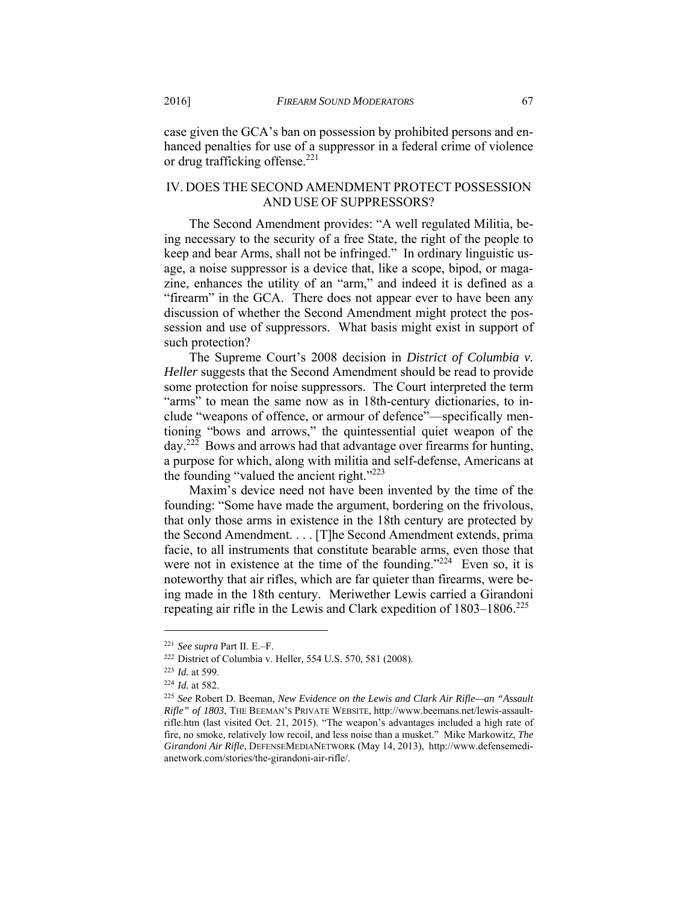case given the GCA's ban on possession by prohibited persons and enhanced penalties for use of a suppressor in a federal crime of violence or drug trafficking offense.[221]

## IV. DOES THE SECOND AMENDMENT PROTECT POSSESSION AND USE OF SUPPRESSORS?

The Second Amendment provides: "A well regulated Militia, being necessary to the security of a free State, the right of the people to keep and bear Arms, shall not be infringed." In ordinary linguistic usage, a noise suppressor is a device that, like a scope, bipod, or magazine, enhances the utility of an "arm," and indeed it is defined as a "firearm" in the GCA. There does not appear ever to have been any discussion of whether the Second Amendment might protect the possession and use of suppressors. What basis might exist in support of such protection?

The Supreme Court's 2008 decision in *District of Columbia v. Heller* suggests that the Second Amendment should be read to provide some protection for noise suppressors. The Court interpreted the term "arms" to mean the same now as in 18th-century dictionaries, to include "weapons of offence, or armour of defence"—specifically mentioning "bows and arrows," the quintessential quiet weapon of the day.[222] Bows and arrows had that advantage over firearms for hunting, a purpose for which, along with militia and self-defense, Americans at the founding "valued the ancient right."[223]

Maxim's device need not have been invented by the time of the founding: "Some have made the argument, bordering on the frivolous, that only those arms in existence in the 18th century are protected by the Second Amendment. . . . [T]he Second Amendment extends, prima facie, to all instruments that constitute bearable arms, even those that were not in existence at the time of the founding."[224] Even so, it is noteworthy that air rifles, which are far quieter than firearms, were being made in the 18th century. Meriwether Lewis carried a Girandoni repeating air rifle in the Lewis and Clark expedition of 1803–1806.[225]

---

[221] *See supra* Part II. E.–F.

[222] District of Columbia v. Heller, 554 U.S. 570, 581 (2008).

[223] *Id.* at 599.

[224] *Id.* at 582.

[225] *See* Robert D. Beeman, *New Evidence on the Lewis and Clark Air Rifle—an "Assault Rifle" of 1803*, THE BEEMAN'S PRIVATE WEBSITE, http://www.beemans.net/lewis-assault-rifle.htm (last visited Oct. 21, 2015). "The weapon's advantages included a high rate of fire, no smoke, relatively low recoil, and less noise than a musket." Mike Markowitz, *The Girandoni Air Rifle*, DEFENSEMEDIANETWORK (May 14, 2013), http://www.defensemedianetwork.com/stories/the-girandoni-air-rifle/.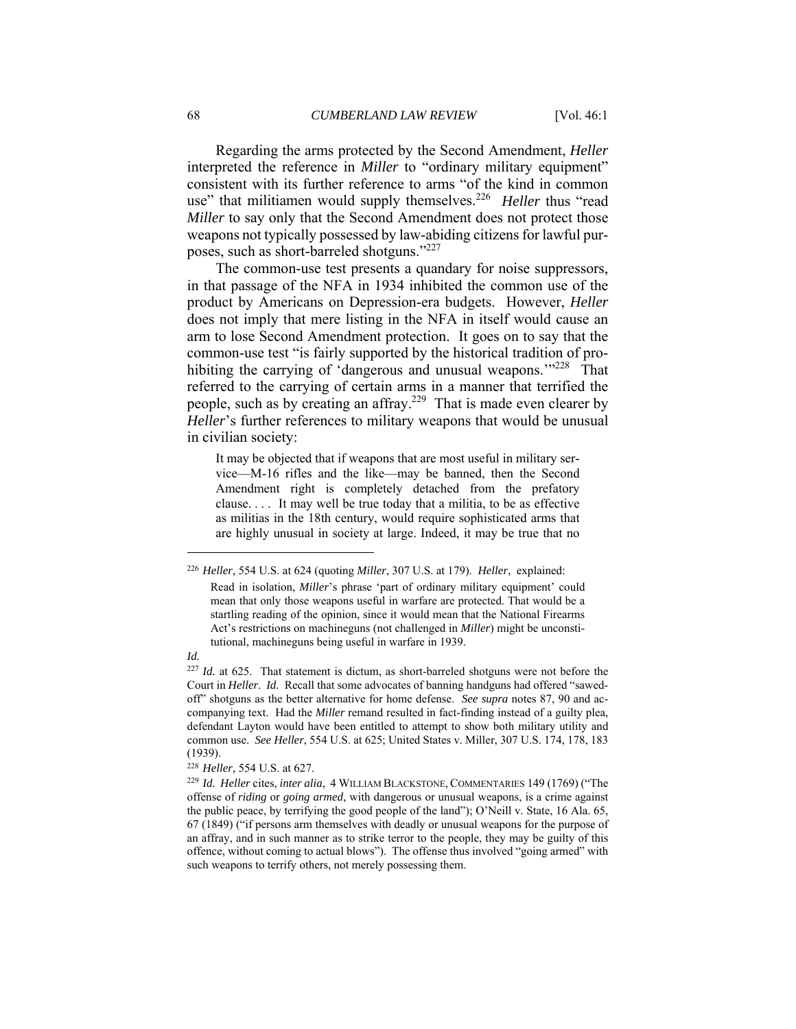Regarding the arms protected by the Second Amendment, *Heller* interpreted the reference in *Miller* to "ordinary military equipment" consistent with its further reference to arms "of the kind in common use" that militiamen would supply themselves.[226] *Heller* thus "read *Miller* to say only that the Second Amendment does not protect those weapons not typically possessed by law-abiding citizens for lawful purposes, such as short-barreled shotguns."[227]

The common-use test presents a quandary for noise suppressors, in that passage of the NFA in 1934 inhibited the common use of the product by Americans on Depression-era budgets. However, *Heller* does not imply that mere listing in the NFA in itself would cause an arm to lose Second Amendment protection. It goes on to say that the common-use test "is fairly supported by the historical tradition of prohibiting the carrying of 'dangerous and unusual weapons.'"[228] That referred to the carrying of certain arms in a manner that terrified the people, such as by creating an affray.[229] That is made even clearer by *Heller*'s further references to military weapons that would be unusual in civilian society:

> It may be objected that if weapons that are most useful in military service—M-16 rifles and the like—may be banned, then the Second Amendment right is completely detached from the prefatory clause. . . . It may well be true today that a militia, to be as effective as militias in the 18th century, would require sophisticated arms that are highly unusual in society at large. Indeed, it may be true that no

---

[226] *Heller,* 554 U.S. at 624 (quoting *Miller*, 307 U.S. at 179). *Heller*, explained:

> Read in isolation, *Miller*'s phrase 'part of ordinary military equipment' could mean that only those weapons useful in warfare are protected. That would be a startling reading of the opinion, since it would mean that the National Firearms Act's restrictions on machineguns (not challenged in *Miller*) might be unconstitutional, machineguns being useful in warfare in 1939.

*Id.*

[227] *Id.* at 625. That statement is dictum, as short-barreled shotguns were not before the Court in *Heller*. *Id.* Recall that some advocates of banning handguns had offered "sawed-off" shotguns as the better alternative for home defense. *See supra* notes 87, 90 and accompanying text. Had the *Miller* remand resulted in fact-finding instead of a guilty plea, defendant Layton would have been entitled to attempt to show both military utility and common use. *See Heller*, 554 U.S. at 625; United States v. Miller, 307 U.S. 174, 178, 183 (1939).

[228] *Heller,* 554 U.S. at 627.

[229] *Id. Heller* cites, *inter alia*, 4 WILLIAM BLACKSTONE, COMMENTARIES 149 (1769) ("The offense of *riding* or *going armed*, with dangerous or unusual weapons, is a crime against the public peace, by terrifying the good people of the land"); O'Neill v. State, 16 Ala. 65, 67 (1849) ("if persons arm themselves with deadly or unusual weapons for the purpose of an affray, and in such manner as to strike terror to the people, they may be guilty of this offence, without coming to actual blows"). The offense thus involved "going armed" with such weapons to terrify others, not merely possessing them.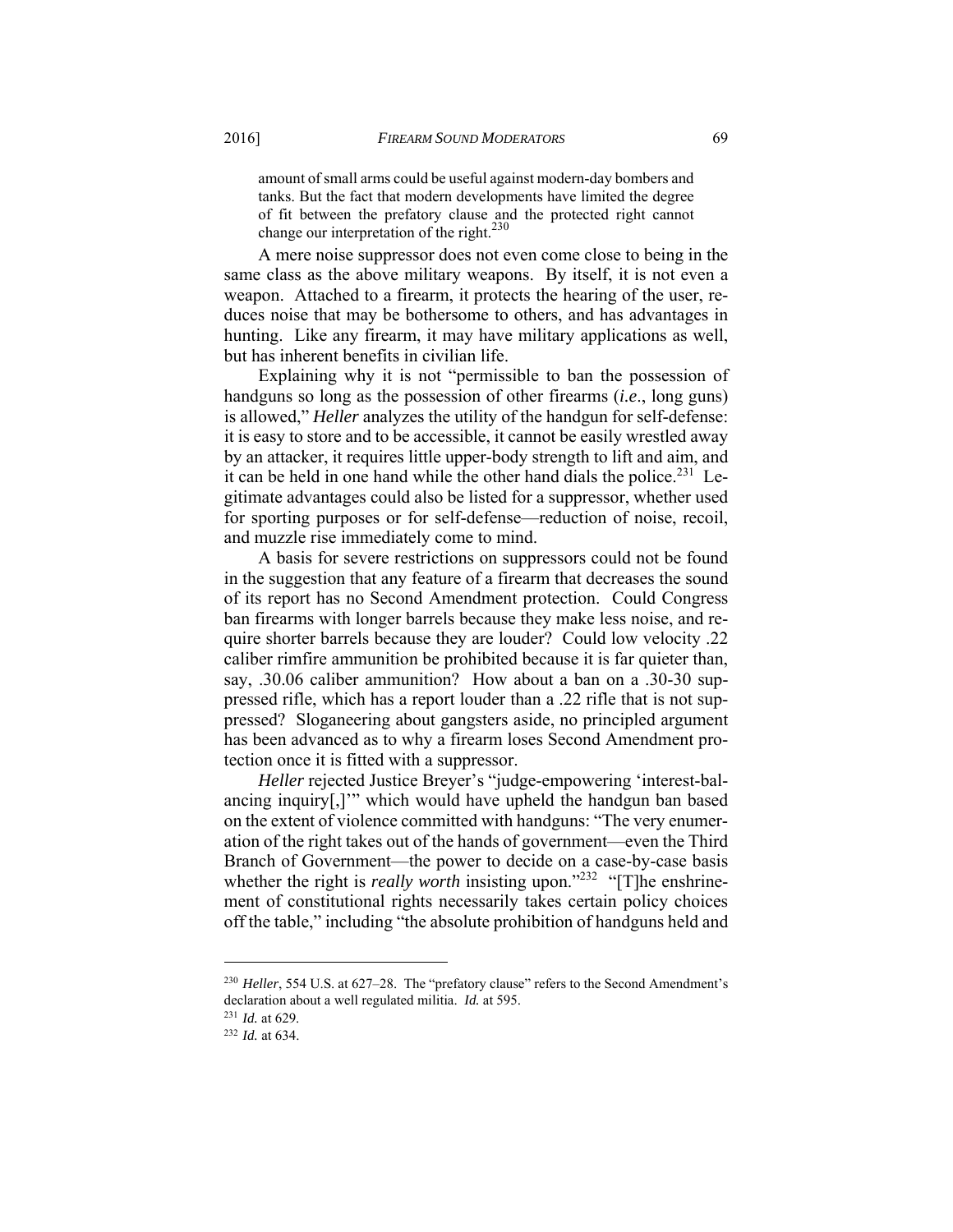> amount of small arms could be useful against modern-day bombers and tanks. But the fact that modern developments have limited the degree of fit between the prefatory clause and the protected right cannot change our interpretation of the right.[230]

A mere noise suppressor does not even come close to being in the same class as the above military weapons. By itself, it is not even a weapon. Attached to a firearm, it protects the hearing of the user, reduces noise that may be bothersome to others, and has advantages in hunting. Like any firearm, it may have military applications as well, but has inherent benefits in civilian life.

Explaining why it is not "permissible to ban the possession of handguns so long as the possession of other firearms (*i.e*., long guns) is allowed," *Heller* analyzes the utility of the handgun for self-defense: it is easy to store and to be accessible, it cannot be easily wrestled away by an attacker, it requires little upper-body strength to lift and aim, and it can be held in one hand while the other hand dials the police.[231] Legitimate advantages could also be listed for a suppressor, whether used for sporting purposes or for self-defense—reduction of noise, recoil, and muzzle rise immediately come to mind.

A basis for severe restrictions on suppressors could not be found in the suggestion that any feature of a firearm that decreases the sound of its report has no Second Amendment protection. Could Congress ban firearms with longer barrels because they make less noise, and require shorter barrels because they are louder? Could low velocity .22 caliber rimfire ammunition be prohibited because it is far quieter than, say, .30.06 caliber ammunition? How about a ban on a .30-30 suppressed rifle, which has a report louder than a .22 rifle that is not suppressed? Sloganeering about gangsters aside, no principled argument has been advanced as to why a firearm loses Second Amendment protection once it is fitted with a suppressor.

*Heller* rejected Justice Breyer's "judge-empowering 'interest-balancing inquiry[,]'" which would have upheld the handgun ban based on the extent of violence committed with handguns: "The very enumeration of the right takes out of the hands of government—even the Third Branch of Government—the power to decide on a case-by-case basis whether the right is *really worth* insisting upon."[232] "[T]he enshrinement of constitutional rights necessarily takes certain policy choices off the table," including "the absolute prohibition of handguns held and

---

[230] *Heller*, 554 U.S. at 627–28. The "prefatory clause" refers to the Second Amendment's declaration about a well regulated militia. *Id.* at 595.

[231] *Id.* at 629.

[232] *Id.* at 634.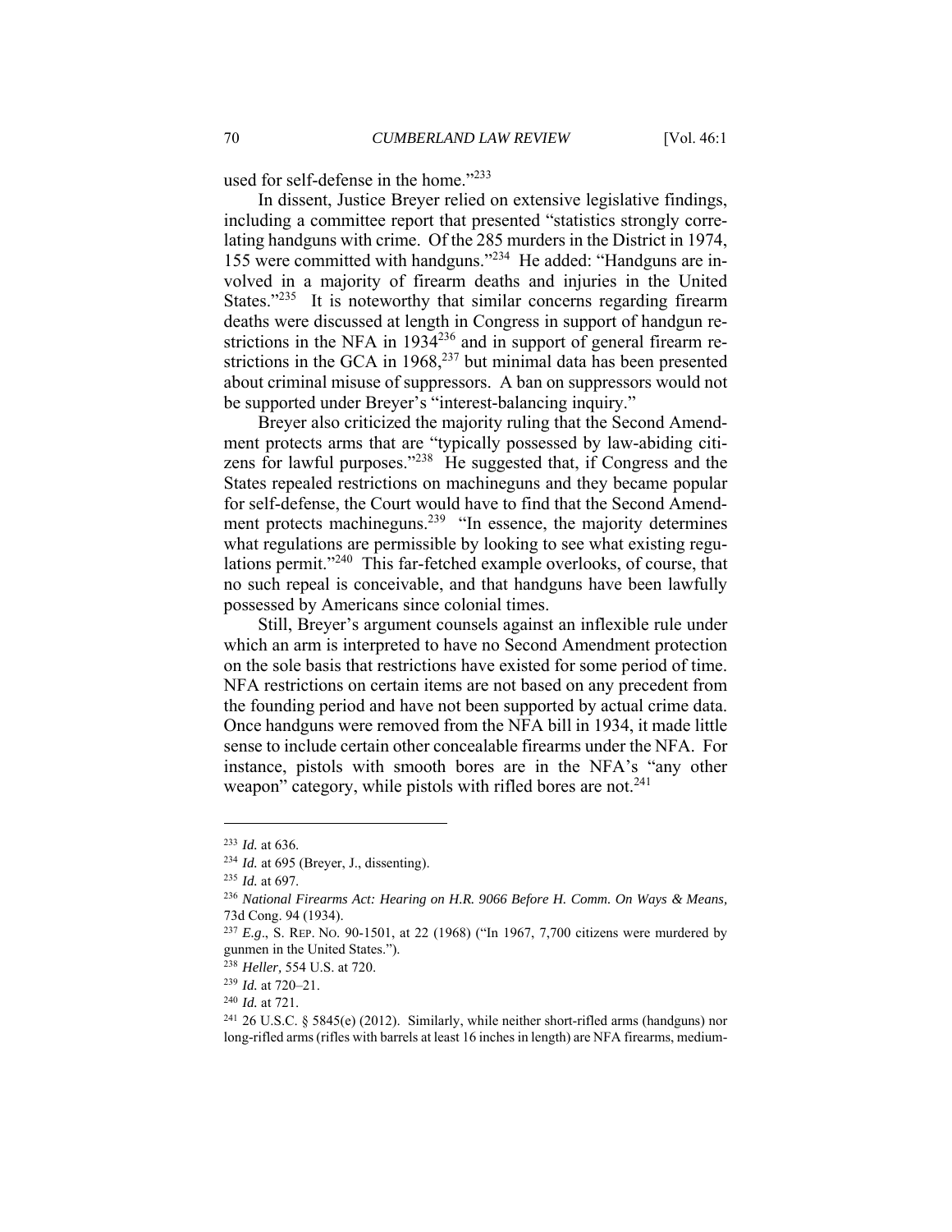used for self-defense in the home."[233]

In dissent, Justice Breyer relied on extensive legislative findings, including a committee report that presented "statistics strongly correlating handguns with crime. Of the 285 murders in the District in 1974, 155 were committed with handguns."[234] He added: "Handguns are involved in a majority of firearm deaths and injuries in the United States."[235] It is noteworthy that similar concerns regarding firearm deaths were discussed at length in Congress in support of handgun restrictions in the NFA in 1934[236] and in support of general firearm restrictions in the GCA in 1968,[237] but minimal data has been presented about criminal misuse of suppressors. A ban on suppressors would not be supported under Breyer's "interest-balancing inquiry."

Breyer also criticized the majority ruling that the Second Amendment protects arms that are "typically possessed by law-abiding citizens for lawful purposes."[238] He suggested that, if Congress and the States repealed restrictions on machineguns and they became popular for self-defense, the Court would have to find that the Second Amendment protects machineguns.[239] "In essence, the majority determines what regulations are permissible by looking to see what existing regulations permit."[240] This far-fetched example overlooks, of course, that no such repeal is conceivable, and that handguns have been lawfully possessed by Americans since colonial times.

Still, Breyer's argument counsels against an inflexible rule under which an arm is interpreted to have no Second Amendment protection on the sole basis that restrictions have existed for some period of time. NFA restrictions on certain items are not based on any precedent from the founding period and have not been supported by actual crime data. Once handguns were removed from the NFA bill in 1934, it made little sense to include certain other concealable firearms under the NFA. For instance, pistols with smooth bores are in the NFA's "any other weapon" category, while pistols with rifled bores are not.[241]

---

[233] *Id.* at 636.

[234] *Id.* at 695 (Breyer, J., dissenting).

[235] *Id.* at 697.

[236] *National Firearms Act: Hearing on H.R. 9066 Before H. Comm. On Ways & Means*, 73d Cong. 94 (1934).

[237] *E.g*., S. REP. NO. 90-1501, at 22 (1968) ("In 1967, 7,700 citizens were murdered by gunmen in the United States.").

[238] *Heller,* 554 U.S. at 720.

[239] *Id.* at 720–21.

[240] *Id.* at 721.

[241] 26 U.S.C. § 5845(e) (2012). Similarly, while neither short-rifled arms (handguns) nor long-rifled arms (rifles with barrels at least 16 inches in length) are NFA firearms, medium-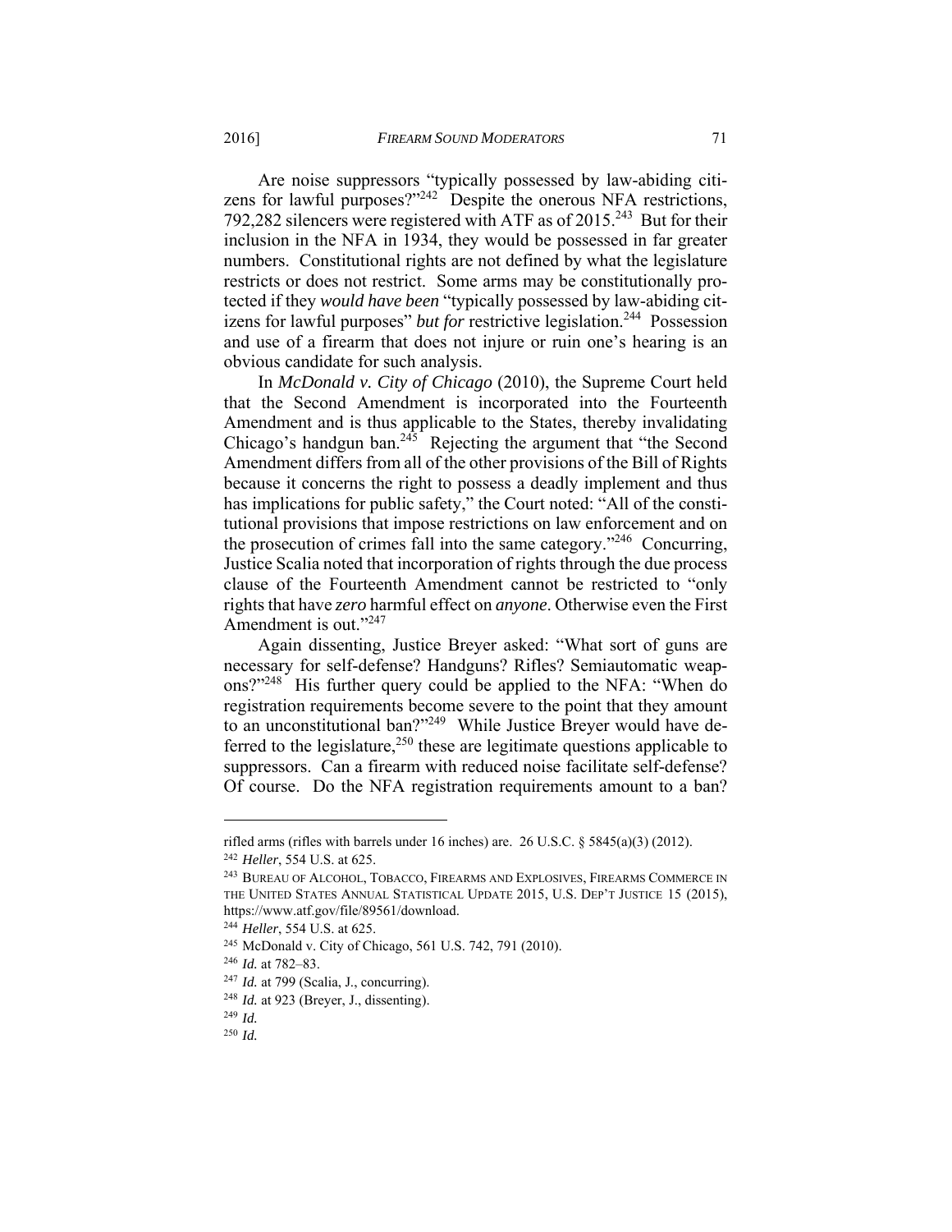Are noise suppressors "typically possessed by law-abiding citizens for lawful purposes?"[242] Despite the onerous NFA restrictions, 792,282 silencers were registered with ATF as of 2015.[243] But for their inclusion in the NFA in 1934, they would be possessed in far greater numbers. Constitutional rights are not defined by what the legislature restricts or does not restrict. Some arms may be constitutionally protected if they *would have been* "typically possessed by law-abiding citizens for lawful purposes" *but for* restrictive legislation.[244] Possession and use of a firearm that does not injure or ruin one's hearing is an obvious candidate for such analysis.

In *McDonald v. City of Chicago* (2010), the Supreme Court held that the Second Amendment is incorporated into the Fourteenth Amendment and is thus applicable to the States, thereby invalidating Chicago's handgun ban.[245] Rejecting the argument that "the Second Amendment differs from all of the other provisions of the Bill of Rights because it concerns the right to possess a deadly implement and thus has implications for public safety," the Court noted: "All of the constitutional provisions that impose restrictions on law enforcement and on the prosecution of crimes fall into the same category."[246] Concurring, Justice Scalia noted that incorporation of rights through the due process clause of the Fourteenth Amendment cannot be restricted to "only rights that have *zero* harmful effect on *anyone*. Otherwise even the First Amendment is out."[247]

Again dissenting, Justice Breyer asked: "What sort of guns are necessary for self-defense? Handguns? Rifles? Semiautomatic weapons?"[248] His further query could be applied to the NFA: "When do registration requirements become severe to the point that they amount to an unconstitutional ban?"[249] While Justice Breyer would have deferred to the legislature,[250] these are legitimate questions applicable to suppressors. Can a firearm with reduced noise facilitate self-defense? Of course. Do the NFA registration requirements amount to a ban?

---

rifled arms (rifles with barrels under 16 inches) are. 26 U.S.C. § 5845(a)(3) (2012).

[242] *Heller*, 554 U.S. at 625.

[243] Bureau of Alcohol, Tobacco, Firearms and Explosives, Firearms Commerce in the United States Annual Statistical Update 2015, U.S. Dep't Justice 15 (2015), https://www.atf.gov/file/89561/download.

[244] *Heller*, 554 U.S. at 625.

[245] McDonald v. City of Chicago, 561 U.S. 742, 791 (2010).

[246] *Id.* at 782–83.

[247] *Id.* at 799 (Scalia, J., concurring).

[248] *Id.* at 923 (Breyer, J., dissenting).

[249] *Id.*

[250] *Id.*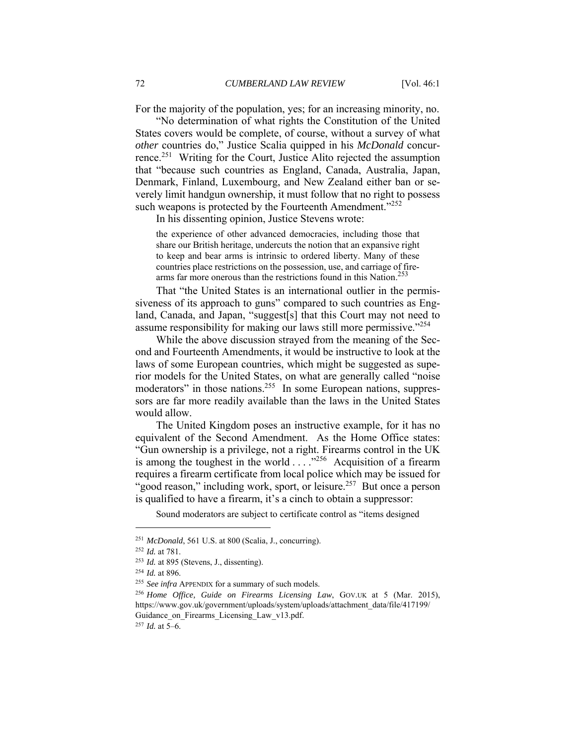For the majority of the population, yes; for an increasing minority, no.

"No determination of what rights the Constitution of the United States covers would be complete, of course, without a survey of what *other* countries do," Justice Scalia quipped in his *McDonald* concurrence.[251] Writing for the Court, Justice Alito rejected the assumption that "because such countries as England, Canada, Australia, Japan, Denmark, Finland, Luxembourg, and New Zealand either ban or severely limit handgun ownership, it must follow that no right to possess such weapons is protected by the Fourteenth Amendment."[252]

In his dissenting opinion, Justice Stevens wrote:

> the experience of other advanced democracies, including those that share our British heritage, undercuts the notion that an expansive right to keep and bear arms is intrinsic to ordered liberty. Many of these countries place restrictions on the possession, use, and carriage of firearms far more onerous than the restrictions found in this Nation.[253]

That "the United States is an international outlier in the permissiveness of its approach to guns" compared to such countries as England, Canada, and Japan, "suggest[s] that this Court may not need to assume responsibility for making our laws still more permissive."[254]

While the above discussion strayed from the meaning of the Second and Fourteenth Amendments, it would be instructive to look at the laws of some European countries, which might be suggested as superior models for the United States, on what are generally called "noise moderators" in those nations.[255] In some European nations, suppressors are far more readily available than the laws in the United States would allow.

The United Kingdom poses an instructive example, for it has no equivalent of the Second Amendment. As the Home Office states: "Gun ownership is a privilege, not a right. Firearms control in the UK is among the toughest in the world . . . ."[256] Acquisition of a firearm requires a firearm certificate from local police which may be issued for "good reason," including work, sport, or leisure.[257] But once a person is qualified to have a firearm, it's a cinch to obtain a suppressor:

> Sound moderators are subject to certificate control as "items designed

---

[251] *McDonald*, 561 U.S. at 800 (Scalia, J., concurring).

[252] *Id.* at 781.

[253] *Id.* at 895 (Stevens, J., dissenting).

[254] *Id.* at 896.

[255] *See infra* APPENDIX for a summary of such models.

[256] *Home Office, Guide on Firearms Licensing Law*, GOV.UK at 5 (Mar. 2015), https://www.gov.uk/government/uploads/system/uploads/attachment_data/file/417199/Guidance_on_Firearms_Licensing_Law_v13.pdf.

[257] *Id.* at 5–6.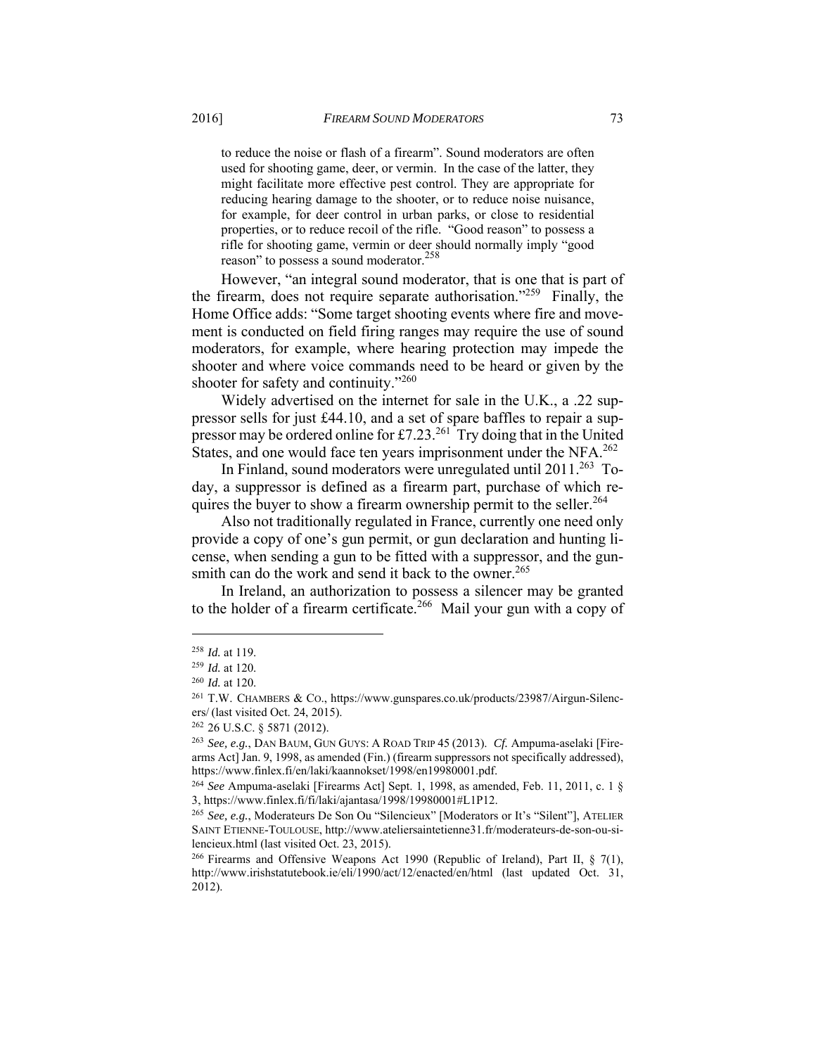to reduce the noise or flash of a firearm". Sound moderators are often used for shooting game, deer, or vermin. In the case of the latter, they might facilitate more effective pest control. They are appropriate for reducing hearing damage to the shooter, or to reduce noise nuisance, for example, for deer control in urban parks, or close to residential properties, or to reduce recoil of the rifle. "Good reason" to possess a rifle for shooting game, vermin or deer should normally imply "good reason" to possess a sound moderator.[258]

However, "an integral sound moderator, that is one that is part of the firearm, does not require separate authorisation."[259] Finally, the Home Office adds: "Some target shooting events where fire and movement is conducted on field firing ranges may require the use of sound moderators, for example, where hearing protection may impede the shooter and where voice commands need to be heard or given by the shooter for safety and continuity."[260]

Widely advertised on the internet for sale in the U.K., a .22 suppressor sells for just £44.10, and a set of spare baffles to repair a suppressor may be ordered online for £7.23.[261] Try doing that in the United States, and one would face ten years imprisonment under the NFA.[262]

In Finland, sound moderators were unregulated until 2011.[263] Today, a suppressor is defined as a firearm part, purchase of which requires the buyer to show a firearm ownership permit to the seller.[264]

Also not traditionally regulated in France, currently one need only provide a copy of one's gun permit, or gun declaration and hunting license, when sending a gun to be fitted with a suppressor, and the gunsmith can do the work and send it back to the owner.[265]

In Ireland, an authorization to possess a silencer may be granted to the holder of a firearm certificate.[266] Mail your gun with a copy of

---

[258] *Id.* at 119.

[259] *Id.* at 120.

[260] *Id.* at 120.

[261] T.W. CHAMBERS & CO., https://www.gunspares.co.uk/products/23987/Airgun-Silencers/ (last visited Oct. 24, 2015).

[262] 26 U.S.C. § 5871 (2012).

[263] *See, e.g.*, DAN BAUM, GUN GUYS: A ROAD TRIP 45 (2013). *Cf.* Ampuma-aselaki [Firearms Act] Jan. 9, 1998, as amended (Fin.) (firearm suppressors not specifically addressed), https://www.finlex.fi/en/laki/kaannokset/1998/en19980001.pdf.

[264] *See* Ampuma-aselaki [Firearms Act] Sept. 1, 1998, as amended, Feb. 11, 2011, c. 1 § 3, https://www.finlex.fi/fi/laki/ajantasa/1998/19980001#L1P12.

[265] *See, e.g.*, Moderateurs De Son Ou "Silencieux" [Moderators or It's "Silent"], ATELIER SAINT ETIENNE-TOULOUSE, http://www.ateliersaintetienne31.fr/moderateurs-de-son-ou-silencieux.html (last visited Oct. 23, 2015).

[266] Firearms and Offensive Weapons Act 1990 (Republic of Ireland), Part II, § 7(1), http://www.irishstatutebook.ie/eli/1990/act/12/enacted/en/html (last updated Oct. 31, 2012).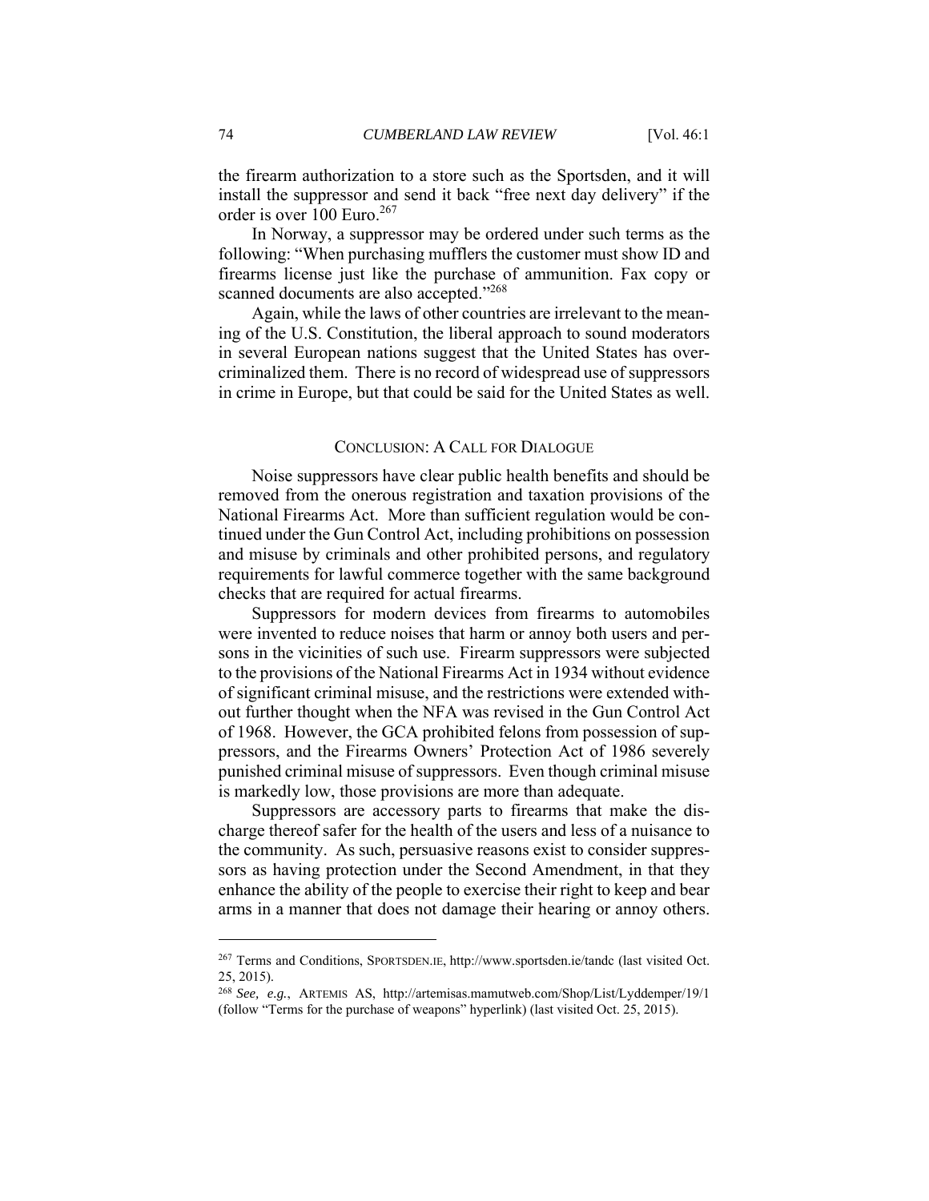the firearm authorization to a store such as the Sportsden, and it will install the suppressor and send it back "free next day delivery" if the order is over 100 Euro.[267]

In Norway, a suppressor may be ordered under such terms as the following: "When purchasing mufflers the customer must show ID and firearms license just like the purchase of ammunition. Fax copy or scanned documents are also accepted."[268]

Again, while the laws of other countries are irrelevant to the meaning of the U.S. Constitution, the liberal approach to sound moderators in several European nations suggest that the United States has over-criminalized them. There is no record of widespread use of suppressors in crime in Europe, but that could be said for the United States as well.

## CONCLUSION: A CALL FOR DIALOGUE

Noise suppressors have clear public health benefits and should be removed from the onerous registration and taxation provisions of the National Firearms Act. More than sufficient regulation would be continued under the Gun Control Act, including prohibitions on possession and misuse by criminals and other prohibited persons, and regulatory requirements for lawful commerce together with the same background checks that are required for actual firearms.

Suppressors for modern devices from firearms to automobiles were invented to reduce noises that harm or annoy both users and persons in the vicinities of such use. Firearm suppressors were subjected to the provisions of the National Firearms Act in 1934 without evidence of significant criminal misuse, and the restrictions were extended without further thought when the NFA was revised in the Gun Control Act of 1968. However, the GCA prohibited felons from possession of suppressors, and the Firearms Owners' Protection Act of 1986 severely punished criminal misuse of suppressors. Even though criminal misuse is markedly low, those provisions are more than adequate.

Suppressors are accessory parts to firearms that make the discharge thereof safer for the health of the users and less of a nuisance to the community. As such, persuasive reasons exist to consider suppressors as having protection under the Second Amendment, in that they enhance the ability of the people to exercise their right to keep and bear arms in a manner that does not damage their hearing or annoy others.

---

[267] Terms and Conditions, SPORTSDEN.IE, http://www.sportsden.ie/tandc (last visited Oct. 25, 2015).

[268] *See, e.g.*, ARTEMIS AS, http://artemisas.mamutweb.com/Shop/List/Lyddemper/19/1 (follow "Terms for the purchase of weapons" hyperlink) (last visited Oct. 25, 2015).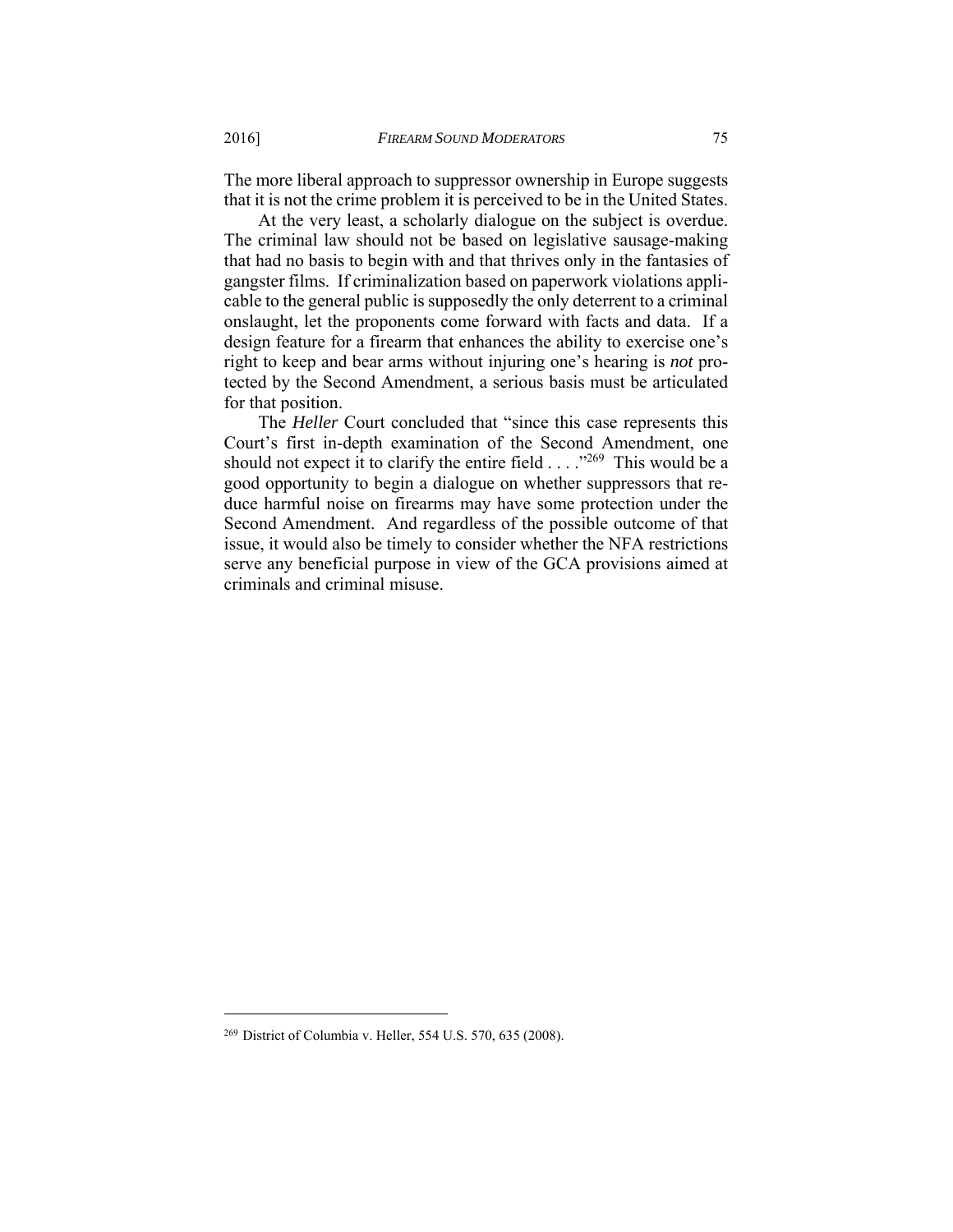The more liberal approach to suppressor ownership in Europe suggests that it is not the crime problem it is perceived to be in the United States.

At the very least, a scholarly dialogue on the subject is overdue. The criminal law should not be based on legislative sausage-making that had no basis to begin with and that thrives only in the fantasies of gangster films. If criminalization based on paperwork violations applicable to the general public is supposedly the only deterrent to a criminal onslaught, let the proponents come forward with facts and data. If a design feature for a firearm that enhances the ability to exercise one's right to keep and bear arms without injuring one's hearing is *not* protected by the Second Amendment, a serious basis must be articulated for that position.

The *Heller* Court concluded that "since this case represents this Court's first in-depth examination of the Second Amendment, one should not expect it to clarify the entire field . . . ."[269] This would be a good opportunity to begin a dialogue on whether suppressors that reduce harmful noise on firearms may have some protection under the Second Amendment. And regardless of the possible outcome of that issue, it would also be timely to consider whether the NFA restrictions serve any beneficial purpose in view of the GCA provisions aimed at criminals and criminal misuse.

---

[269] District of Columbia v. Heller, 554 U.S. 570, 635 (2008).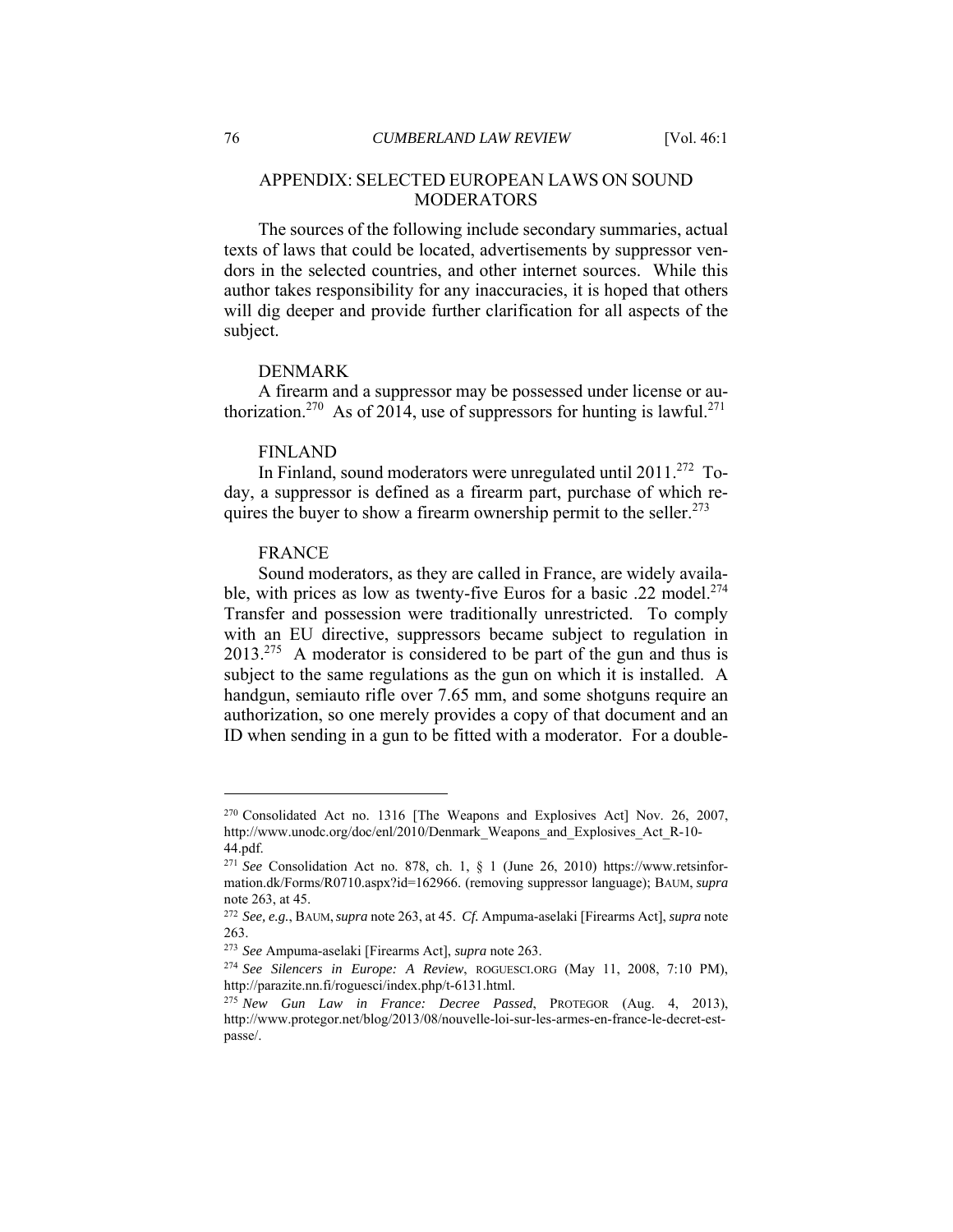## APPENDIX: SELECTED EUROPEAN LAWS ON SOUND MODERATORS

The sources of the following include secondary summaries, actual texts of laws that could be located, advertisements by suppressor vendors in the selected countries, and other internet sources. While this author takes responsibility for any inaccuracies, it is hoped that others will dig deeper and provide further clarification for all aspects of the subject.

### DENMARK

A firearm and a suppressor may be possessed under license or authorization.[270] As of 2014, use of suppressors for hunting is lawful.[271]

### FINLAND

In Finland, sound moderators were unregulated until 2011.[272] Today, a suppressor is defined as a firearm part, purchase of which requires the buyer to show a firearm ownership permit to the seller.[273]

### FRANCE

Sound moderators, as they are called in France, are widely available, with prices as low as twenty-five Euros for a basic .22 model.[274] Transfer and possession were traditionally unrestricted. To comply with an EU directive, suppressors became subject to regulation in 2013.[275] A moderator is considered to be part of the gun and thus is subject to the same regulations as the gun on which it is installed. A handgun, semiauto rifle over 7.65 mm, and some shotguns require an authorization, so one merely provides a copy of that document and an ID when sending in a gun to be fitted with a moderator. For a double-

---

[270] Consolidated Act no. 1316 [The Weapons and Explosives Act] Nov. 26, 2007, http://www.unodc.org/doc/enl/2010/Denmark_Weapons_and_Explosives_Act_R-10-44.pdf.

[271] *See* Consolidation Act no. 878, ch. 1, § 1 (June 26, 2010) https://www.retsinformation.dk/Forms/R0710.aspx?id=162966. (removing suppressor language); BAUM, *supra* note 263, at 45.

[272] *See, e.g.*, BAUM, *supra* note 263, at 45. *Cf.* Ampuma-aselaki [Firearms Act], *supra* note 263.

[273] *See* Ampuma-aselaki [Firearms Act], *supra* note 263.

[274] *See Silencers in Europe: A Review*, ROGUESCI.ORG (May 11, 2008, 7:10 PM), http://parazite.nn.fi/roguesci/index.php/t-6131.html.

[275] *New Gun Law in France: Decree Passed*, PROTEGOR (Aug. 4, 2013), http://www.protegor.net/blog/2013/08/nouvelle-loi-sur-les-armes-en-france-le-decret-est-passe/.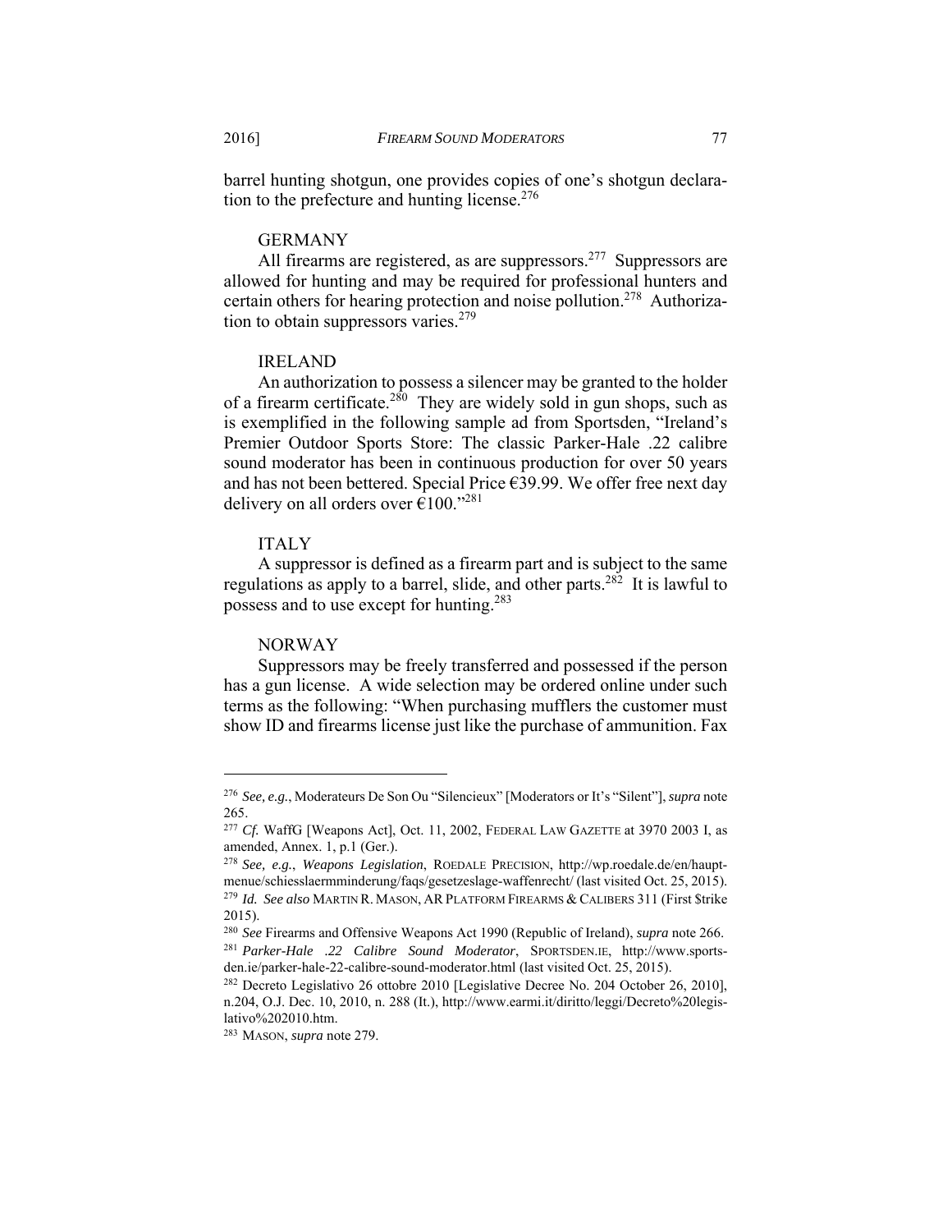barrel hunting shotgun, one provides copies of one's shotgun declaration to the prefecture and hunting license.[276]

### GERMANY

All firearms are registered, as are suppressors.[277] Suppressors are allowed for hunting and may be required for professional hunters and certain others for hearing protection and noise pollution.[278] Authorization to obtain suppressors varies.[279]

### IRELAND

An authorization to possess a silencer may be granted to the holder of a firearm certificate.[280] They are widely sold in gun shops, such as is exemplified in the following sample ad from Sportsden, "Ireland's Premier Outdoor Sports Store: The classic Parker-Hale .22 calibre sound moderator has been in continuous production for over 50 years and has not been bettered. Special Price €39.99. We offer free next day delivery on all orders over €100."[281]

### ITALY

A suppressor is defined as a firearm part and is subject to the same regulations as apply to a barrel, slide, and other parts.[282] It is lawful to possess and to use except for hunting.[283]

### NORWAY

Suppressors may be freely transferred and possessed if the person has a gun license. A wide selection may be ordered online under such terms as the following: "When purchasing mufflers the customer must show ID and firearms license just like the purchase of ammunition. Fax

---

[276] *See, e.g.*, Moderateurs De Son Ou "Silencieux" [Moderators or It's "Silent"], *supra* note 265.

[277] *Cf.* WaffG [Weapons Act], Oct. 11, 2002, FEDERAL LAW GAZETTE at 3970 2003 I, as amended, Annex. 1, p.1 (Ger.).

[278] *See, e.g.*, *Weapons Legislation*, ROEDALE PRECISION, http://wp.roedale.de/en/hauptmenue/schiesslaermminderung/faqs/gesetzeslage-waffenrecht/ (last visited Oct. 25, 2015).

[279] *Id. See also* MARTIN R. MASON, AR PLATFORM FIREARMS & CALIBERS 311 (First $trike 2015).

[280] *See* Firearms and Offensive Weapons Act 1990 (Republic of Ireland), *supra* note 266.

[281] *Parker-Hale .22 Calibre Sound Moderator*, SPORTSDEN.IE, http://www.sportsden.ie/parker-hale-22-calibre-sound-moderator.html (last visited Oct. 25, 2015).

[282] Decreto Legislativo 26 ottobre 2010 [Legislative Decree No. 204 October 26, 2010], n.204, O.J. Dec. 10, 2010, n. 288 (It.), http://www.earmi.it/diritto/leggi/Decreto%20legislativo%202010.htm.

[283] MASON, *supra* note 279.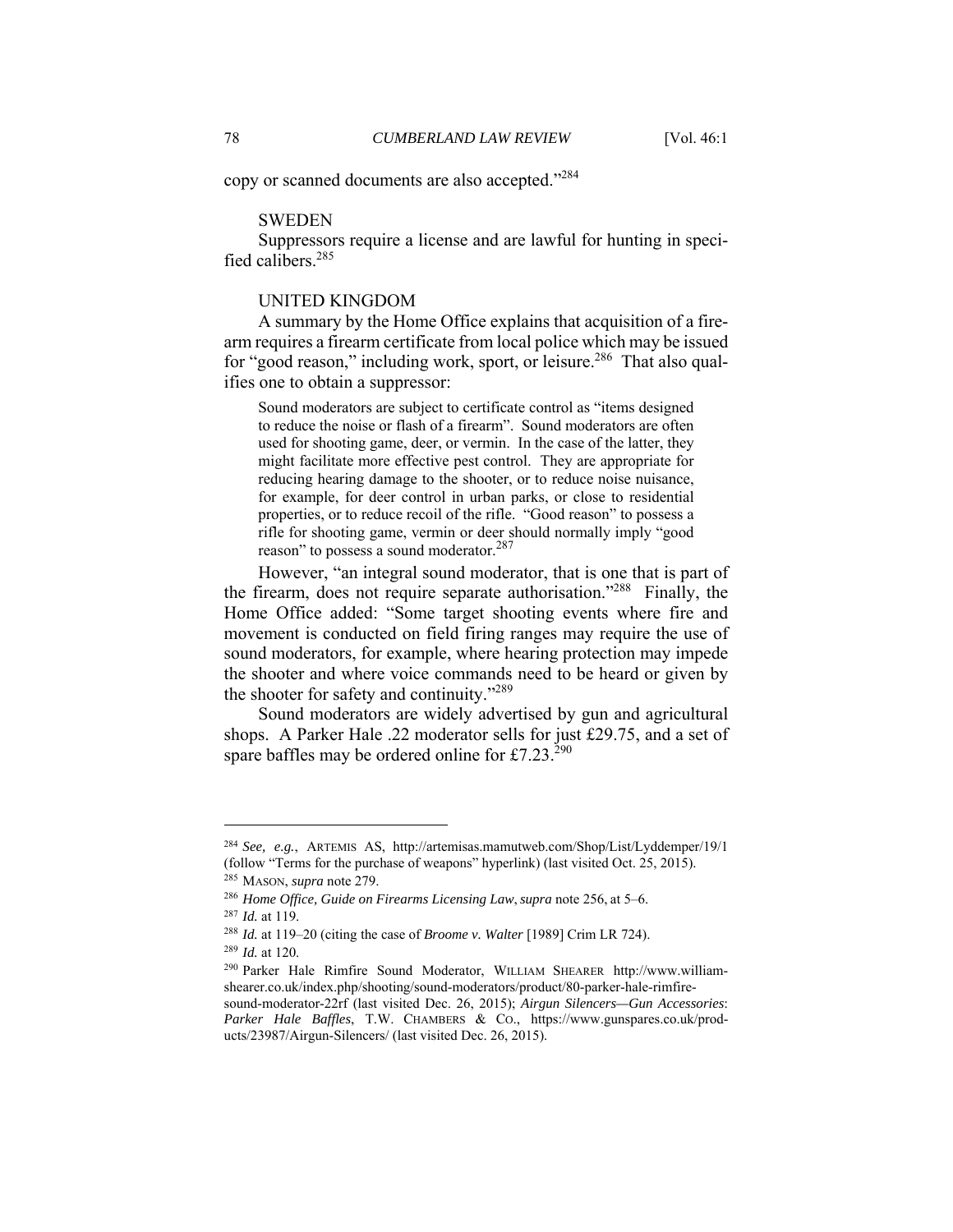copy or scanned documents are also accepted."[284]

### SWEDEN

Suppressors require a license and are lawful for hunting in specified calibers.[285]

### UNITED KINGDOM

A summary by the Home Office explains that acquisition of a firearm requires a firearm certificate from local police which may be issued for "good reason," including work, sport, or leisure.[286] That also qualifies one to obtain a suppressor:

> Sound moderators are subject to certificate control as "items designed to reduce the noise or flash of a firearm". Sound moderators are often used for shooting game, deer, or vermin. In the case of the latter, they might facilitate more effective pest control. They are appropriate for reducing hearing damage to the shooter, or to reduce noise nuisance, for example, for deer control in urban parks, or close to residential properties, or to reduce recoil of the rifle. "Good reason" to possess a rifle for shooting game, vermin or deer should normally imply "good reason" to possess a sound moderator.[287]

However, "an integral sound moderator, that is one that is part of the firearm, does not require separate authorisation."[288] Finally, the Home Office added: "Some target shooting events where fire and movement is conducted on field firing ranges may require the use of sound moderators, for example, where hearing protection may impede the shooter and where voice commands need to be heard or given by the shooter for safety and continuity."[289]

Sound moderators are widely advertised by gun and agricultural shops. A Parker Hale .22 moderator sells for just £29.75, and a set of spare baffles may be ordered online for £7.23.[290]

---

[284] *See, e.g.*, ARTEMIS AS, http://artemisas.mamutweb.com/Shop/List/Lyddemper/19/1 (follow "Terms for the purchase of weapons" hyperlink) (last visited Oct. 25, 2015).

[285] MASON, *supra* note 279.

[286] *Home Office, Guide on Firearms Licensing Law*, *supra* note 256, at 5–6.

[287] *Id.* at 119.

[288] *Id.* at 119–20 (citing the case of *Broome v. Walter* [1989] Crim LR 724).

[289] *Id.* at 120.

[290] Parker Hale Rimfire Sound Moderator, WILLIAM SHEARER http://www.william-shearer.co.uk/index.php/shooting/sound-moderators/product/80-parker-hale-rimfire-sound-moderator-22rf (last visited Dec. 26, 2015); *Airgun Silencers—Gun Accessories*: *Parker Hale Baffles*, T.W. CHAMBERS & CO., https://www.gunspares.co.uk/products/23987/Airgun-Silencers/ (last visited Dec. 26, 2015).